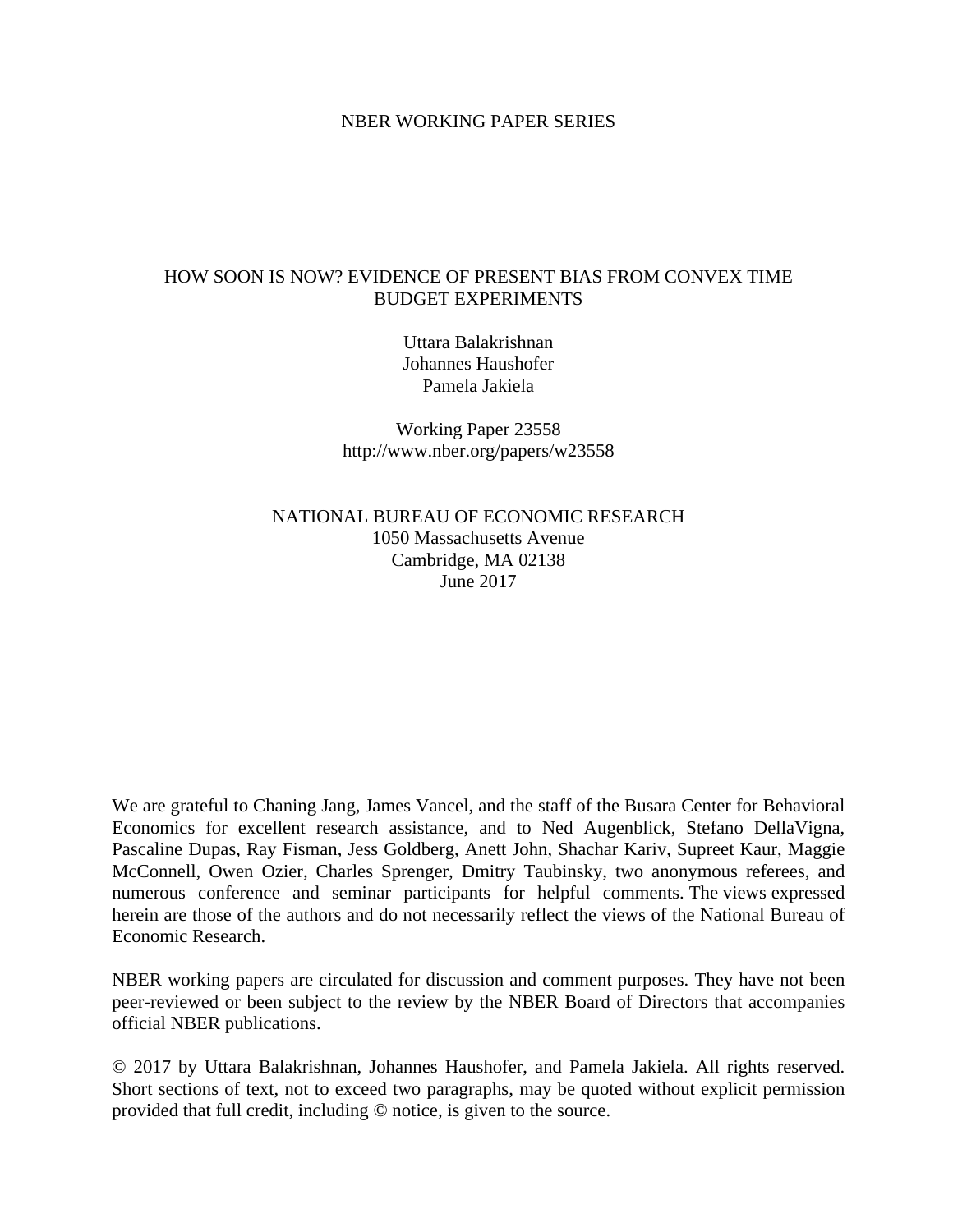NBER WORKING PAPER SERIES

# HOW SOON IS NOW? EVIDENCE OF PRESENT BIAS FROM CONVEX TIME BUDGET EXPERIMENTS

Uttara Balakrishnan
Johannes Haushofer
Pamela Jakiela

Working Paper 23558
http://www.nber.org/papers/w23558

NATIONAL BUREAU OF ECONOMIC RESEARCH
1050 Massachusetts Avenue
Cambridge, MA 02138
June 2017

We are grateful to Chaning Jang, James Vancel, and the staff of the Busara Center for Behavioral Economics for excellent research assistance, and to Ned Augenblick, Stefano DellaVigna, Pascaline Dupas, Ray Fisman, Jess Goldberg, Anett John, Shachar Kariv, Supreet Kaur, Maggie McConnell, Owen Ozier, Charles Sprenger, Dmitry Taubinsky, two anonymous referees, and numerous conference and seminar participants for helpful comments. The views expressed herein are those of the authors and do not necessarily reflect the views of the National Bureau of Economic Research.

NBER working papers are circulated for discussion and comment purposes. They have not been peer-reviewed or been subject to the review by the NBER Board of Directors that accompanies official NBER publications.

© 2017 by Uttara Balakrishnan, Johannes Haushofer, and Pamela Jakiela. All rights reserved. Short sections of text, not to exceed two paragraphs, may be quoted without explicit permission provided that full credit, including © notice, is given to the source.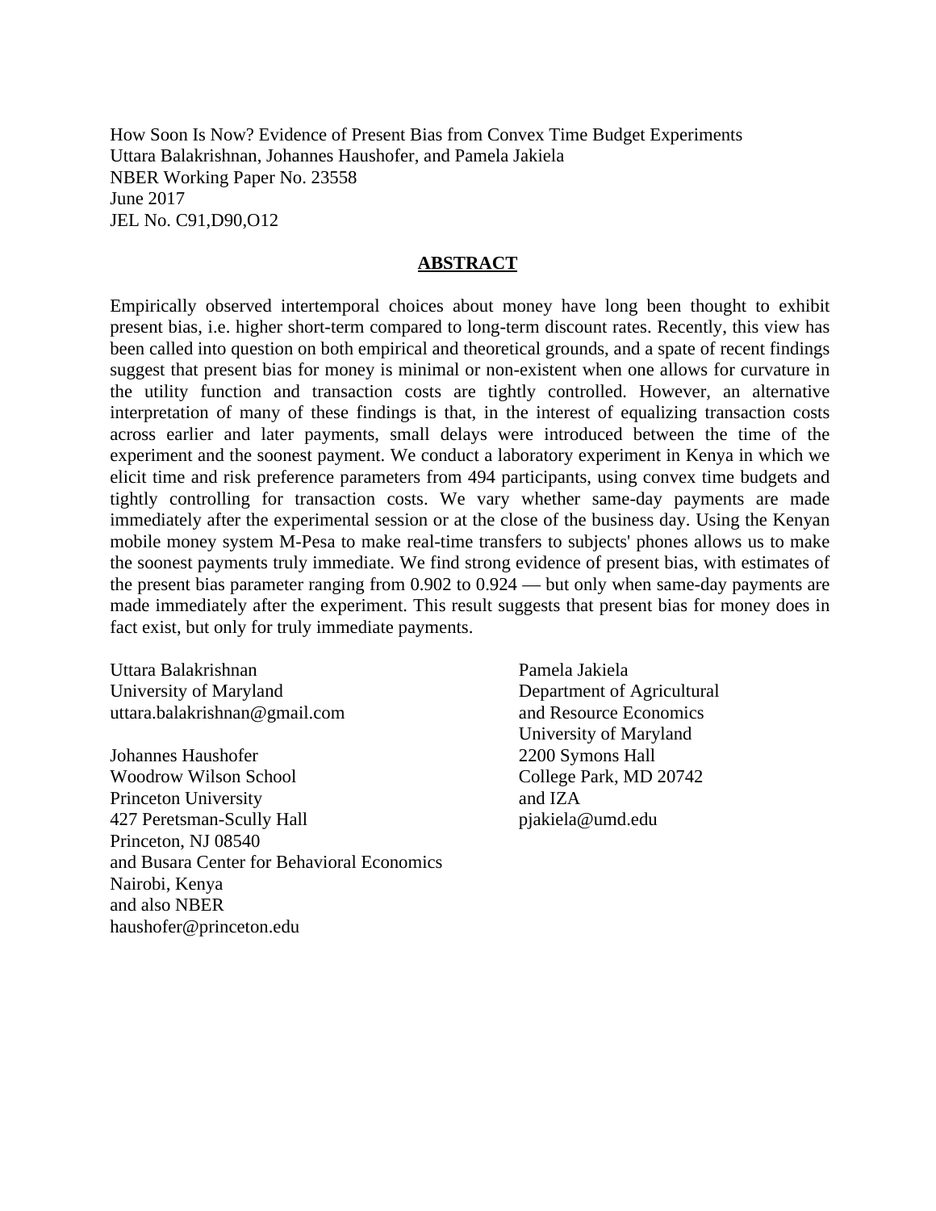How Soon Is Now? Evidence of Present Bias from Convex Time Budget Experiments
Uttara Balakrishnan, Johannes Haushofer, and Pamela Jakiela
NBER Working Paper No. 23558
June 2017
JEL No. C91,D90,O12

## ABSTRACT

Empirically observed intertemporal choices about money have long been thought to exhibit present bias, i.e. higher short-term compared to long-term discount rates. Recently, this view has been called into question on both empirical and theoretical grounds, and a spate of recent findings suggest that present bias for money is minimal or non-existent when one allows for curvature in the utility function and transaction costs are tightly controlled. However, an alternative interpretation of many of these findings is that, in the interest of equalizing transaction costs across earlier and later payments, small delays were introduced between the time of the experiment and the soonest payment. We conduct a laboratory experiment in Kenya in which we elicit time and risk preference parameters from 494 participants, using convex time budgets and tightly controlling for transaction costs. We vary whether same-day payments are made immediately after the experimental session or at the close of the business day. Using the Kenyan mobile money system M-Pesa to make real-time transfers to subjects' phones allows us to make the soonest payments truly immediate. We find strong evidence of present bias, with estimates of the present bias parameter ranging from 0.902 to 0.924 — but only when same-day payments are made immediately after the experiment. This result suggests that present bias for money does in fact exist, but only for truly immediate payments.

Uttara Balakrishnan
University of Maryland
uttara.balakrishnan@gmail.com

Johannes Haushofer
Woodrow Wilson School
Princeton University
427 Peretsman-Scully Hall
Princeton, NJ 08540
and Busara Center for Behavioral Economics
Nairobi, Kenya
and also NBER
haushofer@princeton.edu

Pamela Jakiela
Department of Agricultural
and Resource Economics
University of Maryland
2200 Symons Hall
College Park, MD 20742
and IZA
pjakiela@umd.edu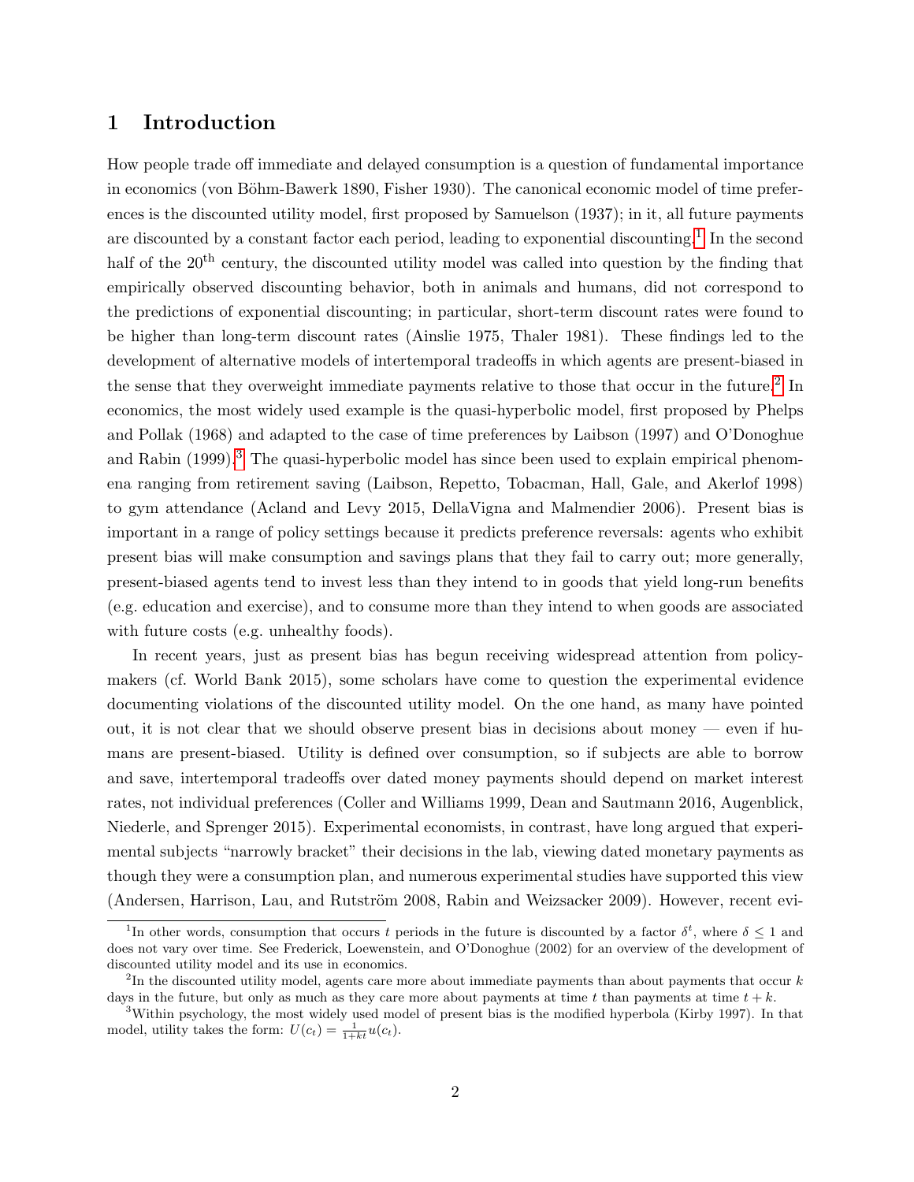# 1 Introduction

How people trade off immediate and delayed consumption is a question of fundamental importance in economics (von Böhm-Bawerk 1890, Fisher 1930). The canonical economic model of time preferences is the discounted utility model, first proposed by Samuelson (1937); in it, all future payments are discounted by a constant factor each period, leading to exponential discounting.[1] In the second half of the 20th century, the discounted utility model was called into question by the finding that empirically observed discounting behavior, both in animals and humans, did not correspond to the predictions of exponential discounting; in particular, short-term discount rates were found to be higher than long-term discount rates (Ainslie 1975, Thaler 1981). These findings led to the development of alternative models of intertemporal tradeoffs in which agents are present-biased in the sense that they overweight immediate payments relative to those that occur in the future.[2] In economics, the most widely used example is the quasi-hyperbolic model, first proposed by Phelps and Pollak (1968) and adapted to the case of time preferences by Laibson (1997) and O'Donoghue and Rabin (1999).[3] The quasi-hyperbolic model has since been used to explain empirical phenomena ranging from retirement saving (Laibson, Repetto, Tobacman, Hall, Gale, and Akerlof 1998) to gym attendance (Acland and Levy 2015, DellaVigna and Malmendier 2006). Present bias is important in a range of policy settings because it predicts preference reversals: agents who exhibit present bias will make consumption and savings plans that they fail to carry out; more generally, present-biased agents tend to invest less than they intend to in goods that yield long-run benefits (e.g. education and exercise), and to consume more than they intend to when goods are associated with future costs (e.g. unhealthy foods).

In recent years, just as present bias has begun receiving widespread attention from policymakers (cf. World Bank 2015), some scholars have come to question the experimental evidence documenting violations of the discounted utility model. On the one hand, as many have pointed out, it is not clear that we should observe present bias in decisions about money — even if humans are present-biased. Utility is defined over consumption, so if subjects are able to borrow and save, intertemporal tradeoffs over dated money payments should depend on market interest rates, not individual preferences (Coller and Williams 1999, Dean and Sautmann 2016, Augenblick, Niederle, and Sprenger 2015). Experimental economists, in contrast, have long argued that experimental subjects "narrowly bracket" their decisions in the lab, viewing dated monetary payments as though they were a consumption plan, and numerous experimental studies have supported this view (Andersen, Harrison, Lau, and Rutström 2008, Rabin and Weizsacker 2009). However, recent evi-

[1] In other words, consumption that occurs $t$ periods in the future is discounted by a factor $\delta^t$, where $\delta \leq 1$ and does not vary over time. See Frederick, Loewenstein, and O'Donoghue (2002) for an overview of the development of discounted utility model and its use in economics.

[2] In the discounted utility model, agents care more about immediate payments than about payments that occur $k$ days in the future, but only as much as they care more about payments at time $t$ than payments at time $t+k$.

[3] Within psychology, the most widely used model of present bias is the modified hyperbola (Kirby 1997). In that model, utility takes the form: $U(c_t) = \frac{1}{1+kt}u(c_t)$.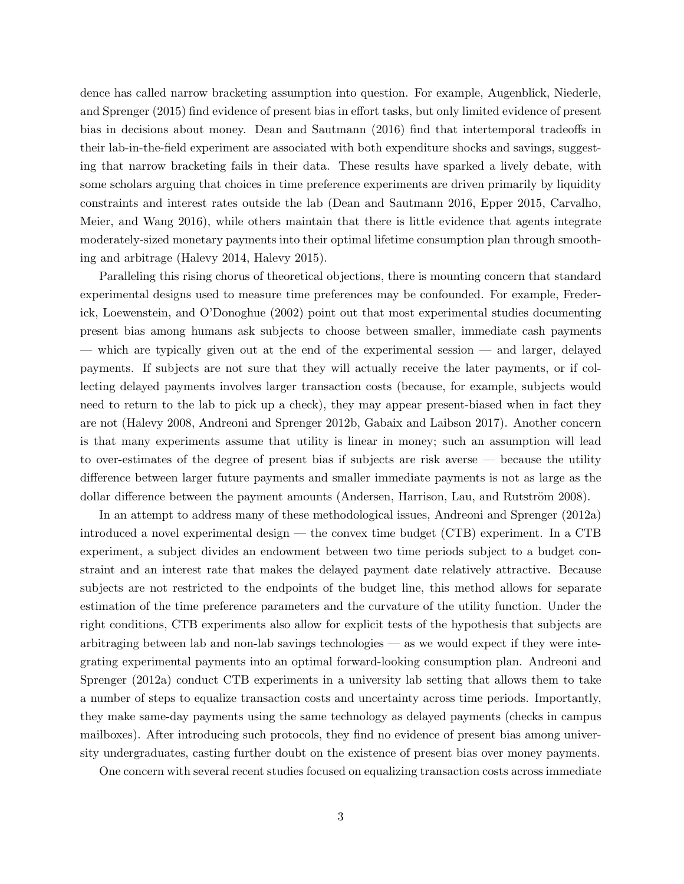dence has called narrow bracketing assumption into question. For example, Augenblick, Niederle, and Sprenger (2015) find evidence of present bias in effort tasks, but only limited evidence of present bias in decisions about money. Dean and Sautmann (2016) find that intertemporal tradeoffs in their lab-in-the-field experiment are associated with both expenditure shocks and savings, suggesting that narrow bracketing fails in their data. These results have sparked a lively debate, with some scholars arguing that choices in time preference experiments are driven primarily by liquidity constraints and interest rates outside the lab (Dean and Sautmann 2016, Epper 2015, Carvalho, Meier, and Wang 2016), while others maintain that there is little evidence that agents integrate moderately-sized monetary payments into their optimal lifetime consumption plan through smoothing and arbitrage (Halevy 2014, Halevy 2015).

Paralleling this rising chorus of theoretical objections, there is mounting concern that standard experimental designs used to measure time preferences may be confounded. For example, Frederick, Loewenstein, and O'Donoghue (2002) point out that most experimental studies documenting present bias among humans ask subjects to choose between smaller, immediate cash payments — which are typically given out at the end of the experimental session — and larger, delayed payments. If subjects are not sure that they will actually receive the later payments, or if collecting delayed payments involves larger transaction costs (because, for example, subjects would need to return to the lab to pick up a check), they may appear present-biased when in fact they are not (Halevy 2008, Andreoni and Sprenger 2012b, Gabaix and Laibson 2017). Another concern is that many experiments assume that utility is linear in money; such an assumption will lead to over-estimates of the degree of present bias if subjects are risk averse — because the utility difference between larger future payments and smaller immediate payments is not as large as the dollar difference between the payment amounts (Andersen, Harrison, Lau, and Rutström 2008).

In an attempt to address many of these methodological issues, Andreoni and Sprenger (2012a) introduced a novel experimental design — the convex time budget (CTB) experiment. In a CTB experiment, a subject divides an endowment between two time periods subject to a budget constraint and an interest rate that makes the delayed payment date relatively attractive. Because subjects are not restricted to the endpoints of the budget line, this method allows for separate estimation of the time preference parameters and the curvature of the utility function. Under the right conditions, CTB experiments also allow for explicit tests of the hypothesis that subjects are arbitraging between lab and non-lab savings technologies — as we would expect if they were integrating experimental payments into an optimal forward-looking consumption plan. Andreoni and Sprenger (2012a) conduct CTB experiments in a university lab setting that allows them to take a number of steps to equalize transaction costs and uncertainty across time periods. Importantly, they make same-day payments using the same technology as delayed payments (checks in campus mailboxes). After introducing such protocols, they find no evidence of present bias among university undergraduates, casting further doubt on the existence of present bias over money payments.

One concern with several recent studies focused on equalizing transaction costs across immediate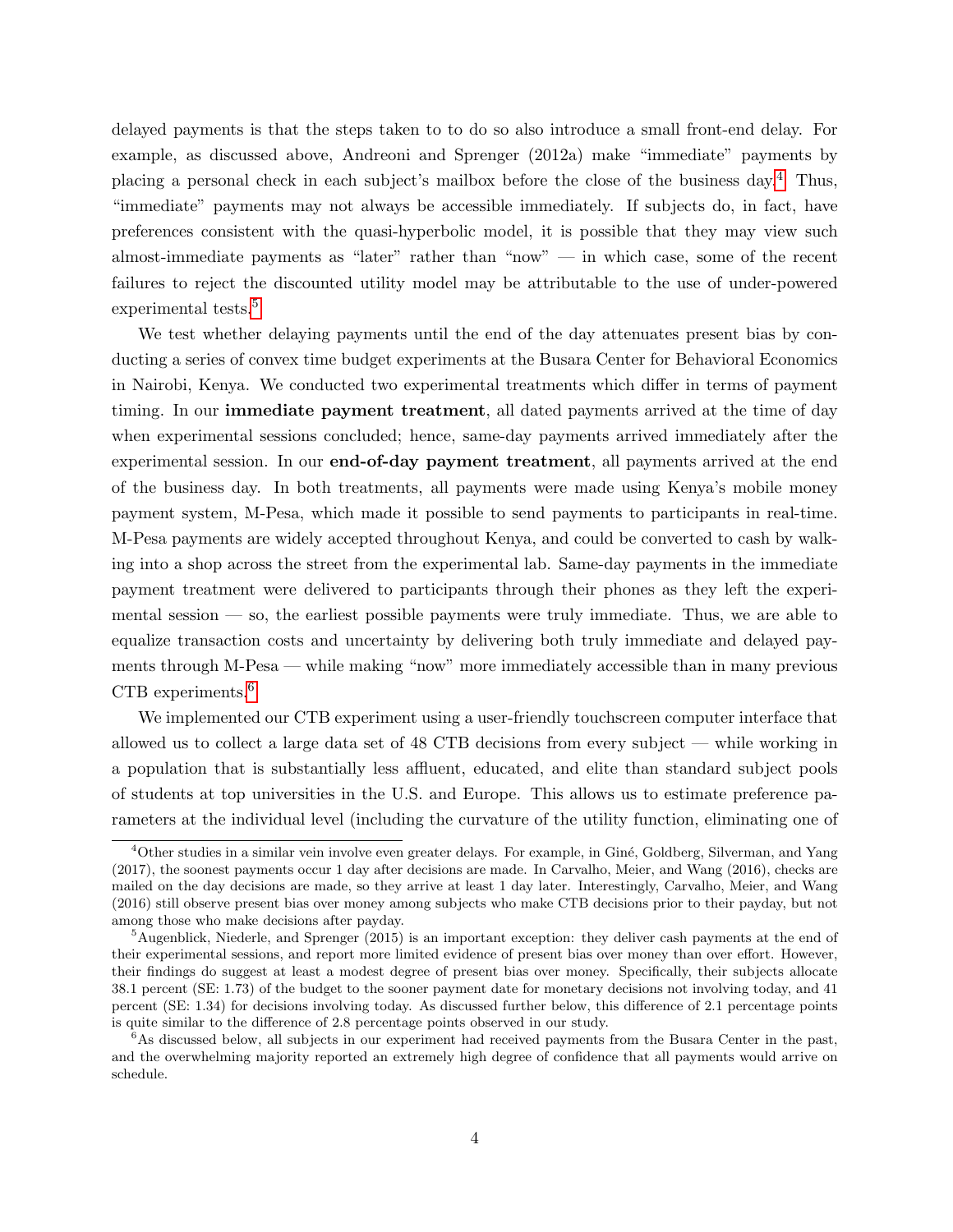delayed payments is that the steps taken to to do so also introduce a small front-end delay. For example, as discussed above, Andreoni and Sprenger (2012a) make "immediate" payments by placing a personal check in each subject's mailbox before the close of the business day.[4] Thus, "immediate" payments may not always be accessible immediately. If subjects do, in fact, have preferences consistent with the quasi-hyperbolic model, it is possible that they may view such almost-immediate payments as "later" rather than "now" — in which case, some of the recent failures to reject the discounted utility model may be attributable to the use of under-powered experimental tests.[5]

We test whether delaying payments until the end of the day attenuates present bias by conducting a series of convex time budget experiments at the Busara Center for Behavioral Economics in Nairobi, Kenya. We conducted two experimental treatments which differ in terms of payment timing. In our **immediate payment treatment**, all dated payments arrived at the time of day when experimental sessions concluded; hence, same-day payments arrived immediately after the experimental session. In our **end-of-day payment treatment**, all payments arrived at the end of the business day. In both treatments, all payments were made using Kenya's mobile money payment system, M-Pesa, which made it possible to send payments to participants in real-time. M-Pesa payments are widely accepted throughout Kenya, and could be converted to cash by walking into a shop across the street from the experimental lab. Same-day payments in the immediate payment treatment were delivered to participants through their phones as they left the experimental session — so, the earliest possible payments were truly immediate. Thus, we are able to equalize transaction costs and uncertainty by delivering both truly immediate and delayed payments through M-Pesa — while making "now" more immediately accessible than in many previous CTB experiments.[6]

We implemented our CTB experiment using a user-friendly touchscreen computer interface that allowed us to collect a large data set of 48 CTB decisions from every subject — while working in a population that is substantially less affluent, educated, and elite than standard subject pools of students at top universities in the U.S. and Europe. This allows us to estimate preference parameters at the individual level (including the curvature of the utility function, eliminating one of

---

[4] Other studies in a similar vein involve even greater delays. For example, in Giné, Goldberg, Silverman, and Yang (2017), the soonest payments occur 1 day after decisions are made. In Carvalho, Meier, and Wang (2016), checks are mailed on the day decisions are made, so they arrive at least 1 day later. Interestingly, Carvalho, Meier, and Wang (2016) still observe present bias over money among subjects who make CTB decisions prior to their payday, but not among those who make decisions after payday.

[5] Augenblick, Niederle, and Sprenger (2015) is an important exception: they deliver cash payments at the end of their experimental sessions, and report more limited evidence of present bias over money than over effort. However, their findings do suggest at least a modest degree of present bias over money. Specifically, their subjects allocate 38.1 percent (SE: 1.73) of the budget to the sooner payment date for monetary decisions not involving today, and 41 percent (SE: 1.34) for decisions involving today. As discussed further below, this difference of 2.1 percentage points is quite similar to the difference of 2.8 percentage points observed in our study.

[6] As discussed below, all subjects in our experiment had received payments from the Busara Center in the past, and the overwhelming majority reported an extremely high degree of confidence that all payments would arrive on schedule.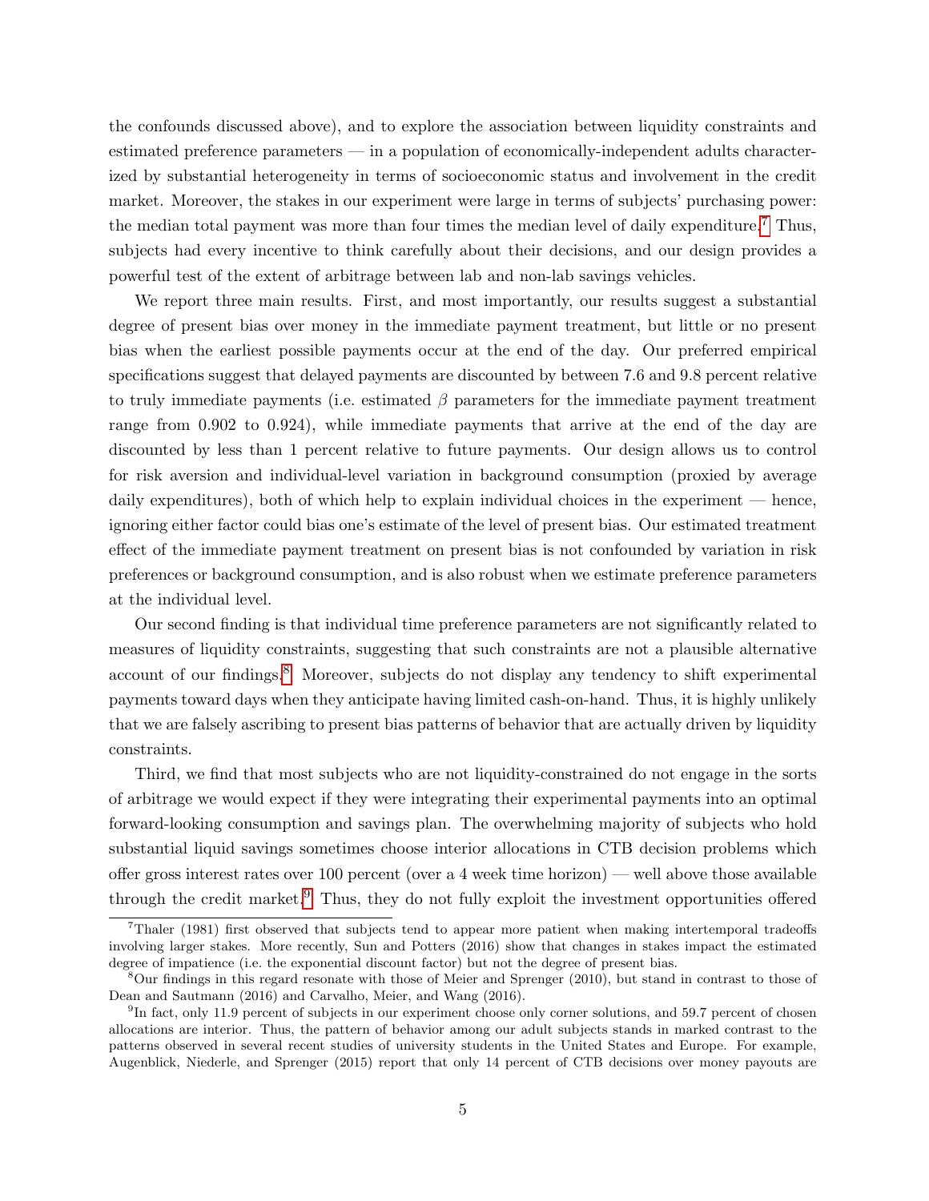the confounds discussed above), and to explore the association between liquidity constraints and estimated preference parameters — in a population of economically-independent adults characterized by substantial heterogeneity in terms of socioeconomic status and involvement in the credit market. Moreover, the stakes in our experiment were large in terms of subjects' purchasing power: the median total payment was more than four times the median level of daily expenditure.[7] Thus, subjects had every incentive to think carefully about their decisions, and our design provides a powerful test of the extent of arbitrage between lab and non-lab savings vehicles.

We report three main results. First, and most importantly, our results suggest a substantial degree of present bias over money in the immediate payment treatment, but little or no present bias when the earliest possible payments occur at the end of the day. Our preferred empirical specifications suggest that delayed payments are discounted by between 7.6 and 9.8 percent relative to truly immediate payments (i.e. estimated $\beta$ parameters for the immediate payment treatment range from 0.902 to 0.924), while immediate payments that arrive at the end of the day are discounted by less than 1 percent relative to future payments. Our design allows us to control for risk aversion and individual-level variation in background consumption (proxied by average daily expenditures), both of which help to explain individual choices in the experiment — hence, ignoring either factor could bias one's estimate of the level of present bias. Our estimated treatment effect of the immediate payment treatment on present bias is not confounded by variation in risk preferences or background consumption, and is also robust when we estimate preference parameters at the individual level.

Our second finding is that individual time preference parameters are not significantly related to measures of liquidity constraints, suggesting that such constraints are not a plausible alternative account of our findings.[8] Moreover, subjects do not display any tendency to shift experimental payments toward days when they anticipate having limited cash-on-hand. Thus, it is highly unlikely that we are falsely ascribing to present bias patterns of behavior that are actually driven by liquidity constraints.

Third, we find that most subjects who are not liquidity-constrained do not engage in the sorts of arbitrage we would expect if they were integrating their experimental payments into an optimal forward-looking consumption and savings plan. The overwhelming majority of subjects who hold substantial liquid savings sometimes choose interior allocations in CTB decision problems which offer gross interest rates over 100 percent (over a 4 week time horizon) — well above those available through the credit market.[9] Thus, they do not fully exploit the investment opportunities offered

[7] Thaler (1981) first observed that subjects tend to appear more patient when making intertemporal tradeoffs involving larger stakes. More recently, Sun and Potters (2016) show that changes in stakes impact the estimated degree of impatience (i.e. the exponential discount factor) but not the degree of present bias.

[8] Our findings in this regard resonate with those of Meier and Sprenger (2010), but stand in contrast to those of Dean and Sautmann (2016) and Carvalho, Meier, and Wang (2016).

[9] In fact, only 11.9 percent of subjects in our experiment choose only corner solutions, and 59.7 percent of chosen allocations are interior. Thus, the pattern of behavior among our adult subjects stands in marked contrast to the patterns observed in several recent studies of university students in the United States and Europe. For example, Augenblick, Niederle, and Sprenger (2015) report that only 14 percent of CTB decisions over money payouts are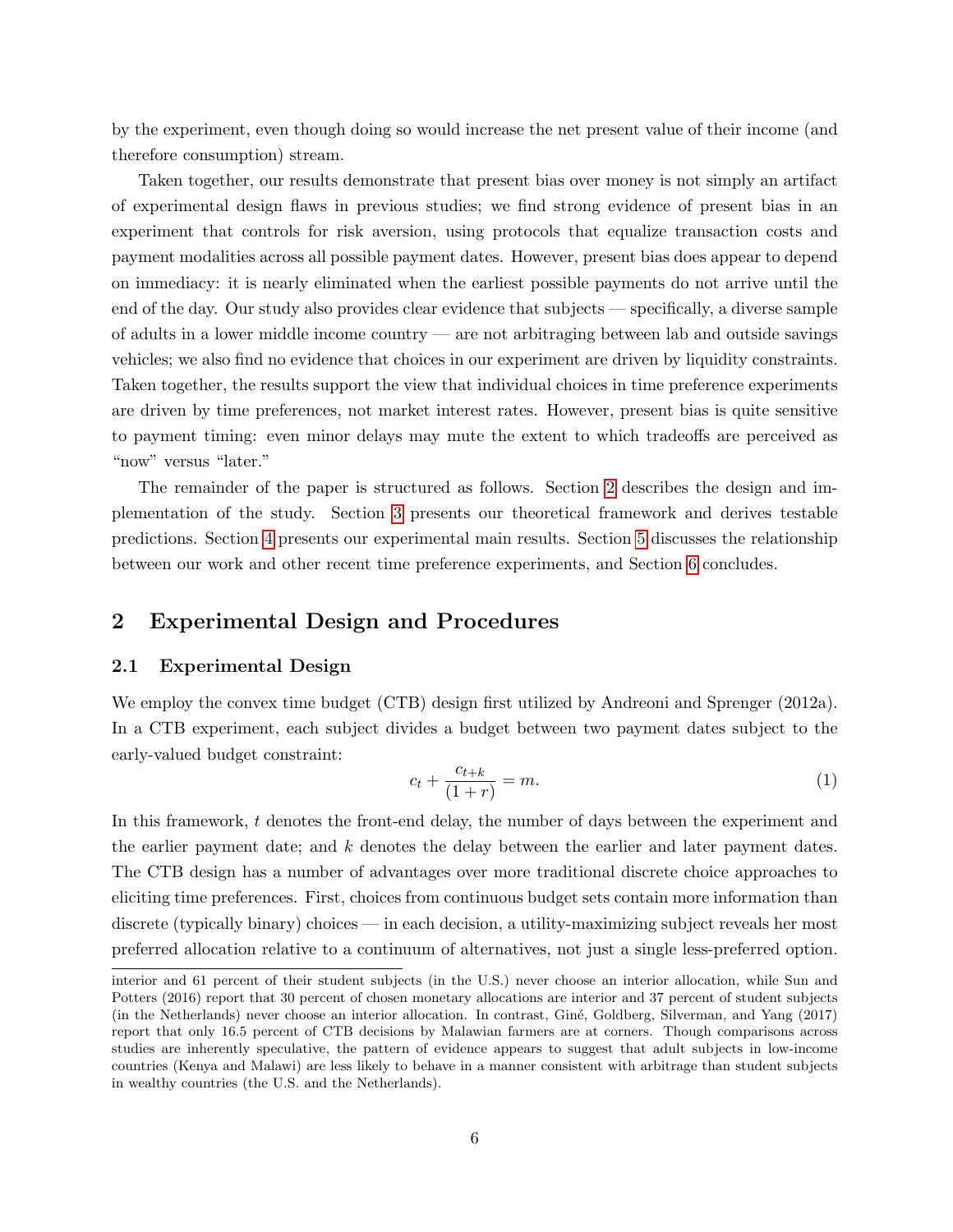by the experiment, even though doing so would increase the net present value of their income (and therefore consumption) stream.

Taken together, our results demonstrate that present bias over money is not simply an artifact of experimental design flaws in previous studies; we find strong evidence of present bias in an experiment that controls for risk aversion, using protocols that equalize transaction costs and payment modalities across all possible payment dates. However, present bias does appear to depend on immediacy: it is nearly eliminated when the earliest possible payments do not arrive until the end of the day. Our study also provides clear evidence that subjects — specifically, a diverse sample of adults in a lower middle income country — are not arbitraging between lab and outside savings vehicles; we also find no evidence that choices in our experiment are driven by liquidity constraints. Taken together, the results support the view that individual choices in time preference experiments are driven by time preferences, not market interest rates. However, present bias is quite sensitive to payment timing: even minor delays may mute the extent to which tradeoffs are perceived as "now" versus "later."

The remainder of the paper is structured as follows. Section 2 describes the design and implementation of the study. Section 3 presents our theoretical framework and derives testable predictions. Section 4 presents our experimental main results. Section 5 discusses the relationship between our work and other recent time preference experiments, and Section 6 concludes.

## 2 Experimental Design and Procedures

### 2.1 Experimental Design

We employ the convex time budget (CTB) design first utilized by Andreoni and Sprenger (2012a). In a CTB experiment, each subject divides a budget between two payment dates subject to the early-valued budget constraint:

$$c_t + \frac{c_{t+k}}{(1+r)} = m. \tag{1}$$

In this framework, $t$ denotes the front-end delay, the number of days between the experiment and the earlier payment date; and $k$ denotes the delay between the earlier and later payment dates. The CTB design has a number of advantages over more traditional discrete choice approaches to eliciting time preferences. First, choices from continuous budget sets contain more information than discrete (typically binary) choices — in each decision, a utility-maximizing subject reveals her most preferred allocation relative to a continuum of alternatives, not just a single less-preferred option.

---

interior and 61 percent of their student subjects (in the U.S.) never choose an interior allocation, while Sun and Potters (2016) report that 30 percent of chosen monetary allocations are interior and 37 percent of student subjects (in the Netherlands) never choose an interior allocation. In contrast, Giné, Goldberg, Silverman, and Yang (2017) report that only 16.5 percent of CTB decisions by Malawian farmers are at corners. Though comparisons across studies are inherently speculative, the pattern of evidence appears to suggest that adult subjects in low-income countries (Kenya and Malawi) are less likely to behave in a manner consistent with arbitrage than student subjects in wealthy countries (the U.S. and the Netherlands).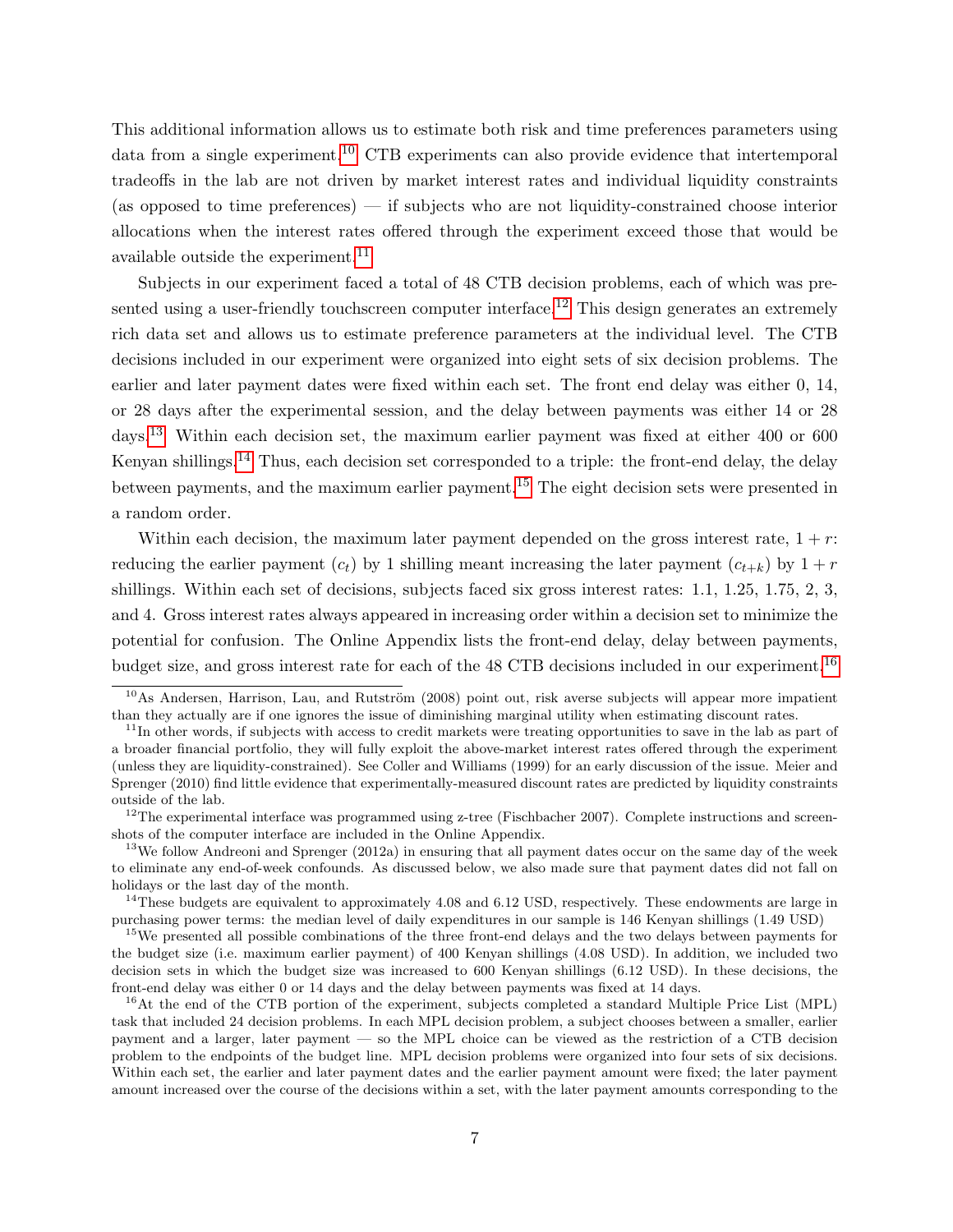This additional information allows us to estimate both risk and time preferences parameters using data from a single experiment.[10] CTB experiments can also provide evidence that intertemporal tradeoffs in the lab are not driven by market interest rates and individual liquidity constraints (as opposed to time preferences) — if subjects who are not liquidity-constrained choose interior allocations when the interest rates offered through the experiment exceed those that would be available outside the experiment.[11]

Subjects in our experiment faced a total of 48 CTB decision problems, each of which was presented using a user-friendly touchscreen computer interface.[12] This design generates an extremely rich data set and allows us to estimate preference parameters at the individual level. The CTB decisions included in our experiment were organized into eight sets of six decision problems. The earlier and later payment dates were fixed within each set. The front end delay was either 0, 14, or 28 days after the experimental session, and the delay between payments was either 14 or 28 days.[13] Within each decision set, the maximum earlier payment was fixed at either 400 or 600 Kenyan shillings.[14] Thus, each decision set corresponded to a triple: the front-end delay, the delay between payments, and the maximum earlier payment.[15] The eight decision sets were presented in a random order.

Within each decision, the maximum later payment depended on the gross interest rate, $1 + r$: reducing the earlier payment ($c_t$) by 1 shilling meant increasing the later payment ($c_{t+k}$) by $1 + r$ shillings. Within each set of decisions, subjects faced six gross interest rates: 1.1, 1.25, 1.75, 2, 3, and 4. Gross interest rates always appeared in increasing order within a decision set to minimize the potential for confusion. The Online Appendix lists the front-end delay, delay between payments, budget size, and gross interest rate for each of the 48 CTB decisions included in our experiment.[16]

[10]As Andersen, Harrison, Lau, and Rutström (2008) point out, risk averse subjects will appear more impatient than they actually are if one ignores the issue of diminishing marginal utility when estimating discount rates.

[11]In other words, if subjects with access to credit markets were treating opportunities to save in the lab as part of a broader financial portfolio, they will fully exploit the above-market interest rates offered through the experiment (unless they are liquidity-constrained). See Coller and Williams (1999) for an early discussion of the issue. Meier and Sprenger (2010) find little evidence that experimentally-measured discount rates are predicted by liquidity constraints outside of the lab.

[12]The experimental interface was programmed using z-tree (Fischbacher 2007). Complete instructions and screenshots of the computer interface are included in the Online Appendix.

[13]We follow Andreoni and Sprenger (2012a) in ensuring that all payment dates occur on the same day of the week to eliminate any end-of-week confounds. As discussed below, we also made sure that payment dates did not fall on holidays or the last day of the month.

[14]These budgets are equivalent to approximately 4.08 and 6.12 USD, respectively. These endowments are large in purchasing power terms: the median level of daily expenditures in our sample is 146 Kenyan shillings (1.49 USD)

[15]We presented all possible combinations of the three front-end delays and the two delays between payments for the budget size (i.e. maximum earlier payment) of 400 Kenyan shillings (4.08 USD). In addition, we included two decision sets in which the budget size was increased to 600 Kenyan shillings (6.12 USD). In these decisions, the front-end delay was either 0 or 14 days and the delay between payments was fixed at 14 days.

[16]At the end of the CTB portion of the experiment, subjects completed a standard Multiple Price List (MPL) task that included 24 decision problems. In each MPL decision problem, a subject chooses between a smaller, earlier payment and a larger, later payment — so the MPL choice can be viewed as the restriction of a CTB decision problem to the endpoints of the budget line. MPL decision problems were organized into four sets of six decisions. Within each set, the earlier and later payment dates and the earlier payment amount were fixed; the later payment amount increased over the course of the decisions within a set, with the later payment amounts corresponding to the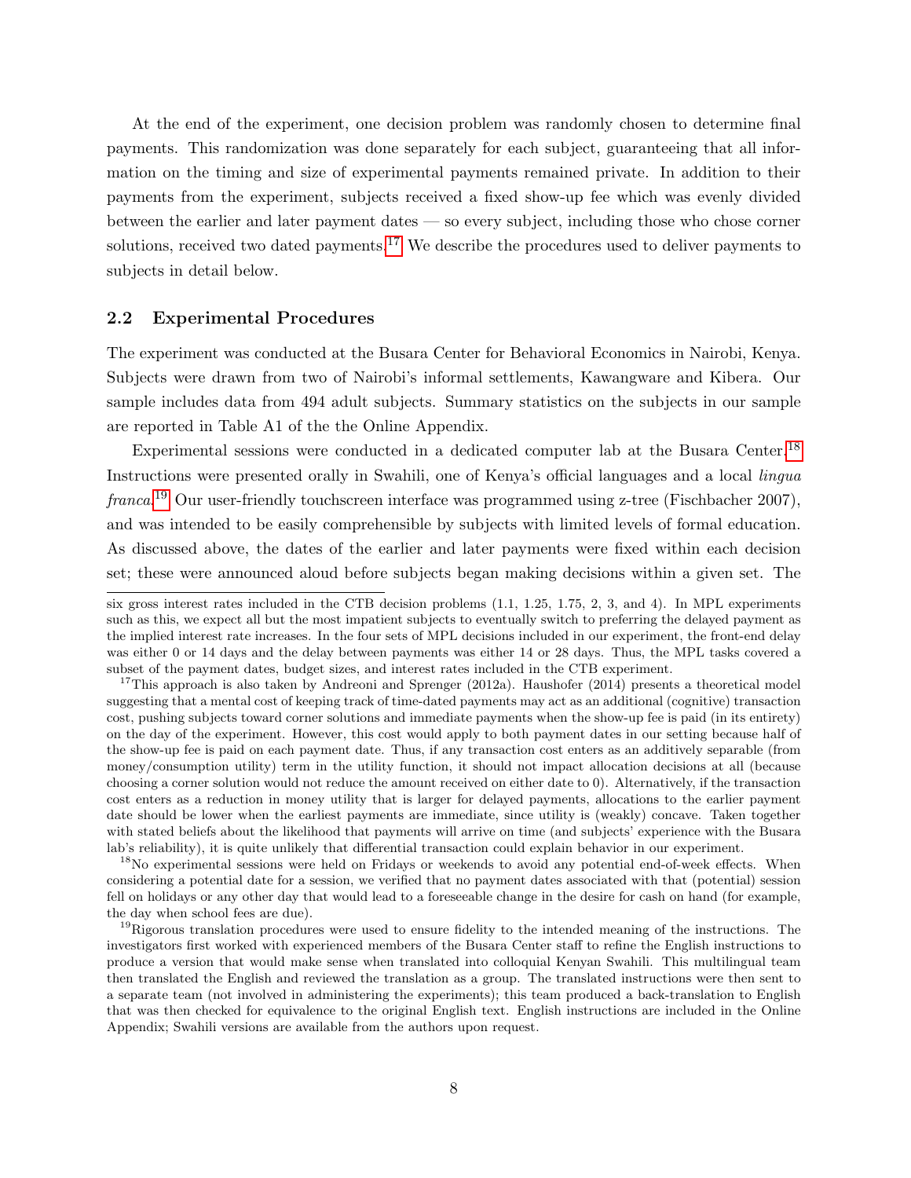At the end of the experiment, one decision problem was randomly chosen to determine final payments. This randomization was done separately for each subject, guaranteeing that all information on the timing and size of experimental payments remained private. In addition to their payments from the experiment, subjects received a fixed show-up fee which was evenly divided between the earlier and later payment dates — so every subject, including those who chose corner solutions, received two dated payments.[17] We describe the procedures used to deliver payments to subjects in detail below.

## 2.2 Experimental Procedures

The experiment was conducted at the Busara Center for Behavioral Economics in Nairobi, Kenya. Subjects were drawn from two of Nairobi's informal settlements, Kawangware and Kibera. Our sample includes data from 494 adult subjects. Summary statistics on the subjects in our sample are reported in Table A1 of the the Online Appendix.

Experimental sessions were conducted in a dedicated computer lab at the Busara Center.[18] Instructions were presented orally in Swahili, one of Kenya's official languages and a local *lingua franca*.[19] Our user-friendly touchscreen interface was programmed using z-tree (Fischbacher 2007), and was intended to be easily comprehensible by subjects with limited levels of formal education. As discussed above, the dates of the earlier and later payments were fixed within each decision set; these were announced aloud before subjects began making decisions within a given set. The

six gross interest rates included in the CTB decision problems (1.1, 1.25, 1.75, 2, 3, and 4). In MPL experiments such as this, we expect all but the most impatient subjects to eventually switch to preferring the delayed payment as the implied interest rate increases. In the four sets of MPL decisions included in our experiment, the front-end delay was either 0 or 14 days and the delay between payments was either 14 or 28 days. Thus, the MPL tasks covered a subset of the payment dates, budget sizes, and interest rates included in the CTB experiment.

[17] This approach is also taken by Andreoni and Sprenger (2012a). Haushofer (2014) presents a theoretical model suggesting that a mental cost of keeping track of time-dated payments may act as an additional (cognitive) transaction cost, pushing subjects toward corner solutions and immediate payments when the show-up fee is paid (in its entirety) on the day of the experiment. However, this cost would apply to both payment dates in our setting because half of the show-up fee is paid on each payment date. Thus, if any transaction cost enters as an additively separable (from money/consumption utility) term in the utility function, it should not impact allocation decisions at all (because choosing a corner solution would not reduce the amount received on either date to 0). Alternatively, if the transaction cost enters as a reduction in money utility that is larger for delayed payments, allocations to the earlier payment date should be lower when the earliest payments are immediate, since utility is (weakly) concave. Taken together with stated beliefs about the likelihood that payments will arrive on time (and subjects' experience with the Busara lab's reliability), it is quite unlikely that differential transaction could explain behavior in our experiment.

[18] No experimental sessions were held on Fridays or weekends to avoid any potential end-of-week effects. When considering a potential date for a session, we verified that no payment dates associated with that (potential) session fell on holidays or any other day that would lead to a foreseeable change in the desire for cash on hand (for example, the day when school fees are due).

[19] Rigorous translation procedures were used to ensure fidelity to the intended meaning of the instructions. The investigators first worked with experienced members of the Busara Center staff to refine the English instructions to produce a version that would make sense when translated into colloquial Kenyan Swahili. This multilingual team then translated the English and reviewed the translation as a group. The translated instructions were then sent to a separate team (not involved in administering the experiments); this team produced a back-translation to English that was then checked for equivalence to the original English text. English instructions are included in the Online Appendix; Swahili versions are available from the authors upon request.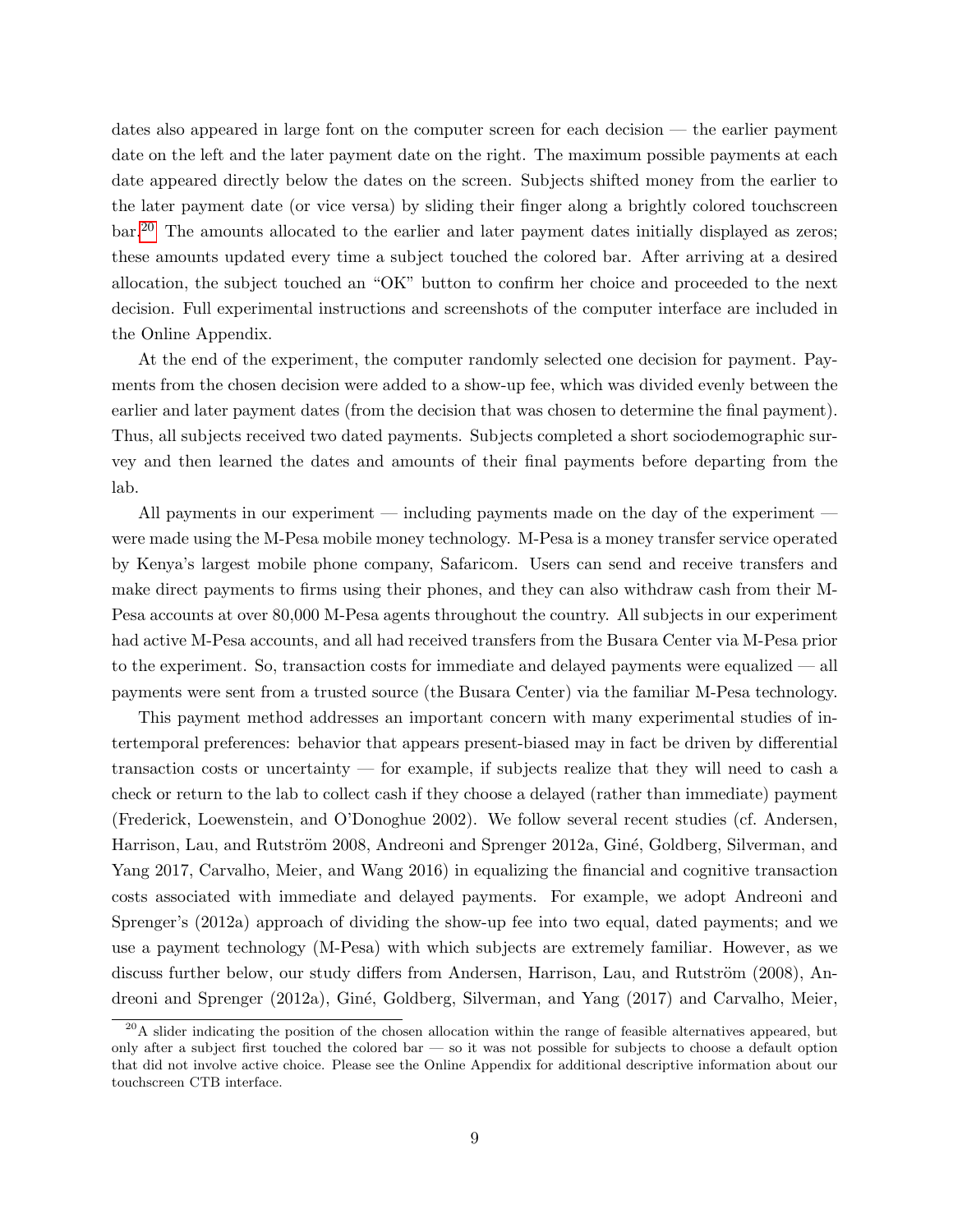dates also appeared in large font on the computer screen for each decision — the earlier payment date on the left and the later payment date on the right. The maximum possible payments at each date appeared directly below the dates on the screen. Subjects shifted money from the earlier to the later payment date (or vice versa) by sliding their finger along a brightly colored touchscreen bar.[20] The amounts allocated to the earlier and later payment dates initially displayed as zeros; these amounts updated every time a subject touched the colored bar. After arriving at a desired allocation, the subject touched an "OK" button to confirm her choice and proceeded to the next decision. Full experimental instructions and screenshots of the computer interface are included in the Online Appendix.

At the end of the experiment, the computer randomly selected one decision for payment. Payments from the chosen decision were added to a show-up fee, which was divided evenly between the earlier and later payment dates (from the decision that was chosen to determine the final payment). Thus, all subjects received two dated payments. Subjects completed a short sociodemographic survey and then learned the dates and amounts of their final payments before departing from the lab.

All payments in our experiment — including payments made on the day of the experiment — were made using the M-Pesa mobile money technology. M-Pesa is a money transfer service operated by Kenya's largest mobile phone company, Safaricom. Users can send and receive transfers and make direct payments to firms using their phones, and they can also withdraw cash from their M-Pesa accounts at over 80,000 M-Pesa agents throughout the country. All subjects in our experiment had active M-Pesa accounts, and all had received transfers from the Busara Center via M-Pesa prior to the experiment. So, transaction costs for immediate and delayed payments were equalized — all payments were sent from a trusted source (the Busara Center) via the familiar M-Pesa technology.

This payment method addresses an important concern with many experimental studies of intertemporal preferences: behavior that appears present-biased may in fact be driven by differential transaction costs or uncertainty — for example, if subjects realize that they will need to cash a check or return to the lab to collect cash if they choose a delayed (rather than immediate) payment (Frederick, Loewenstein, and O'Donoghue 2002). We follow several recent studies (cf. Andersen, Harrison, Lau, and Rutström 2008, Andreoni and Sprenger 2012a, Giné, Goldberg, Silverman, and Yang 2017, Carvalho, Meier, and Wang 2016) in equalizing the financial and cognitive transaction costs associated with immediate and delayed payments. For example, we adopt Andreoni and Sprenger's (2012a) approach of dividing the show-up fee into two equal, dated payments; and we use a payment technology (M-Pesa) with which subjects are extremely familiar. However, as we discuss further below, our study differs from Andersen, Harrison, Lau, and Rutström (2008), Andreoni and Sprenger (2012a), Giné, Goldberg, Silverman, and Yang (2017) and Carvalho, Meier,

[20] A slider indicating the position of the chosen allocation within the range of feasible alternatives appeared, but only after a subject first touched the colored bar — so it was not possible for subjects to choose a default option that did not involve active choice. Please see the Online Appendix for additional descriptive information about our touchscreen CTB interface.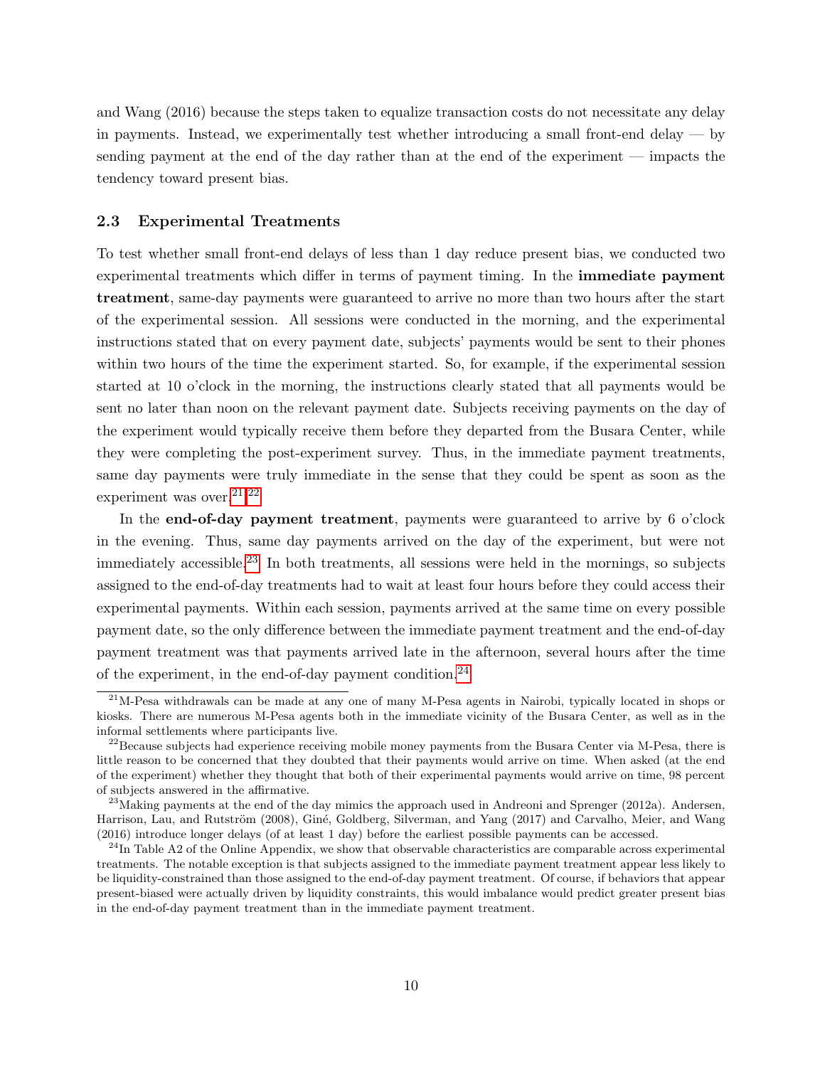and Wang (2016) because the steps taken to equalize transaction costs do not necessitate any delay in payments. Instead, we experimentally test whether introducing a small front-end delay — by sending payment at the end of the day rather than at the end of the experiment — impacts the tendency toward present bias.

### 2.3 Experimental Treatments

To test whether small front-end delays of less than 1 day reduce present bias, we conducted two experimental treatments which differ in terms of payment timing. In the **immediate payment treatment**, same-day payments were guaranteed to arrive no more than two hours after the start of the experimental session. All sessions were conducted in the morning, and the experimental instructions stated that on every payment date, subjects' payments would be sent to their phones within two hours of the time the experiment started. So, for example, if the experimental session started at 10 o'clock in the morning, the instructions clearly stated that all payments would be sent no later than noon on the relevant payment date. Subjects receiving payments on the day of the experiment would typically receive them before they departed from the Busara Center, while they were completing the post-experiment survey. Thus, in the immediate payment treatments, same day payments were truly immediate in the sense that they could be spent as soon as the experiment was over.[21] [22]

In the **end-of-day payment treatment**, payments were guaranteed to arrive by 6 o'clock in the evening. Thus, same day payments arrived on the day of the experiment, but were not immediately accessible.[23] In both treatments, all sessions were held in the mornings, so subjects assigned to the end-of-day treatments had to wait at least four hours before they could access their experimental payments. Within each session, payments arrived at the same time on every possible payment date, so the only difference between the immediate payment treatment and the end-of-day payment treatment was that payments arrived late in the afternoon, several hours after the time of the experiment, in the end-of-day payment condition.[24]

---

[21] M-Pesa withdrawals can be made at any one of many M-Pesa agents in Nairobi, typically located in shops or kiosks. There are numerous M-Pesa agents both in the immediate vicinity of the Busara Center, as well as in the informal settlements where participants live.

[22] Because subjects had experience receiving mobile money payments from the Busara Center via M-Pesa, there is little reason to be concerned that they doubted that their payments would arrive on time. When asked (at the end of the experiment) whether they thought that both of their experimental payments would arrive on time, 98 percent of subjects answered in the affirmative.

[23] Making payments at the end of the day mimics the approach used in Andreoni and Sprenger (2012a). Andersen, Harrison, Lau, and Rutström (2008), Giné, Goldberg, Silverman, and Yang (2017) and Carvalho, Meier, and Wang (2016) introduce longer delays (of at least 1 day) before the earliest possible payments can be accessed.

[24] In Table A2 of the Online Appendix, we show that observable characteristics are comparable across experimental treatments. The notable exception is that subjects assigned to the immediate payment treatment appear less likely to be liquidity-constrained than those assigned to the end-of-day payment treatment. Of course, if behaviors that appear present-biased were actually driven by liquidity constraints, this would imbalance would predict greater present bias in the end-of-day payment treatment than in the immediate payment treatment.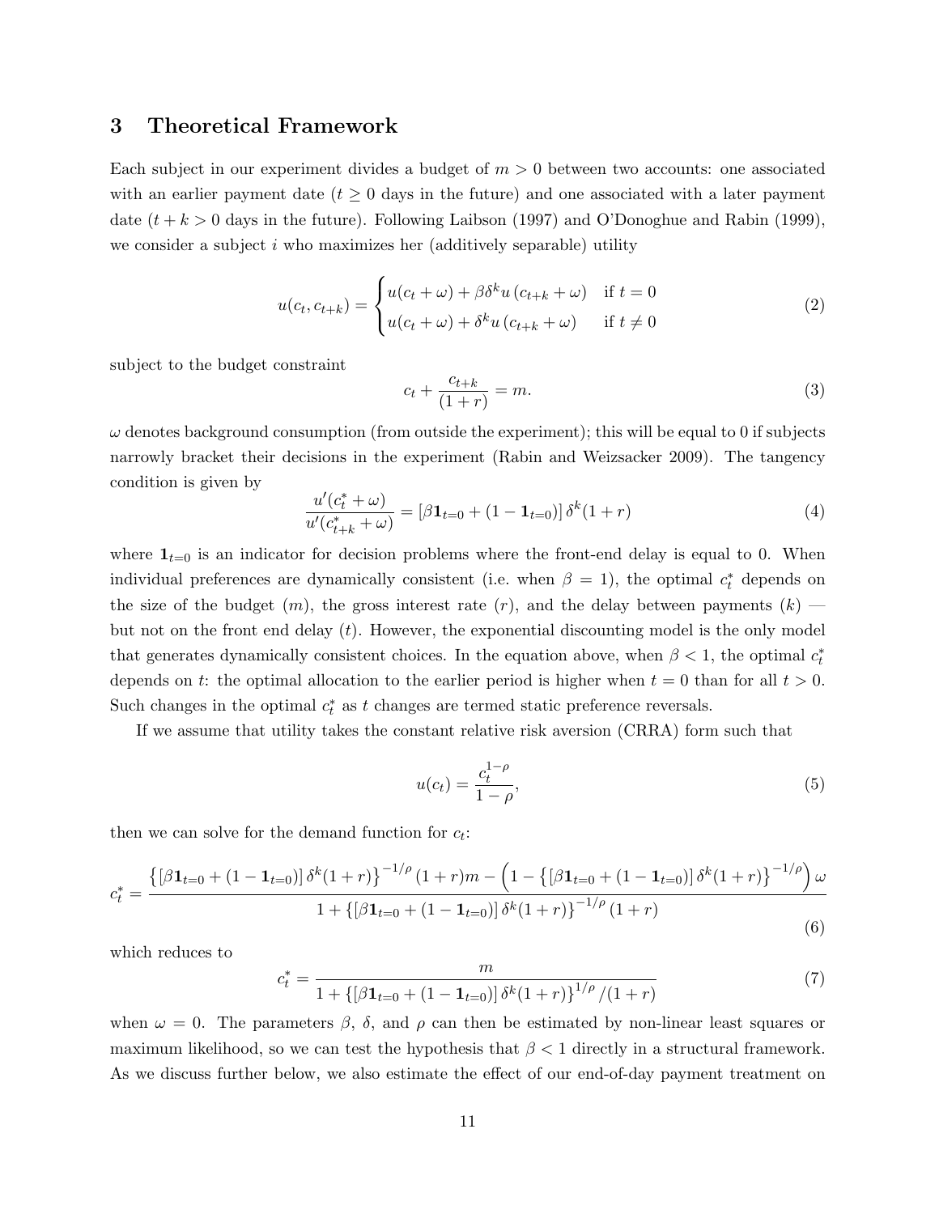## 3 Theoretical Framework

Each subject in our experiment divides a budget of $m > 0$ between two accounts: one associated with an earlier payment date ($t \geq 0$ days in the future) and one associated with a later payment date ($t + k > 0$ days in the future). Following Laibson (1997) and O'Donoghue and Rabin (1999), we consider a subject $i$ who maximizes her (additively separable) utility

$$u(c_t, c_{t+k}) = \begin{cases} u(c_t + \omega) + \beta\delta^k u\left(c_{t+k} + \omega\right) & \text{if } t = 0 \\ u(c_t + \omega) + \delta^k u\left(c_{t+k} + \omega\right) & \text{if } t \neq 0 \end{cases} \tag{2}$$

subject to the budget constraint

$$c_t + \frac{c_{t+k}}{(1+r)} = m. \tag{3}$$

$\omega$ denotes background consumption (from outside the experiment); this will be equal to 0 if subjects narrowly bracket their decisions in the experiment (Rabin and Weizsacker 2009). The tangency condition is given by

$$\frac{u'(c_t^* + \omega)}{u'(c_{t+k}^* + \omega)} = \left[\beta\mathbf{1}_{t=0} + (1 - \mathbf{1}_{t=0})\right]\delta^k(1+r) \tag{4}$$

where $\mathbf{1}_{t=0}$ is an indicator for decision problems where the front-end delay is equal to 0. When individual preferences are dynamically consistent (i.e. when $\beta = 1$), the optimal $c_t^*$ depends on the size of the budget ($m$), the gross interest rate ($r$), and the delay between payments ($k$) — but not on the front end delay ($t$). However, the exponential discounting model is the only model that generates dynamically consistent choices. In the equation above, when $\beta < 1$, the optimal $c_t^*$ depends on $t$: the optimal allocation to the earlier period is higher when $t = 0$ than for all $t > 0$. Such changes in the optimal $c_t^*$ as $t$ changes are termed static preference reversals.

If we assume that utility takes the constant relative risk aversion (CRRA) form such that

$$u(c_t) = \frac{c_t^{1-\rho}}{1-\rho}, \tag{5}$$

then we can solve for the demand function for $c_t$:

$$c_t^* = \frac{\left\{\left[\beta\mathbf{1}_{t=0} + (1-\mathbf{1}_{t=0})\right]\delta^k(1+r)\right\}^{-1/\rho}(1+r)m - \left(1 - \left\{\left[\beta\mathbf{1}_{t=0} + (1-\mathbf{1}_{t=0})\right]\delta^k(1+r)\right\}^{-1/\rho}\right)\omega}{1 + \left\{\left[\beta\mathbf{1}_{t=0} + (1-\mathbf{1}_{t=0})\right]\delta^k(1+r)\right\}^{-1/\rho}(1+r)} \tag{6}$$

which reduces to

$$c_t^* = \frac{m}{1 + \left\{\left[\beta\mathbf{1}_{t=0} + (1-\mathbf{1}_{t=0})\right]\delta^k(1+r)\right\}^{1/\rho}/(1+r)} \tag{7}$$

when $\omega = 0$. The parameters $\beta$, $\delta$, and $\rho$ can then be estimated by non-linear least squares or maximum likelihood, so we can test the hypothesis that $\beta < 1$ directly in a structural framework. As we discuss further below, we also estimate the effect of our end-of-day payment treatment on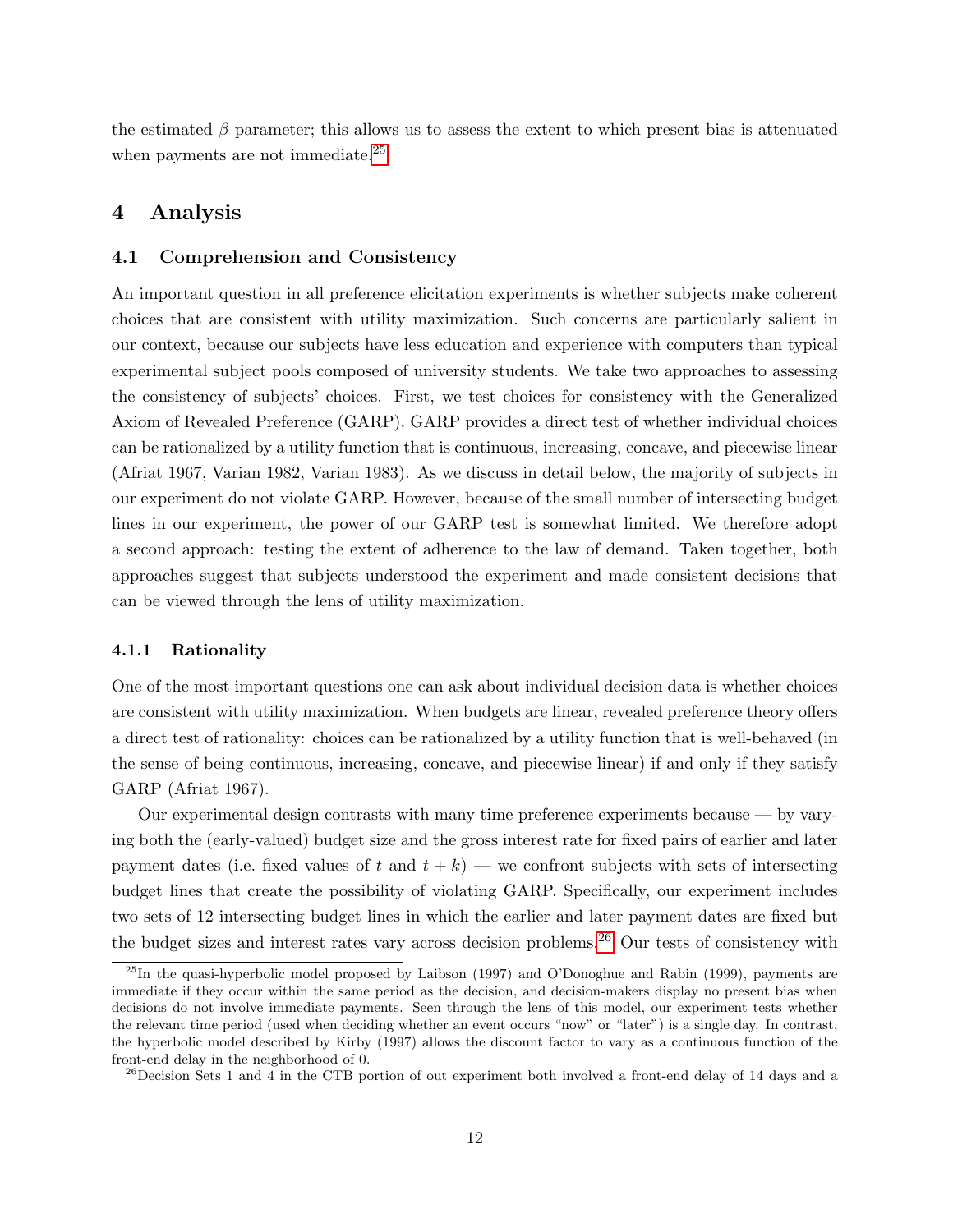the estimated $\beta$ parameter; this allows us to assess the extent to which present bias is attenuated when payments are not immediate.[25]

# 4 Analysis

## 4.1 Comprehension and Consistency

An important question in all preference elicitation experiments is whether subjects make coherent choices that are consistent with utility maximization. Such concerns are particularly salient in our context, because our subjects have less education and experience with computers than typical experimental subject pools composed of university students. We take two approaches to assessing the consistency of subjects' choices. First, we test choices for consistency with the Generalized Axiom of Revealed Preference (GARP). GARP provides a direct test of whether individual choices can be rationalized by a utility function that is continuous, increasing, concave, and piecewise linear (Afriat 1967, Varian 1982, Varian 1983). As we discuss in detail below, the majority of subjects in our experiment do not violate GARP. However, because of the small number of intersecting budget lines in our experiment, the power of our GARP test is somewhat limited. We therefore adopt a second approach: testing the extent of adherence to the law of demand. Taken together, both approaches suggest that subjects understood the experiment and made consistent decisions that can be viewed through the lens of utility maximization.

### 4.1.1 Rationality

One of the most important questions one can ask about individual decision data is whether choices are consistent with utility maximization. When budgets are linear, revealed preference theory offers a direct test of rationality: choices can be rationalized by a utility function that is well-behaved (in the sense of being continuous, increasing, concave, and piecewise linear) if and only if they satisfy GARP (Afriat 1967).

Our experimental design contrasts with many time preference experiments because — by varying both the (early-valued) budget size and the gross interest rate for fixed pairs of earlier and later payment dates (i.e. fixed values of $t$ and $t + k$) — we confront subjects with sets of intersecting budget lines that create the possibility of violating GARP. Specifically, our experiment includes two sets of 12 intersecting budget lines in which the earlier and later payment dates are fixed but the budget sizes and interest rates vary across decision problems.[26] Our tests of consistency with

[25] In the quasi-hyperbolic model proposed by Laibson (1997) and O'Donoghue and Rabin (1999), payments are immediate if they occur within the same period as the decision, and decision-makers display no present bias when decisions do not involve immediate payments. Seen through the lens of this model, our experiment tests whether the relevant time period (used when deciding whether an event occurs "now" or "later") is a single day. In contrast, the hyperbolic model described by Kirby (1997) allows the discount factor to vary as a continuous function of the front-end delay in the neighborhood of 0.

[26] Decision Sets 1 and 4 in the CTB portion of out experiment both involved a front-end delay of 14 days and a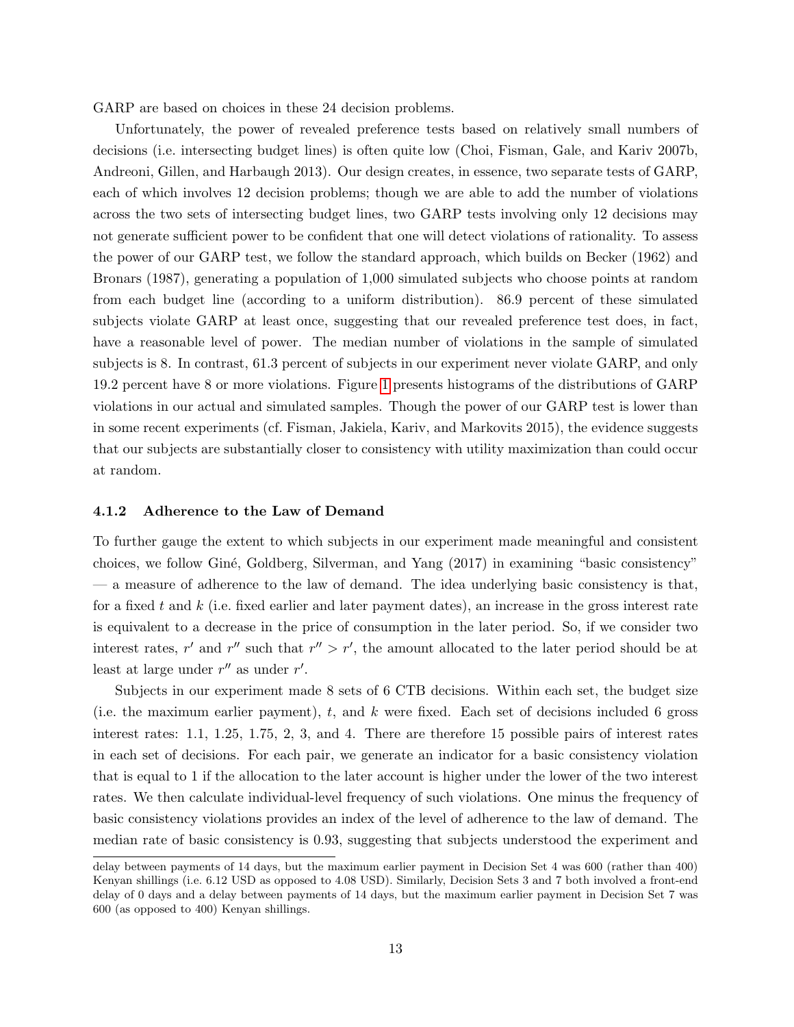GARP are based on choices in these 24 decision problems.

Unfortunately, the power of revealed preference tests based on relatively small numbers of decisions (i.e. intersecting budget lines) is often quite low (Choi, Fisman, Gale, and Kariv 2007b, Andreoni, Gillen, and Harbaugh 2013). Our design creates, in essence, two separate tests of GARP, each of which involves 12 decision problems; though we are able to add the number of violations across the two sets of intersecting budget lines, two GARP tests involving only 12 decisions may not generate sufficient power to be confident that one will detect violations of rationality. To assess the power of our GARP test, we follow the standard approach, which builds on Becker (1962) and Bronars (1987), generating a population of 1,000 simulated subjects who choose points at random from each budget line (according to a uniform distribution). 86.9 percent of these simulated subjects violate GARP at least once, suggesting that our revealed preference test does, in fact, have a reasonable level of power. The median number of violations in the sample of simulated subjects is 8. In contrast, 61.3 percent of subjects in our experiment never violate GARP, and only 19.2 percent have 8 or more violations. Figure 1 presents histograms of the distributions of GARP violations in our actual and simulated samples. Though the power of our GARP test is lower than in some recent experiments (cf. Fisman, Jakiela, Kariv, and Markovits 2015), the evidence suggests that our subjects are substantially closer to consistency with utility maximization than could occur at random.

#### 4.1.2 Adherence to the Law of Demand

To further gauge the extent to which subjects in our experiment made meaningful and consistent choices, we follow Giné, Goldberg, Silverman, and Yang (2017) in examining "basic consistency" — a measure of adherence to the law of demand. The idea underlying basic consistency is that, for a fixed $t$ and $k$ (i.e. fixed earlier and later payment dates), an increase in the gross interest rate is equivalent to a decrease in the price of consumption in the later period. So, if we consider two interest rates, $r'$ and $r''$ such that $r'' > r'$, the amount allocated to the later period should be at least at large under $r''$ as under $r'$.

Subjects in our experiment made 8 sets of 6 CTB decisions. Within each set, the budget size (i.e. the maximum earlier payment), $t$, and $k$ were fixed. Each set of decisions included 6 gross interest rates: 1.1, 1.25, 1.75, 2, 3, and 4. There are therefore 15 possible pairs of interest rates in each set of decisions. For each pair, we generate an indicator for a basic consistency violation that is equal to 1 if the allocation to the later account is higher under the lower of the two interest rates. We then calculate individual-level frequency of such violations. One minus the frequency of basic consistency violations provides an index of the level of adherence to the law of demand. The median rate of basic consistency is 0.93, suggesting that subjects understood the experiment and

delay between payments of 14 days, but the maximum earlier payment in Decision Set 4 was 600 (rather than 400) Kenyan shillings (i.e. 6.12 USD as opposed to 4.08 USD). Similarly, Decision Sets 3 and 7 both involved a front-end delay of 0 days and a delay between payments of 14 days, but the maximum earlier payment in Decision Set 7 was 600 (as opposed to 400) Kenyan shillings.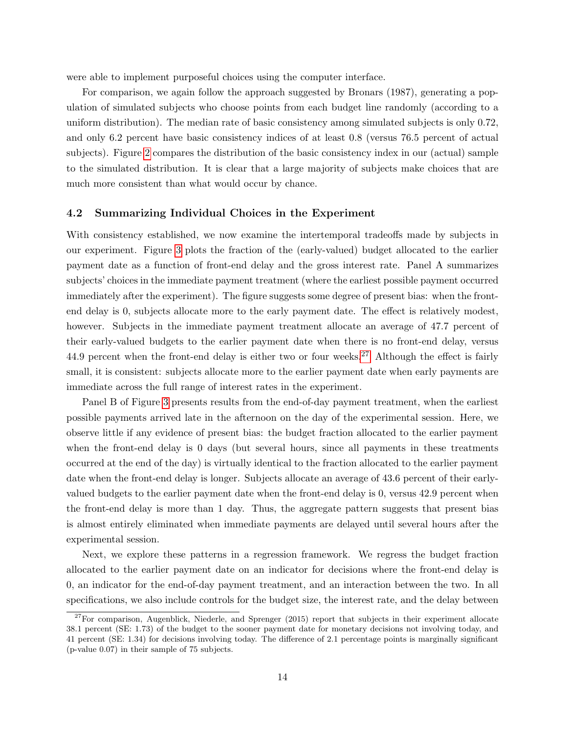were able to implement purposeful choices using the computer interface.

For comparison, we again follow the approach suggested by Bronars (1987), generating a population of simulated subjects who choose points from each budget line randomly (according to a uniform distribution). The median rate of basic consistency among simulated subjects is only 0.72, and only 6.2 percent have basic consistency indices of at least 0.8 (versus 76.5 percent of actual subjects). Figure 2 compares the distribution of the basic consistency index in our (actual) sample to the simulated distribution. It is clear that a large majority of subjects make choices that are much more consistent than what would occur by chance.

### 4.2 Summarizing Individual Choices in the Experiment

With consistency established, we now examine the intertemporal tradeoffs made by subjects in our experiment. Figure 3 plots the fraction of the (early-valued) budget allocated to the earlier payment date as a function of front-end delay and the gross interest rate. Panel A summarizes subjects' choices in the immediate payment treatment (where the earliest possible payment occurred immediately after the experiment). The figure suggests some degree of present bias: when the front-end delay is 0, subjects allocate more to the early payment date. The effect is relatively modest, however. Subjects in the immediate payment treatment allocate an average of 47.7 percent of their early-valued budgets to the earlier payment date when there is no front-end delay, versus 44.9 percent when the front-end delay is either two or four weeks.[27] Although the effect is fairly small, it is consistent: subjects allocate more to the earlier payment date when early payments are immediate across the full range of interest rates in the experiment.

Panel B of Figure 3 presents results from the end-of-day payment treatment, when the earliest possible payments arrived late in the afternoon on the day of the experimental session. Here, we observe little if any evidence of present bias: the budget fraction allocated to the earlier payment when the front-end delay is 0 days (but several hours, since all payments in these treatments occurred at the end of the day) is virtually identical to the fraction allocated to the earlier payment date when the front-end delay is longer. Subjects allocate an average of 43.6 percent of their early-valued budgets to the earlier payment date when the front-end delay is 0, versus 42.9 percent when the front-end delay is more than 1 day. Thus, the aggregate pattern suggests that present bias is almost entirely eliminated when immediate payments are delayed until several hours after the experimental session.

Next, we explore these patterns in a regression framework. We regress the budget fraction allocated to the earlier payment date on an indicator for decisions where the front-end delay is 0, an indicator for the end-of-day payment treatment, and an interaction between the two. In all specifications, we also include controls for the budget size, the interest rate, and the delay between

[27] For comparison, Augenblick, Niederle, and Sprenger (2015) report that subjects in their experiment allocate 38.1 percent (SE: 1.73) of the budget to the sooner payment date for monetary decisions not involving today, and 41 percent (SE: 1.34) for decisions involving today. The difference of 2.1 percentage points is marginally significant (p-value 0.07) in their sample of 75 subjects.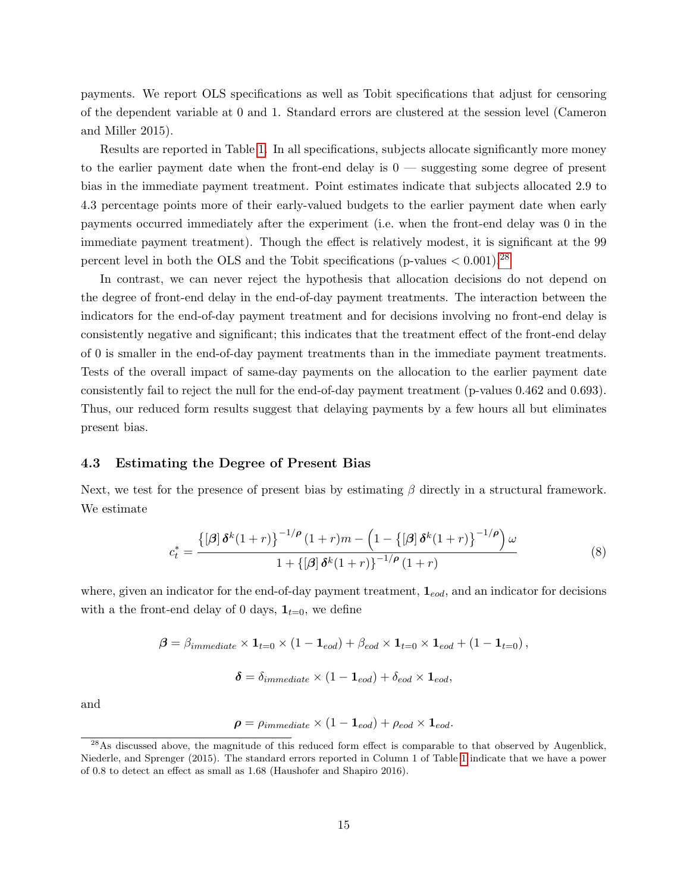payments. We report OLS specifications as well as Tobit specifications that adjust for censoring of the dependent variable at 0 and 1. Standard errors are clustered at the session level (Cameron and Miller 2015).

Results are reported in Table 1. In all specifications, subjects allocate significantly more money to the earlier payment date when the front-end delay is 0 — suggesting some degree of present bias in the immediate payment treatment. Point estimates indicate that subjects allocated 2.9 to 4.3 percentage points more of their early-valued budgets to the earlier payment date when early payments occurred immediately after the experiment (i.e. when the front-end delay was 0 in the immediate payment treatment). Though the effect is relatively modest, it is significant at the 99 percent level in both the OLS and the Tobit specifications (p-values $< 0.001$).[28]

In contrast, we can never reject the hypothesis that allocation decisions do not depend on the degree of front-end delay in the end-of-day payment treatments. The interaction between the indicators for the end-of-day payment treatment and for decisions involving no front-end delay is consistently negative and significant; this indicates that the treatment effect of the front-end delay of 0 is smaller in the end-of-day payment treatments than in the immediate payment treatments. Tests of the overall impact of same-day payments on the allocation to the earlier payment date consistently fail to reject the null for the end-of-day payment treatment (p-values 0.462 and 0.693). Thus, our reduced form results suggest that delaying payments by a few hours all but eliminates present bias.

### 4.3 Estimating the Degree of Present Bias

Next, we test for the presence of present bias by estimating $\beta$ directly in a structural framework. We estimate

$$c_t^* = \frac{\left\{[\boldsymbol{\beta}]\,\boldsymbol{\delta}^k(1+r)\right\}^{-1/\boldsymbol{\rho}}(1+r)m - \left(1-\left\{[\boldsymbol{\beta}]\,\boldsymbol{\delta}^k(1+r)\right\}^{-1/\boldsymbol{\rho}}\right)\omega}{1+\left\{[\boldsymbol{\beta}]\,\boldsymbol{\delta}^k(1+r)\right\}^{-1/\boldsymbol{\rho}}(1+r)} \tag{8}$$

where, given an indicator for the end-of-day payment treatment, $\mathbf{1}_{eod}$, and an indicator for decisions with a the front-end delay of 0 days, $\mathbf{1}_{t=0}$, we define

$$\boldsymbol{\beta} = \beta_{immediate} \times \mathbf{1}_{t=0} \times (1-\mathbf{1}_{eod}) + \beta_{eod} \times \mathbf{1}_{t=0} \times \mathbf{1}_{eod} + (1-\mathbf{1}_{t=0}),$$

$$\boldsymbol{\delta} = \delta_{immediate} \times (1-\mathbf{1}_{eod}) + \delta_{eod} \times \mathbf{1}_{eod},$$

and

$$\boldsymbol{\rho} = \rho_{immediate} \times (1-\mathbf{1}_{eod}) + \rho_{eod} \times \mathbf{1}_{eod}.$$

[28] As discussed above, the magnitude of this reduced form effect is comparable to that observed by Augenblick, Niederle, and Sprenger (2015). The standard errors reported in Column 1 of Table 1 indicate that we have a power of 0.8 to detect an effect as small as 1.68 (Haushofer and Shapiro 2016).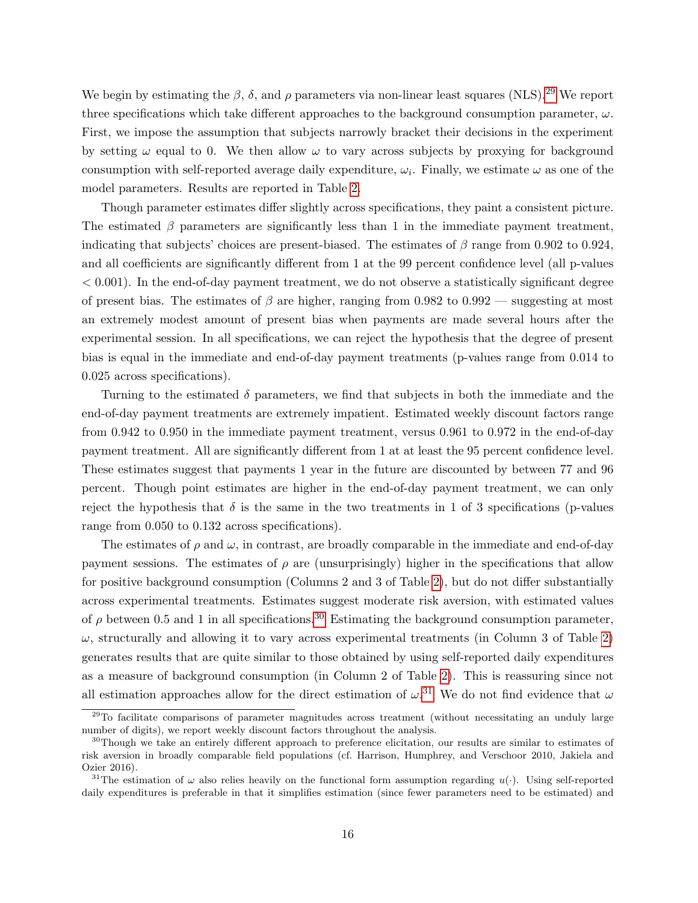We begin by estimating the $\beta$, $\delta$, and $\rho$ parameters via non-linear least squares (NLS).[29] We report three specifications which take different approaches to the background consumption parameter, $\omega$. First, we impose the assumption that subjects narrowly bracket their decisions in the experiment by setting $\omega$ equal to 0. We then allow $\omega$ to vary across subjects by proxying for background consumption with self-reported average daily expenditure, $\omega_i$. Finally, we estimate $\omega$ as one of the model parameters. Results are reported in Table 2.

Though parameter estimates differ slightly across specifications, they paint a consistent picture. The estimated $\beta$ parameters are significantly less than 1 in the immediate payment treatment, indicating that subjects' choices are present-biased. The estimates of $\beta$ range from 0.902 to 0.924, and all coefficients are significantly different from 1 at the 99 percent confidence level (all p-values $< 0.001$). In the end-of-day payment treatment, we do not observe a statistically significant degree of present bias. The estimates of $\beta$ are higher, ranging from 0.982 to 0.992 — suggesting at most an extremely modest amount of present bias when payments are made several hours after the experimental session. In all specifications, we can reject the hypothesis that the degree of present bias is equal in the immediate and end-of-day payment treatments (p-values range from 0.014 to 0.025 across specifications).

Turning to the estimated $\delta$ parameters, we find that subjects in both the immediate and the end-of-day payment treatments are extremely impatient. Estimated weekly discount factors range from 0.942 to 0.950 in the immediate payment treatment, versus 0.961 to 0.972 in the end-of-day payment treatment. All are significantly different from 1 at at least the 95 percent confidence level. These estimates suggest that payments 1 year in the future are discounted by between 77 and 96 percent. Though point estimates are higher in the end-of-day payment treatment, we can only reject the hypothesis that $\delta$ is the same in the two treatments in 1 of 3 specifications (p-values range from 0.050 to 0.132 across specifications).

The estimates of $\rho$ and $\omega$, in contrast, are broadly comparable in the immediate and end-of-day payment sessions. The estimates of $\rho$ are (unsurprisingly) higher in the specifications that allow for positive background consumption (Columns 2 and 3 of Table 2), but do not differ substantially across experimental treatments. Estimates suggest moderate risk aversion, with estimated values of $\rho$ between 0.5 and 1 in all specifications.[30] Estimating the background consumption parameter, $\omega$, structurally and allowing it to vary across experimental treatments (in Column 3 of Table 2) generates results that are quite similar to those obtained by using self-reported daily expenditures as a measure of background consumption (in Column 2 of Table 2). This is reassuring since not all estimation approaches allow for the direct estimation of $\omega$.[31] We do not find evidence that $\omega$

[29] To facilitate comparisons of parameter magnitudes across treatment (without necessitating an unduly large number of digits), we report weekly discount factors throughout the analysis.

[30] Though we take an entirely different approach to preference elicitation, our results are similar to estimates of risk aversion in broadly comparable field populations (cf. Harrison, Humphrey, and Verschoor 2010, Jakiela and Ozier 2016).

[31] The estimation of $\omega$ also relies heavily on the functional form assumption regarding $u(\cdot)$. Using self-reported daily expenditures is preferable in that it simplifies estimation (since fewer parameters need to be estimated) and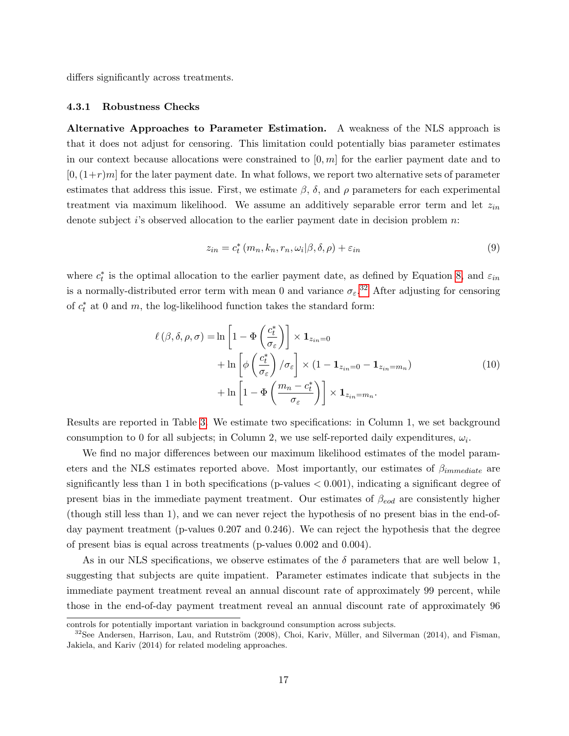differs significantly across treatments.

### 4.3.1 Robustness Checks

**Alternative Approaches to Parameter Estimation.** A weakness of the NLS approach is that it does not adjust for censoring. This limitation could potentially bias parameter estimates in our context because allocations were constrained to $[0, m]$ for the earlier payment date and to $[0, (1+r)m]$ for the later payment date. In what follows, we report two alternative sets of parameter estimates that address this issue. First, we estimate $\beta$, $\delta$, and $\rho$ parameters for each experimental treatment via maximum likelihood. We assume an additively separable error term and let $z_{in}$ denote subject $i$'s observed allocation to the earlier payment date in decision problem $n$:

$$z_{in} = c_t^* \left(m_n, k_n, r_n, \omega_i | \beta, \delta, \rho\right) + \varepsilon_{in} \tag{9}$$

where $c_t^*$ is the optimal allocation to the earlier payment date, as defined by Equation 8, and $\varepsilon_{in}$ is a normally-distributed error term with mean 0 and variance $\sigma_\varepsilon$.[32] After adjusting for censoring of $c_t^*$ at 0 and $m$, the log-likelihood function takes the standard form:

$$\begin{aligned}
\ell\left(\beta, \delta, \rho, \sigma\right) = & \ln\left[1 - \Phi\left(\frac{c_t^*}{\sigma_\varepsilon}\right)\right] \times \mathbf{1}_{z_{in}=0} \\
& + \ln\left[\phi\left(\frac{c_t^*}{\sigma_\varepsilon}\right)/\sigma_\varepsilon\right] \times \left(1 - \mathbf{1}_{z_{in}=0} - \mathbf{1}_{z_{in}=m_n}\right) \\
& + \ln\left[1 - \Phi\left(\frac{m_n - c_t^*}{\sigma_\varepsilon}\right)\right] \times \mathbf{1}_{z_{in}=m_n}.
\end{aligned} \tag{10}$$

Results are reported in Table 3. We estimate two specifications: in Column 1, we set background consumption to 0 for all subjects; in Column 2, we use self-reported daily expenditures, $\omega_i$.

We find no major differences between our maximum likelihood estimates of the model parameters and the NLS estimates reported above. Most importantly, our estimates of $\beta_{immediate}$ are significantly less than 1 in both specifications (p-values $< 0.001$), indicating a significant degree of present bias in the immediate payment treatment. Our estimates of $\beta_{eod}$ are consistently higher (though still less than 1), and we can never reject the hypothesis of no present bias in the end-of-day payment treatment (p-values 0.207 and 0.246). We can reject the hypothesis that the degree of present bias is equal across treatments (p-values 0.002 and 0.004).

As in our NLS specifications, we observe estimates of the $\delta$ parameters that are well below 1, suggesting that subjects are quite impatient. Parameter estimates indicate that subjects in the immediate payment treatment reveal an annual discount rate of approximately 99 percent, while those in the end-of-day payment treatment reveal an annual discount rate of approximately 96

---

controls for potentially important variation in background consumption across subjects.

[32] See Andersen, Harrison, Lau, and Rutström (2008), Choi, Kariv, Müller, and Silverman (2014), and Fisman, Jakiela, and Kariv (2014) for related modeling approaches.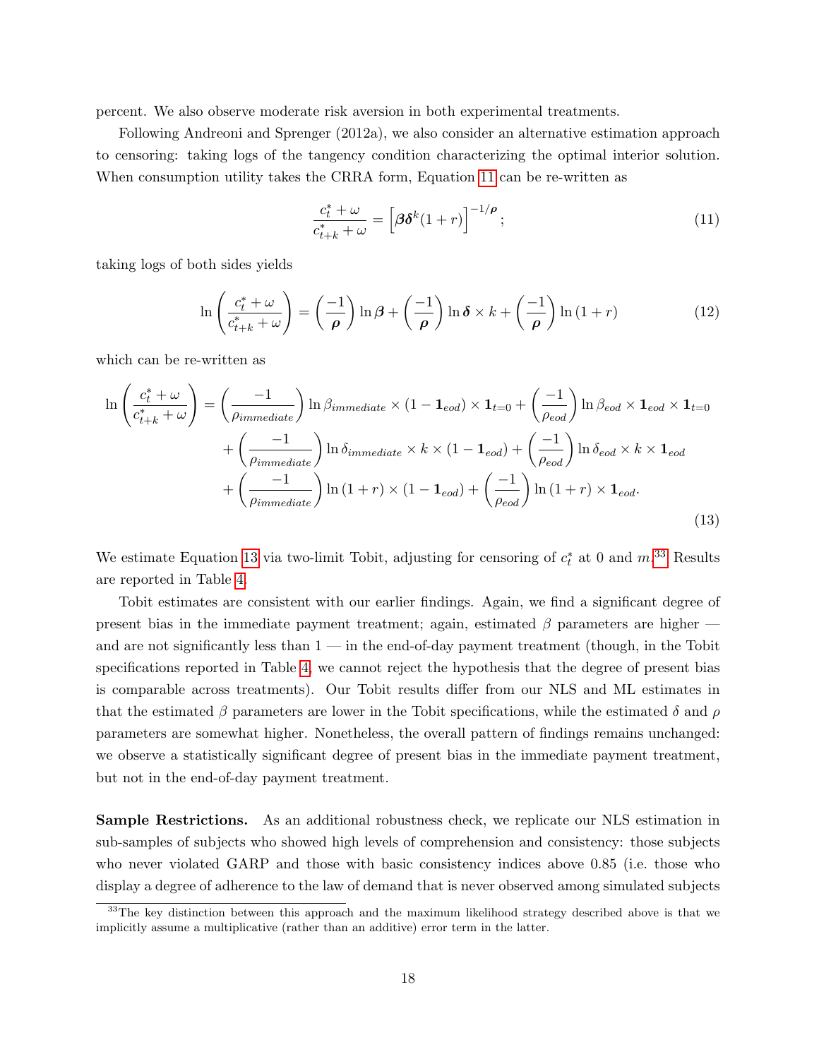percent. We also observe moderate risk aversion in both experimental treatments.

Following Andreoni and Sprenger (2012a), we also consider an alternative estimation approach to censoring: taking logs of the tangency condition characterizing the optimal interior solution. When consumption utility takes the CRRA form, Equation 11 can be re-written as

$$\frac{c_t^* + \omega}{c_{t+k}^* + \omega} = \left[\boldsymbol{\beta}\boldsymbol{\delta}^k(1+r)\right]^{-1/\boldsymbol{\rho}}; \tag{11}$$

taking logs of both sides yields

$$\ln\left(\frac{c_t^* + \omega}{c_{t+k}^* + \omega}\right) = \left(\frac{-1}{\boldsymbol{\rho}}\right)\ln\boldsymbol{\beta} + \left(\frac{-1}{\boldsymbol{\rho}}\right)\ln\boldsymbol{\delta} \times k + \left(\frac{-1}{\boldsymbol{\rho}}\right)\ln(1+r) \tag{12}$$

which can be re-written as

$$\begin{aligned}
\ln\left(\frac{c_t^* + \omega}{c_{t+k}^* + \omega}\right) = &\left(\frac{-1}{\rho_{immediate}}\right)\ln\beta_{immediate} \times (1 - \mathbf{1}_{eod}) \times \mathbf{1}_{t=0} + \left(\frac{-1}{\rho_{eod}}\right)\ln\beta_{eod} \times \mathbf{1}_{eod} \times \mathbf{1}_{t=0} \\
&+ \left(\frac{-1}{\rho_{immediate}}\right)\ln\delta_{immediate} \times k \times (1 - \mathbf{1}_{eod}) + \left(\frac{-1}{\rho_{eod}}\right)\ln\delta_{eod} \times k \times \mathbf{1}_{eod} \\
&+ \left(\frac{-1}{\rho_{immediate}}\right)\ln(1+r) \times (1 - \mathbf{1}_{eod}) + \left(\frac{-1}{\rho_{eod}}\right)\ln(1+r) \times \mathbf{1}_{eod}.
\end{aligned} \tag{13}$$

We estimate Equation 13 via two-limit Tobit, adjusting for censoring of $c_t^*$ at 0 and $m$.[33] Results are reported in Table 4.

Tobit estimates are consistent with our earlier findings. Again, we find a significant degree of present bias in the immediate payment treatment; again, estimated $\beta$ parameters are higher — and are not significantly less than 1 — in the end-of-day payment treatment (though, in the Tobit specifications reported in Table 4, we cannot reject the hypothesis that the degree of present bias is comparable across treatments). Our Tobit results differ from our NLS and ML estimates in that the estimated $\beta$ parameters are lower in the Tobit specifications, while the estimated $\delta$ and $\rho$ parameters are somewhat higher. Nonetheless, the overall pattern of findings remains unchanged: we observe a statistically significant degree of present bias in the immediate payment treatment, but not in the end-of-day payment treatment.

**Sample Restrictions.** As an additional robustness check, we replicate our NLS estimation in sub-samples of subjects who showed high levels of comprehension and consistency: those subjects who never violated GARP and those with basic consistency indices above 0.85 (i.e. those who display a degree of adherence to the law of demand that is never observed among simulated subjects

[33] The key distinction between this approach and the maximum likelihood strategy described above is that we implicitly assume a multiplicative (rather than an additive) error term in the latter.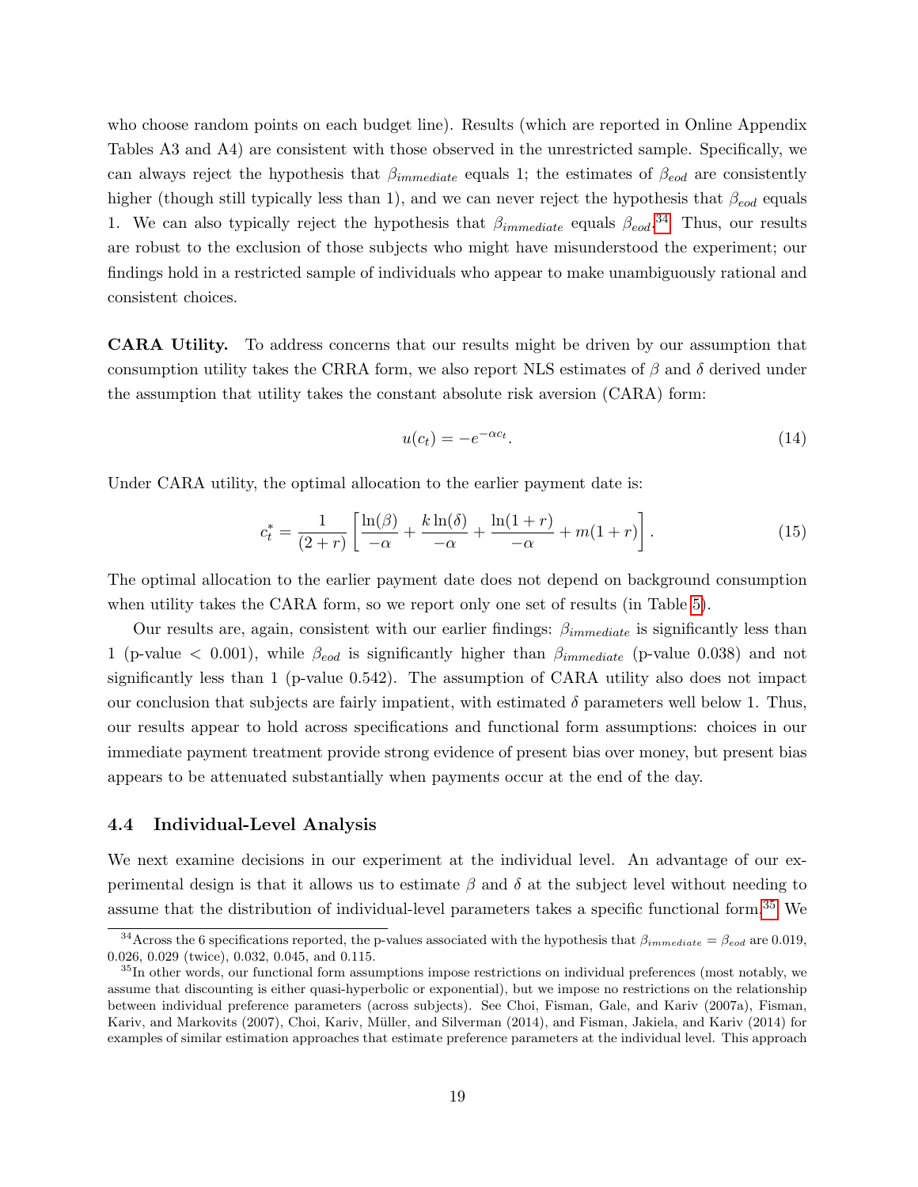who choose random points on each budget line). Results (which are reported in Online Appendix Tables A3 and A4) are consistent with those observed in the unrestricted sample. Specifically, we can always reject the hypothesis that $\beta_{immediate}$ equals 1; the estimates of $\beta_{eod}$ are consistently higher (though still typically less than 1), and we can never reject the hypothesis that $\beta_{eod}$ equals 1. We can also typically reject the hypothesis that $\beta_{immediate}$ equals $\beta_{eod}$.[34] Thus, our results are robust to the exclusion of those subjects who might have misunderstood the experiment; our findings hold in a restricted sample of individuals who appear to make unambiguously rational and consistent choices.

**CARA Utility.** To address concerns that our results might be driven by our assumption that consumption utility takes the CRRA form, we also report NLS estimates of $\beta$ and $\delta$ derived under the assumption that utility takes the constant absolute risk aversion (CARA) form:

$$u(c_t) = -e^{-\alpha c_t}. \tag{14}$$

Under CARA utility, the optimal allocation to the earlier payment date is:

$$c_t^* = \frac{1}{(2+r)}\left[\frac{\ln(\beta)}{-\alpha} + \frac{k\ln(\delta)}{-\alpha} + \frac{\ln(1+r)}{-\alpha} + m(1+r)\right]. \tag{15}$$

The optimal allocation to the earlier payment date does not depend on background consumption when utility takes the CARA form, so we report only one set of results (in Table 5).

Our results are, again, consistent with our earlier findings: $\beta_{immediate}$ is significantly less than 1 (p-value $< 0.001$), while $\beta_{eod}$ is significantly higher than $\beta_{immediate}$ (p-value 0.038) and not significantly less than 1 (p-value 0.542). The assumption of CARA utility also does not impact our conclusion that subjects are fairly impatient, with estimated $\delta$ parameters well below 1. Thus, our results appear to hold across specifications and functional form assumptions: choices in our immediate payment treatment provide strong evidence of present bias over money, but present bias appears to be attenuated substantially when payments occur at the end of the day.

### 4.4 Individual-Level Analysis

We next examine decisions in our experiment at the individual level. An advantage of our experimental design is that it allows us to estimate $\beta$ and $\delta$ at the subject level without needing to assume that the distribution of individual-level parameters takes a specific functional form.[35] We

---

[34] Across the 6 specifications reported, the p-values associated with the hypothesis that $\beta_{immediate} = \beta_{eod}$ are 0.019, 0.026, 0.029 (twice), 0.032, 0.045, and 0.115.

[35] In other words, our functional form assumptions impose restrictions on individual preferences (most notably, we assume that discounting is either quasi-hyperbolic or exponential), but we impose no restrictions on the relationship between individual preference parameters (across subjects). See Choi, Fisman, Gale, and Kariv (2007a), Fisman, Kariv, and Markovits (2007), Choi, Kariv, Müller, and Silverman (2014), and Fisman, Jakiela, and Kariv (2014) for examples of similar estimation approaches that estimate preference parameters at the individual level. This approach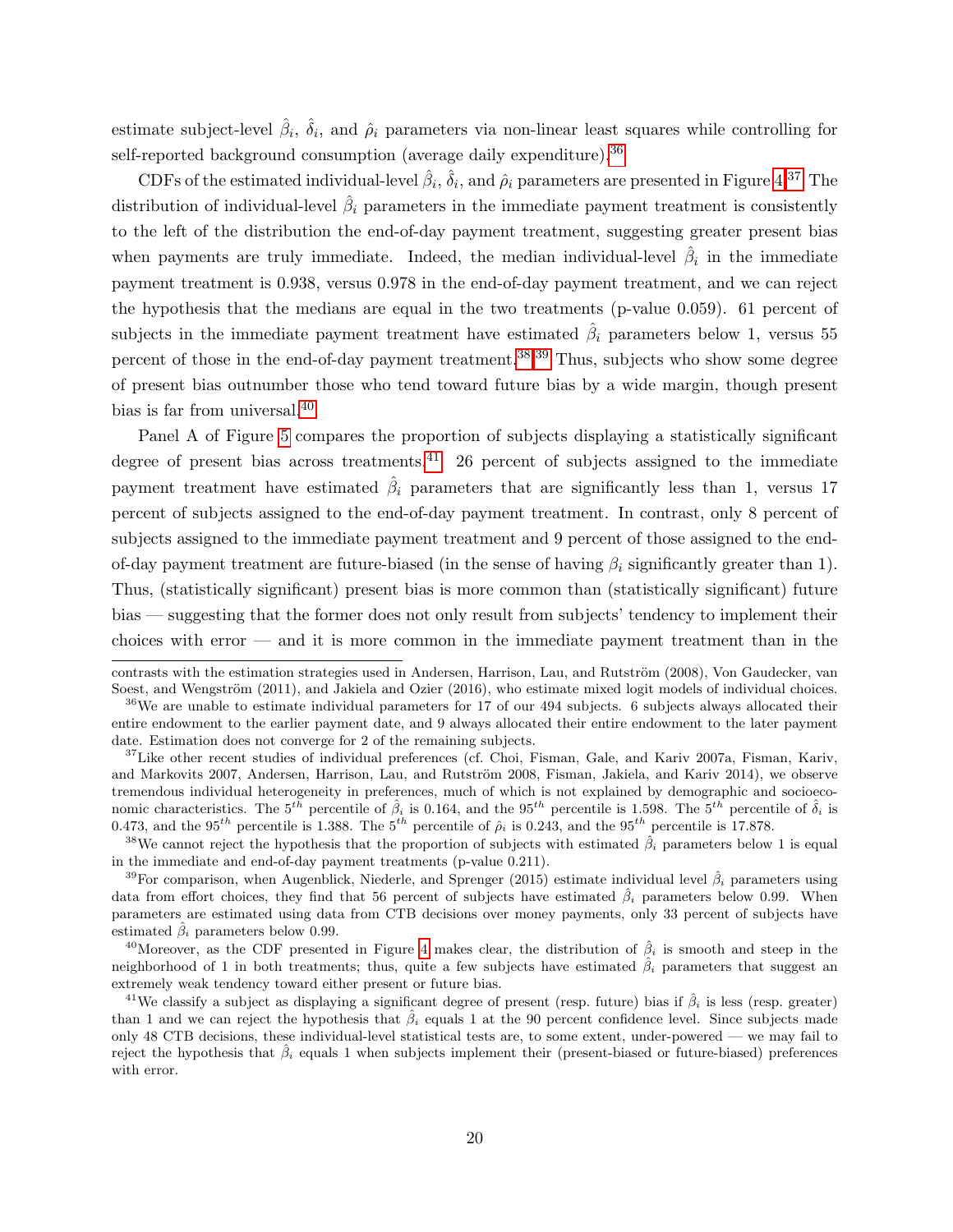estimate subject-level $\hat{\beta}_i$, $\hat{\delta}_i$, and $\hat{\rho}_i$ parameters via non-linear least squares while controlling for self-reported background consumption (average daily expenditure).[36]

CDFs of the estimated individual-level $\hat{\beta}_i$, $\hat{\delta}_i$, and $\hat{\rho}_i$ parameters are presented in Figure 4.[37] The distribution of individual-level $\hat{\beta}_i$ parameters in the immediate payment treatment is consistently to the left of the distribution the end-of-day payment treatment, suggesting greater present bias when payments are truly immediate. Indeed, the median individual-level $\hat{\beta}_i$ in the immediate payment treatment is 0.938, versus 0.978 in the end-of-day payment treatment, and we can reject the hypothesis that the medians are equal in the two treatments (p-value 0.059). 61 percent of subjects in the immediate payment treatment have estimated $\hat{\beta}_i$ parameters below 1, versus 55 percent of those in the end-of-day payment treatment.[38,39] Thus, subjects who show some degree of present bias outnumber those who tend toward future bias by a wide margin, though present bias is far from universal.[40]

Panel A of Figure 5 compares the proportion of subjects displaying a statistically significant degree of present bias across treatments.[41] 26 percent of subjects assigned to the immediate payment treatment have estimated $\hat{\beta}_i$ parameters that are significantly less than 1, versus 17 percent of subjects assigned to the end-of-day payment treatment. In contrast, only 8 percent of subjects assigned to the immediate payment treatment and 9 percent of those assigned to the end-of-day payment treatment are future-biased (in the sense of having $\beta_i$ significantly greater than 1). Thus, (statistically significant) present bias is more common than (statistically significant) future bias — suggesting that the former does not only result from subjects' tendency to implement their choices with error — and it is more common in the immediate payment treatment than in the

contrasts with the estimation strategies used in Andersen, Harrison, Lau, and Rutström (2008), Von Gaudecker, van Soest, and Wengström (2011), and Jakiela and Ozier (2016), who estimate mixed logit models of individual choices.

[36] We are unable to estimate individual parameters for 17 of our 494 subjects. 6 subjects always allocated their entire endowment to the earlier payment date, and 9 always allocated their entire endowment to the later payment date. Estimation does not converge for 2 of the remaining subjects.

[37] Like other recent studies of individual preferences (cf. Choi, Fisman, Gale, and Kariv 2007a, Fisman, Kariv, and Markovits 2007, Andersen, Harrison, Lau, and Rutström 2008, Fisman, Jakiela, and Kariv 2014), we observe tremendous individual heterogeneity in preferences, much of which is not explained by demographic and socioeconomic characteristics. The $5^{th}$ percentile of $\hat{\beta}_i$ is 0.164, and the $95^{th}$ percentile is 1.598. The $5^{th}$ percentile of $\hat{\delta}_i$ is 0.473, and the $95^{th}$ percentile is 1.388. The $5^{th}$ percentile of $\hat{\rho}_i$ is 0.243, and the $95^{th}$ percentile is 17.878.

[38] We cannot reject the hypothesis that the proportion of subjects with estimated $\hat{\beta}_i$ parameters below 1 is equal in the immediate and end-of-day payment treatments (p-value 0.211).

[39] For comparison, when Augenblick, Niederle, and Sprenger (2015) estimate individual level $\hat{\beta}_i$ parameters using data from effort choices, they find that 56 percent of subjects have estimated $\hat{\beta}_i$ parameters below 0.99. When parameters are estimated using data from CTB decisions over money payments, only 33 percent of subjects have estimated $\hat{\beta}_i$ parameters below 0.99.

[40] Moreover, as the CDF presented in Figure 4 makes clear, the distribution of $\hat{\beta}_i$ is smooth and steep in the neighborhood of 1 in both treatments; thus, quite a few subjects have estimated $\hat{\beta}_i$ parameters that suggest an extremely weak tendency toward either present or future bias.

[41] We classify a subject as displaying a significant degree of present (resp. future) bias if $\hat{\beta}_i$ is less (resp. greater) than 1 and we can reject the hypothesis that $\hat{\beta}_i$ equals 1 at the 90 percent confidence level. Since subjects made only 48 CTB decisions, these individual-level statistical tests are, to some extent, under-powered — we may fail to reject the hypothesis that $\hat{\beta}_i$ equals 1 when subjects implement their (present-biased or future-biased) preferences with error.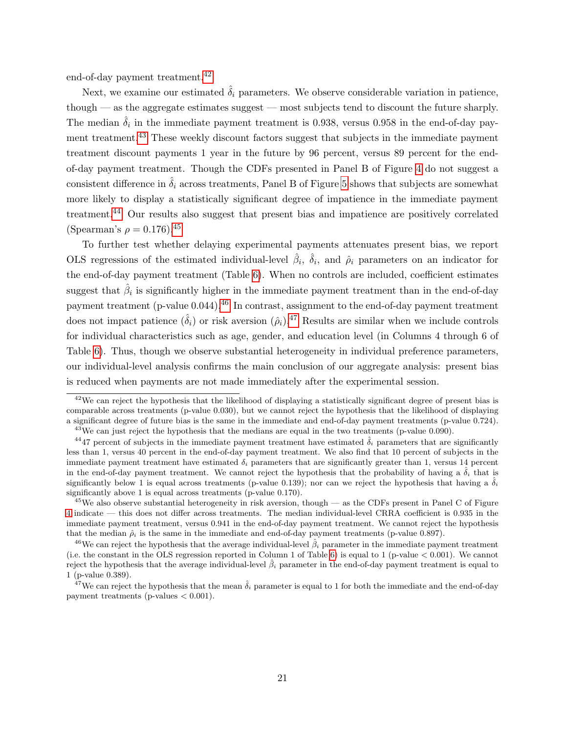end-of-day payment treatment.[42]

Next, we examine our estimated $\hat{\delta}_i$ parameters. We observe considerable variation in patience, though — as the aggregate estimates suggest — most subjects tend to discount the future sharply. The median $\hat{\delta}_i$ in the immediate payment treatment is 0.938, versus 0.958 in the end-of-day payment treatment.[43] These weekly discount factors suggest that subjects in the immediate payment treatment discount payments 1 year in the future by 96 percent, versus 89 percent for the end-of-day payment treatment. Though the CDFs presented in Panel B of Figure 4 do not suggest a consistent difference in $\hat{\delta}_i$ across treatments, Panel B of Figure 5 shows that subjects are somewhat more likely to display a statistically significant degree of impatience in the immediate payment treatment.[44] Our results also suggest that present bias and impatience are positively correlated (Spearman's $\rho = 0.176$).[45]

To further test whether delaying experimental payments attenuates present bias, we report OLS regressions of the estimated individual-level $\hat{\beta}_i$, $\hat{\delta}_i$, and $\hat{\rho}_i$ parameters on an indicator for the end-of-day payment treatment (Table 6). When no controls are included, coefficient estimates suggest that $\hat{\beta}_i$ is significantly higher in the immediate payment treatment than in the end-of-day payment treatment (p-value 0.044).[46] In contrast, assignment to the end-of-day payment treatment does not impact patience ($\hat{\delta}_i$) or risk aversion ($\hat{\rho}_i$).[47] Results are similar when we include controls for individual characteristics such as age, gender, and education level (in Columns 4 through 6 of Table 6). Thus, though we observe substantial heterogeneity in individual preference parameters, our individual-level analysis confirms the main conclusion of our aggregate analysis: present bias is reduced when payments are not made immediately after the experimental session.

---

[42] We can reject the hypothesis that the likelihood of displaying a statistically significant degree of present bias is comparable across treatments (p-value 0.030), but we cannot reject the hypothesis that the likelihood of displaying a significant degree of future bias is the same in the immediate and end-of-day payment treatments (p-value 0.724).

[43] We can just reject the hypothesis that the medians are equal in the two treatments (p-value 0.090).

[44] 47 percent of subjects in the immediate payment treatment have estimated $\hat{\delta}_i$ parameters that are significantly less than 1, versus 40 percent in the end-of-day payment treatment. We also find that 10 percent of subjects in the immediate payment treatment have estimated $\delta_i$ parameters that are significantly greater than 1, versus 14 percent in the end-of-day payment treatment. We cannot reject the hypothesis that the probability of having a $\hat{\delta}_i$ that is significantly below 1 is equal across treatments (p-value 0.139); nor can we reject the hypothesis that having a $\hat{\delta}_i$ significantly above 1 is equal across treatments (p-value 0.170).

[45] We also observe substantial heterogeneity in risk aversion, though — as the CDFs present in Panel C of Figure 4 indicate — this does not differ across treatments. The median individual-level CRRA coefficient is 0.935 in the immediate payment treatment, versus 0.941 in the end-of-day payment treatment. We cannot reject the hypothesis that the median $\hat{\rho}_i$ is the same in the immediate and end-of-day payment treatments (p-value 0.897).

[46] We can reject the hypothesis that the average individual-level $\hat{\beta}_i$ parameter in the immediate payment treatment (i.e. the constant in the OLS regression reported in Column 1 of Table 6) is equal to 1 (p-value $< 0.001$). We cannot reject the hypothesis that the average individual-level $\hat{\beta}_i$ parameter in the end-of-day payment treatment is equal to 1 (p-value 0.389).

[47] We can reject the hypothesis that the mean $\hat{\delta}_i$ parameter is equal to 1 for both the immediate and the end-of-day payment treatments (p-values $< 0.001$).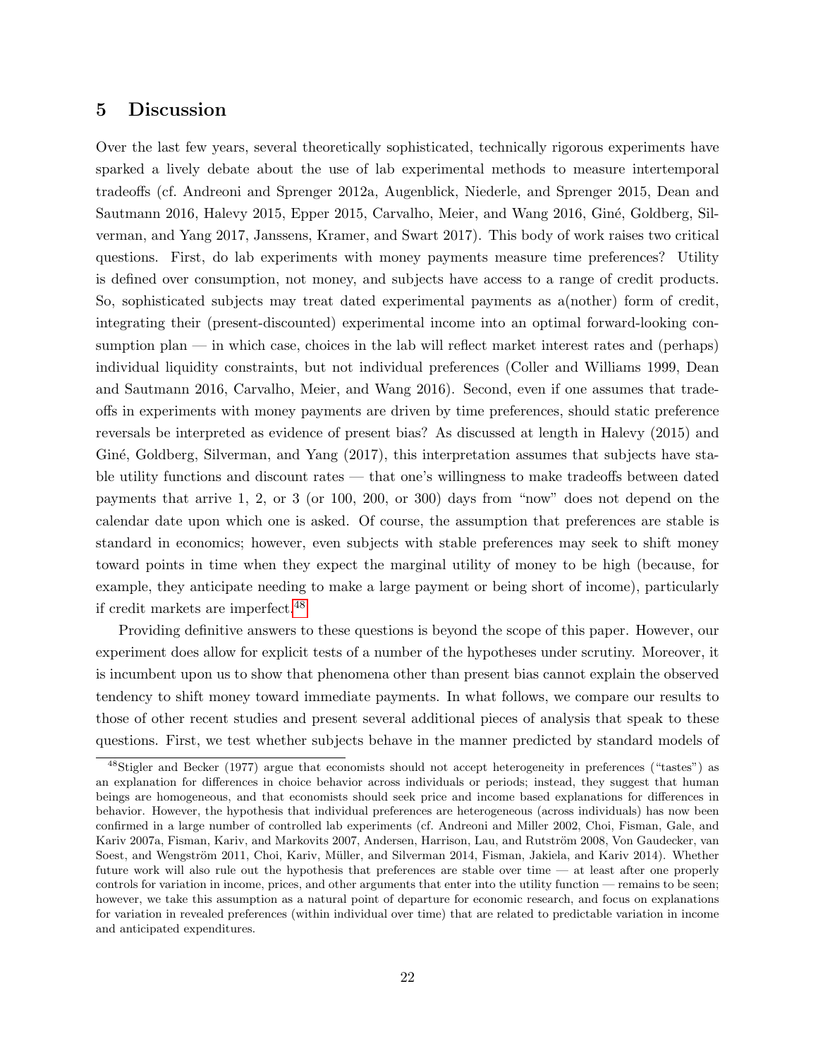## 5 Discussion

Over the last few years, several theoretically sophisticated, technically rigorous experiments have sparked a lively debate about the use of lab experimental methods to measure intertemporal tradeoffs (cf. Andreoni and Sprenger 2012a, Augenblick, Niederle, and Sprenger 2015, Dean and Sautmann 2016, Halevy 2015, Epper 2015, Carvalho, Meier, and Wang 2016, Giné, Goldberg, Silverman, and Yang 2017, Janssens, Kramer, and Swart 2017). This body of work raises two critical questions. First, do lab experiments with money payments measure time preferences? Utility is defined over consumption, not money, and subjects have access to a range of credit products. So, sophisticated subjects may treat dated experimental payments as a(nother) form of credit, integrating their (present-discounted) experimental income into an optimal forward-looking consumption plan — in which case, choices in the lab will reflect market interest rates and (perhaps) individual liquidity constraints, but not individual preferences (Coller and Williams 1999, Dean and Sautmann 2016, Carvalho, Meier, and Wang 2016). Second, even if one assumes that tradeoffs in experiments with money payments are driven by time preferences, should static preference reversals be interpreted as evidence of present bias? As discussed at length in Halevy (2015) and Giné, Goldberg, Silverman, and Yang (2017), this interpretation assumes that subjects have stable utility functions and discount rates — that one's willingness to make tradeoffs between dated payments that arrive 1, 2, or 3 (or 100, 200, or 300) days from "now" does not depend on the calendar date upon which one is asked. Of course, the assumption that preferences are stable is standard in economics; however, even subjects with stable preferences may seek to shift money toward points in time when they expect the marginal utility of money to be high (because, for example, they anticipate needing to make a large payment or being short of income), particularly if credit markets are imperfect.[48]

Providing definitive answers to these questions is beyond the scope of this paper. However, our experiment does allow for explicit tests of a number of the hypotheses under scrutiny. Moreover, it is incumbent upon us to show that phenomena other than present bias cannot explain the observed tendency to shift money toward immediate payments. In what follows, we compare our results to those of other recent studies and present several additional pieces of analysis that speak to these questions. First, we test whether subjects behave in the manner predicted by standard models of

[48] Stigler and Becker (1977) argue that economists should not accept heterogeneity in preferences ("tastes") as an explanation for differences in choice behavior across individuals or periods; instead, they suggest that human beings are homogeneous, and that economists should seek price and income based explanations for differences in behavior. However, the hypothesis that individual preferences are heterogeneous (across individuals) has now been confirmed in a large number of controlled lab experiments (cf. Andreoni and Miller 2002, Choi, Fisman, Gale, and Kariv 2007a, Fisman, Kariv, and Markovits 2007, Andersen, Harrison, Lau, and Rutström 2008, Von Gaudecker, van Soest, and Wengström 2011, Choi, Kariv, Müller, and Silverman 2014, Fisman, Jakiela, and Kariv 2014). Whether future work will also rule out the hypothesis that preferences are stable over time — at least after one properly controls for variation in income, prices, and other arguments that enter into the utility function — remains to be seen; however, we take this assumption as a natural point of departure for economic research, and focus on explanations for variation in revealed preferences (within individual over time) that are related to predictable variation in income and anticipated expenditures.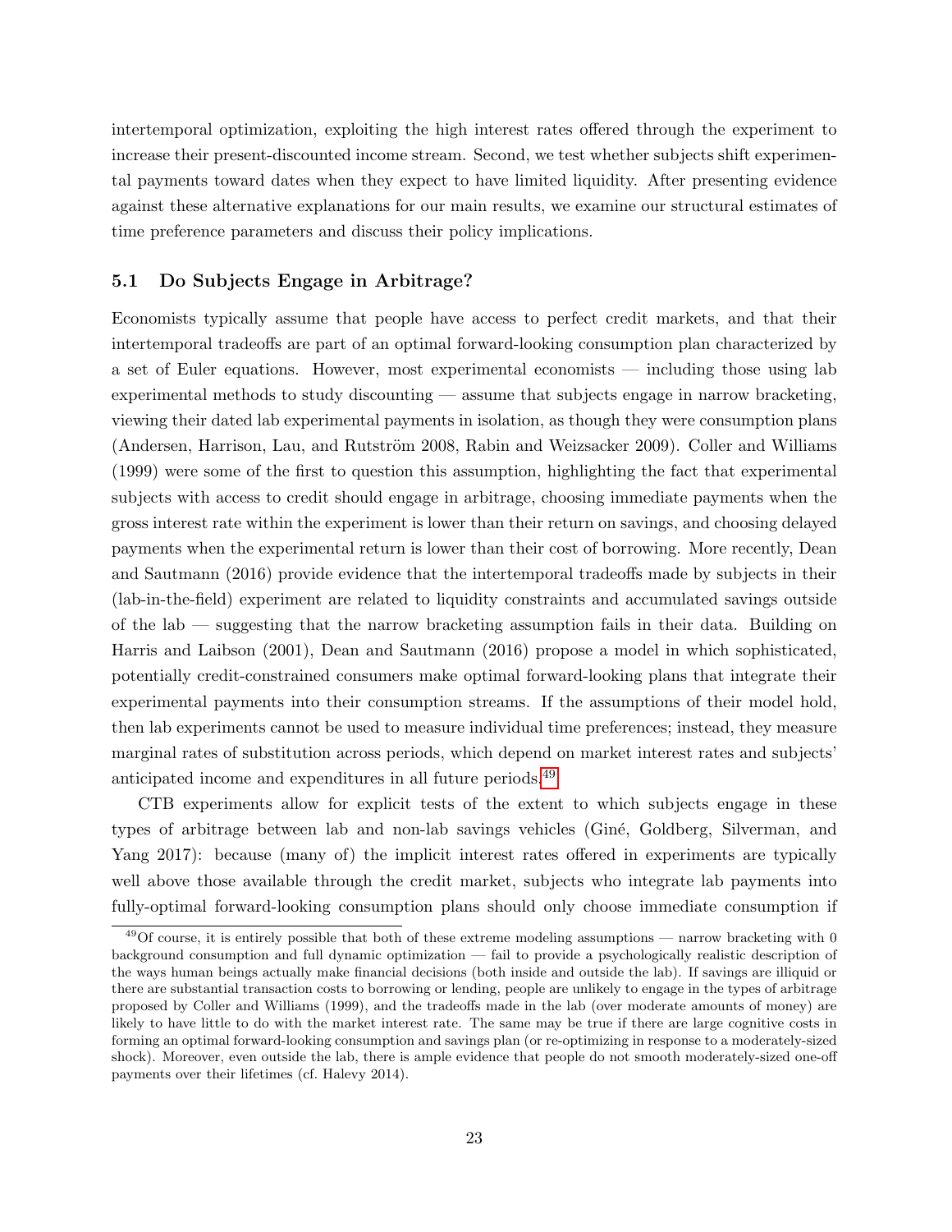intertemporal optimization, exploiting the high interest rates offered through the experiment to increase their present-discounted income stream. Second, we test whether subjects shift experimental payments toward dates when they expect to have limited liquidity. After presenting evidence against these alternative explanations for our main results, we examine our structural estimates of time preference parameters and discuss their policy implications.

### 5.1 Do Subjects Engage in Arbitrage?

Economists typically assume that people have access to perfect credit markets, and that their intertemporal tradeoffs are part of an optimal forward-looking consumption plan characterized by a set of Euler equations. However, most experimental economists — including those using lab experimental methods to study discounting — assume that subjects engage in narrow bracketing, viewing their dated lab experimental payments in isolation, as though they were consumption plans (Andersen, Harrison, Lau, and Rutström 2008, Rabin and Weizsacker 2009). Coller and Williams (1999) were some of the first to question this assumption, highlighting the fact that experimental subjects with access to credit should engage in arbitrage, choosing immediate payments when the gross interest rate within the experiment is lower than their return on savings, and choosing delayed payments when the experimental return is lower than their cost of borrowing. More recently, Dean and Sautmann (2016) provide evidence that the intertemporal tradeoffs made by subjects in their (lab-in-the-field) experiment are related to liquidity constraints and accumulated savings outside of the lab — suggesting that the narrow bracketing assumption fails in their data. Building on Harris and Laibson (2001), Dean and Sautmann (2016) propose a model in which sophisticated, potentially credit-constrained consumers make optimal forward-looking plans that integrate their experimental payments into their consumption streams. If the assumptions of their model hold, then lab experiments cannot be used to measure individual time preferences; instead, they measure marginal rates of substitution across periods, which depend on market interest rates and subjects' anticipated income and expenditures in all future periods.[49]

CTB experiments allow for explicit tests of the extent to which subjects engage in these types of arbitrage between lab and non-lab savings vehicles (Giné, Goldberg, Silverman, and Yang 2017): because (many of) the implicit interest rates offered in experiments are typically well above those available through the credit market, subjects who integrate lab payments into fully-optimal forward-looking consumption plans should only choose immediate consumption if

[49]Of course, it is entirely possible that both of these extreme modeling assumptions — narrow bracketing with 0 background consumption and full dynamic optimization — fail to provide a psychologically realistic description of the ways human beings actually make financial decisions (both inside and outside the lab). If savings are illiquid or there are substantial transaction costs to borrowing or lending, people are unlikely to engage in the types of arbitrage proposed by Coller and Williams (1999), and the tradeoffs made in the lab (over moderate amounts of money) are likely to have little to do with the market interest rate. The same may be true if there are large cognitive costs in forming an optimal forward-looking consumption and savings plan (or re-optimizing in response to a moderately-sized shock). Moreover, even outside the lab, there is ample evidence that people do not smooth moderately-sized one-off payments over their lifetimes (cf. Halevy 2014).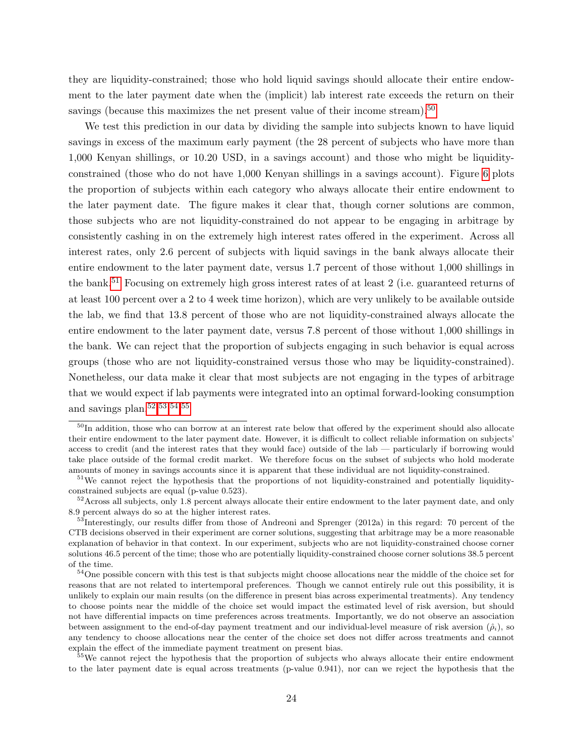they are liquidity-constrained; those who hold liquid savings should allocate their entire endowment to the later payment date when the (implicit) lab interest rate exceeds the return on their savings (because this maximizes the net present value of their income stream).[50]

We test this prediction in our data by dividing the sample into subjects known to have liquid savings in excess of the maximum early payment (the 28 percent of subjects who have more than 1,000 Kenyan shillings, or 10.20 USD, in a savings account) and those who might be liquidity-constrained (those who do not have 1,000 Kenyan shillings in a savings account). Figure 6 plots the proportion of subjects within each category who always allocate their entire endowment to the later payment date. The figure makes it clear that, though corner solutions are common, those subjects who are not liquidity-constrained do not appear to be engaging in arbitrage by consistently cashing in on the extremely high interest rates offered in the experiment. Across all interest rates, only 2.6 percent of subjects with liquid savings in the bank always allocate their entire endowment to the later payment date, versus 1.7 percent of those without 1,000 shillings in the bank.[51] Focusing on extremely high gross interest rates of at least 2 (i.e. guaranteed returns of at least 100 percent over a 2 to 4 week time horizon), which are very unlikely to be available outside the lab, we find that 13.8 percent of those who are not liquidity-constrained always allocate the entire endowment to the later payment date, versus 7.8 percent of those without 1,000 shillings in the bank. We can reject that the proportion of subjects engaging in such behavior is equal across groups (those who are not liquidity-constrained versus those who may be liquidity-constrained). Nonetheless, our data make it clear that most subjects are not engaging in the types of arbitrage that we would expect if lab payments were integrated into an optimal forward-looking consumption and savings plan.[52,53,54,55]

[50]In addition, those who can borrow at an interest rate below that offered by the experiment should also allocate their entire endowment to the later payment date. However, it is difficult to collect reliable information on subjects' access to credit (and the interest rates that they would face) outside of the lab — particularly if borrowing would take place outside of the formal credit market. We therefore focus on the subset of subjects who hold moderate amounts of money in savings accounts since it is apparent that these individual are not liquidity-constrained.

[51]We cannot reject the hypothesis that the proportions of not liquidity-constrained and potentially liquidity-constrained subjects are equal (p-value 0.523).

[52]Across all subjects, only 1.8 percent always allocate their entire endowment to the later payment date, and only 8.9 percent always do so at the higher interest rates.

[53]Interestingly, our results differ from those of Andreoni and Sprenger (2012a) in this regard: 70 percent of the CTB decisions observed in their experiment are corner solutions, suggesting that arbitrage may be a more reasonable explanation of behavior in that context. In our experiment, subjects who are not liquidity-constrained choose corner solutions 46.5 percent of the time; those who are potentially liquidity-constrained choose corner solutions 38.5 percent of the time.

[54]One possible concern with this test is that subjects might choose allocations near the middle of the choice set for reasons that are not related to intertemporal preferences. Though we cannot entirely rule out this possibility, it is unlikely to explain our main results (on the difference in present bias across experimental treatments). Any tendency to choose points near the middle of the choice set would impact the estimated level of risk aversion, but should not have differential impacts on time preferences across treatments. Importantly, we do not observe an association between assignment to the end-of-day payment treatment and our individual-level measure of risk aversion ($\hat{\rho}_i$), so any tendency to choose allocations near the center of the choice set does not differ across treatments and cannot explain the effect of the immediate payment treatment on present bias.

[55]We cannot reject the hypothesis that the proportion of subjects who always allocate their entire endowment to the later payment date is equal across treatments (p-value 0.941), nor can we reject the hypothesis that the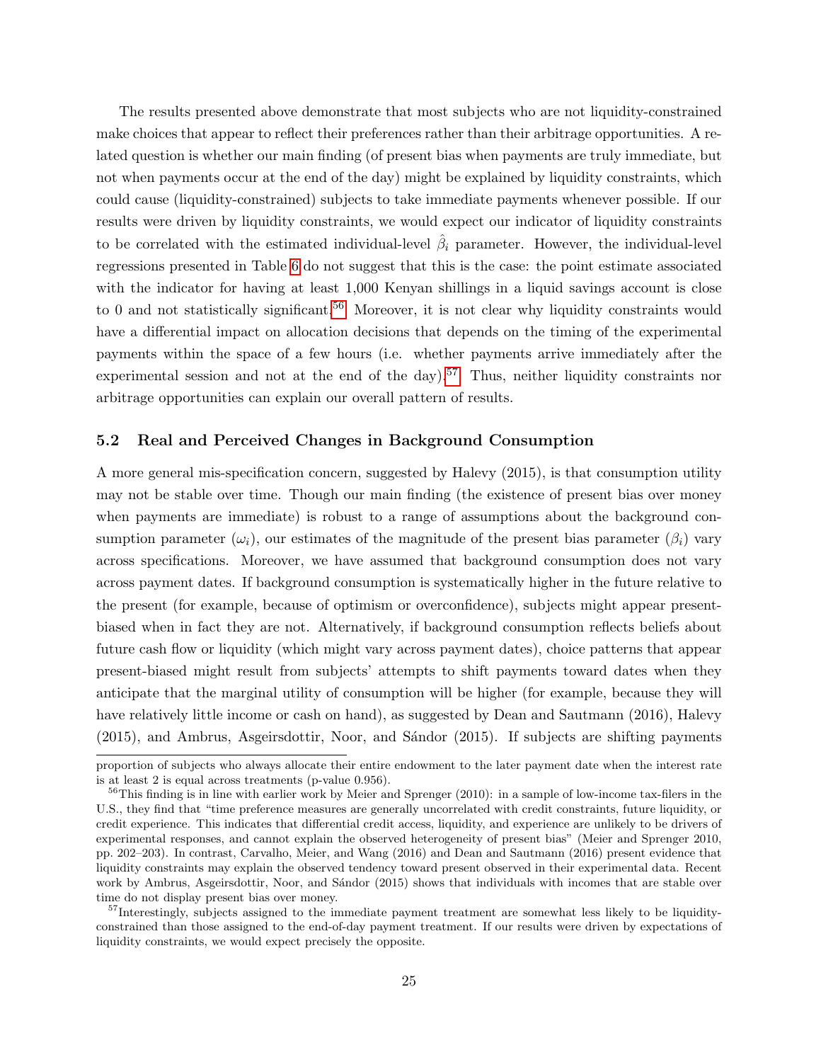The results presented above demonstrate that most subjects who are not liquidity-constrained make choices that appear to reflect their preferences rather than their arbitrage opportunities. A related question is whether our main finding (of present bias when payments are truly immediate, but not when payments occur at the end of the day) might be explained by liquidity constraints, which could cause (liquidity-constrained) subjects to take immediate payments whenever possible. If our results were driven by liquidity constraints, we would expect our indicator of liquidity constraints to be correlated with the estimated individual-level $\hat{\beta}_i$ parameter. However, the individual-level regressions presented in Table 6 do not suggest that this is the case: the point estimate associated with the indicator for having at least 1,000 Kenyan shillings in a liquid savings account is close to 0 and not statistically significant.[56] Moreover, it is not clear why liquidity constraints would have a differential impact on allocation decisions that depends on the timing of the experimental payments within the space of a few hours (i.e. whether payments arrive immediately after the experimental session and not at the end of the day).[57] Thus, neither liquidity constraints nor arbitrage opportunities can explain our overall pattern of results.

### 5.2 Real and Perceived Changes in Background Consumption

A more general mis-specification concern, suggested by Halevy (2015), is that consumption utility may not be stable over time. Though our main finding (the existence of present bias over money when payments are immediate) is robust to a range of assumptions about the background consumption parameter ($\omega_i$), our estimates of the magnitude of the present bias parameter ($\beta_i$) vary across specifications. Moreover, we have assumed that background consumption does not vary across payment dates. If background consumption is systematically higher in the future relative to the present (for example, because of optimism or overconfidence), subjects might appear present-biased when in fact they are not. Alternatively, if background consumption reflects beliefs about future cash flow or liquidity (which might vary across payment dates), choice patterns that appear present-biased might result from subjects' attempts to shift payments toward dates when they anticipate that the marginal utility of consumption will be higher (for example, because they will have relatively little income or cash on hand), as suggested by Dean and Sautmann (2016), Halevy (2015), and Ambrus, Asgeirsdottir, Noor, and Sándor (2015). If subjects are shifting payments

---

proportion of subjects who always allocate their entire endowment to the later payment date when the interest rate is at least 2 is equal across treatments (p-value 0.956).

[56] This finding is in line with earlier work by Meier and Sprenger (2010): in a sample of low-income tax-filers in the U.S., they find that "time preference measures are generally uncorrelated with credit constraints, future liquidity, or credit experience. This indicates that differential credit access, liquidity, and experience are unlikely to be drivers of experimental responses, and cannot explain the observed heterogeneity of present bias" (Meier and Sprenger 2010, pp. 202–203). In contrast, Carvalho, Meier, and Wang (2016) and Dean and Sautmann (2016) present evidence that liquidity constraints may explain the observed tendency toward present observed in their experimental data. Recent work by Ambrus, Asgeirsdottir, Noor, and Sándor (2015) shows that individuals with incomes that are stable over time do not display present bias over money.

[57] Interestingly, subjects assigned to the immediate payment treatment are somewhat less likely to be liquidity-constrained than those assigned to the end-of-day payment treatment. If our results were driven by expectations of liquidity constraints, we would expect precisely the opposite.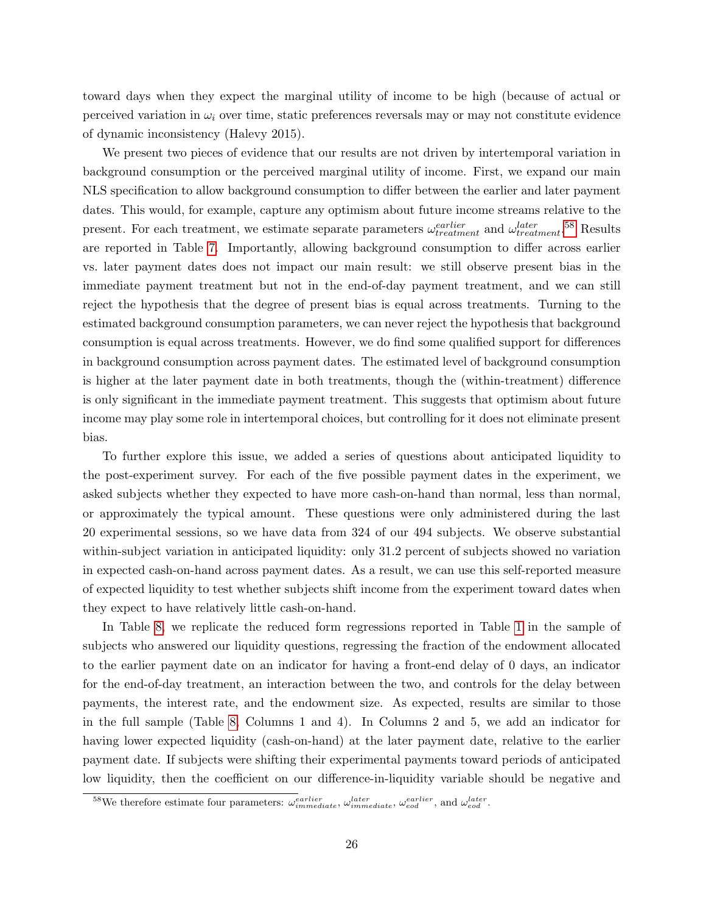toward days when they expect the marginal utility of income to be high (because of actual or perceived variation in $\omega_i$ over time, static preferences reversals may or may not constitute evidence of dynamic inconsistency (Halevy 2015).

We present two pieces of evidence that our results are not driven by intertemporal variation in background consumption or the perceived marginal utility of income. First, we expand our main NLS specification to allow background consumption to differ between the earlier and later payment dates. This would, for example, capture any optimism about future income streams relative to the present. For each treatment, we estimate separate parameters $\omega^{earlier}_{treatment}$ and $\omega^{later}_{treatment}$.[58] Results are reported in Table 7. Importantly, allowing background consumption to differ across earlier vs. later payment dates does not impact our main result: we still observe present bias in the immediate payment treatment but not in the end-of-day payment treatment, and we can still reject the hypothesis that the degree of present bias is equal across treatments. Turning to the estimated background consumption parameters, we can never reject the hypothesis that background consumption is equal across treatments. However, we do find some qualified support for differences in background consumption across payment dates. The estimated level of background consumption is higher at the later payment date in both treatments, though the (within-treatment) difference is only significant in the immediate payment treatment. This suggests that optimism about future income may play some role in intertemporal choices, but controlling for it does not eliminate present bias.

To further explore this issue, we added a series of questions about anticipated liquidity to the post-experiment survey. For each of the five possible payment dates in the experiment, we asked subjects whether they expected to have more cash-on-hand than normal, less than normal, or approximately the typical amount. These questions were only administered during the last 20 experimental sessions, so we have data from 324 of our 494 subjects. We observe substantial within-subject variation in anticipated liquidity: only 31.2 percent of subjects showed no variation in expected cash-on-hand across payment dates. As a result, we can use this self-reported measure of expected liquidity to test whether subjects shift income from the experiment toward dates when they expect to have relatively little cash-on-hand.

In Table 8, we replicate the reduced form regressions reported in Table 1 in the sample of subjects who answered our liquidity questions, regressing the fraction of the endowment allocated to the earlier payment date on an indicator for having a front-end delay of 0 days, an indicator for the end-of-day treatment, an interaction between the two, and controls for the delay between payments, the interest rate, and the endowment size. As expected, results are similar to those in the full sample (Table 8, Columns 1 and 4). In Columns 2 and 5, we add an indicator for having lower expected liquidity (cash-on-hand) at the later payment date, relative to the earlier payment date. If subjects were shifting their experimental payments toward periods of anticipated low liquidity, then the coefficient on our difference-in-liquidity variable should be negative and

[58]We therefore estimate four parameters: $\omega^{earlier}_{immediate}$, $\omega^{later}_{immediate}$, $\omega^{earlier}_{eod}$, and $\omega^{later}_{eod}$.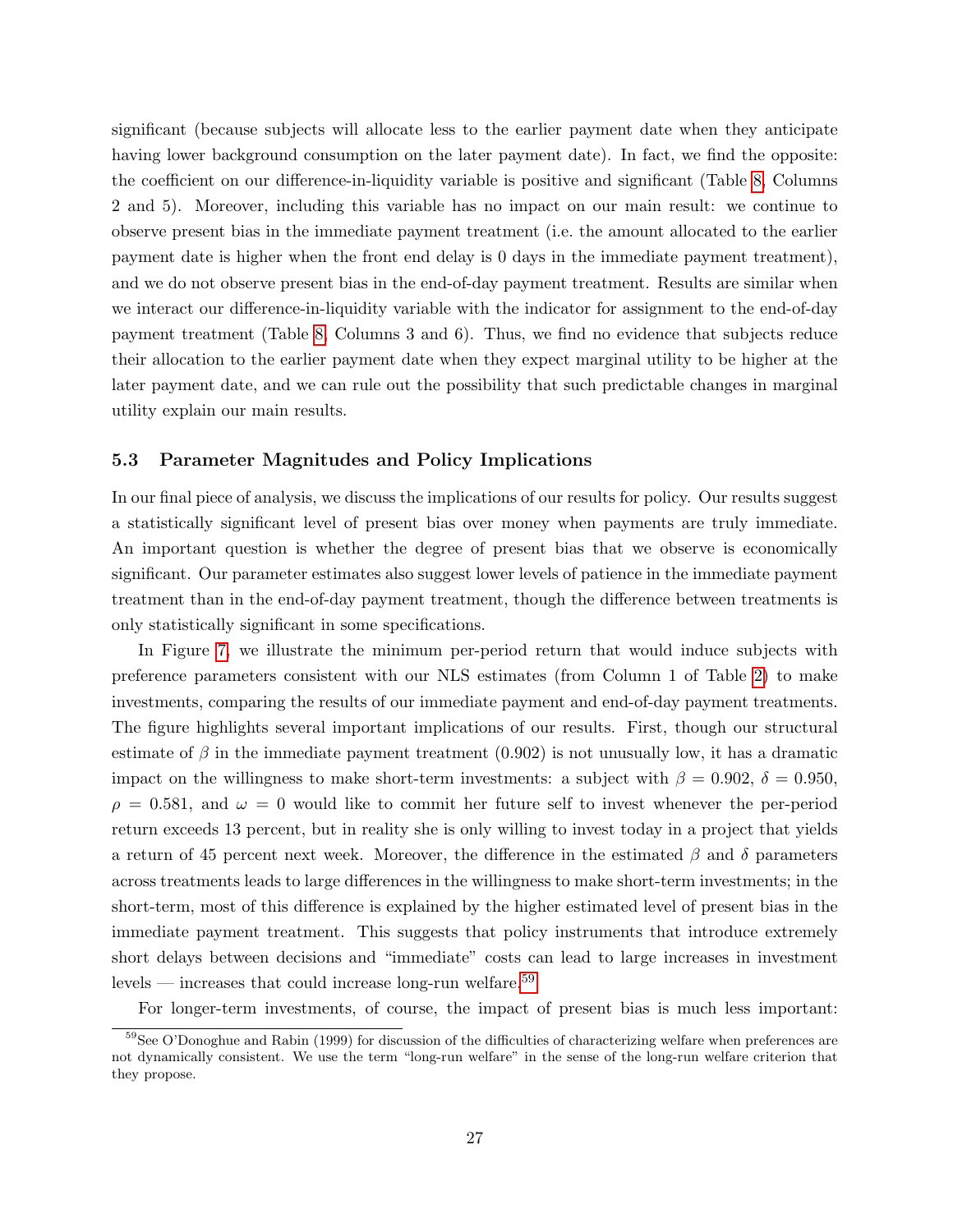significant (because subjects will allocate less to the earlier payment date when they anticipate having lower background consumption on the later payment date). In fact, we find the opposite: the coefficient on our difference-in-liquidity variable is positive and significant (Table 8, Columns 2 and 5). Moreover, including this variable has no impact on our main result: we continue to observe present bias in the immediate payment treatment (i.e. the amount allocated to the earlier payment date is higher when the front end delay is 0 days in the immediate payment treatment), and we do not observe present bias in the end-of-day payment treatment. Results are similar when we interact our difference-in-liquidity variable with the indicator for assignment to the end-of-day payment treatment (Table 8, Columns 3 and 6). Thus, we find no evidence that subjects reduce their allocation to the earlier payment date when they expect marginal utility to be higher at the later payment date, and we can rule out the possibility that such predictable changes in marginal utility explain our main results.

### 5.3 Parameter Magnitudes and Policy Implications

In our final piece of analysis, we discuss the implications of our results for policy. Our results suggest a statistically significant level of present bias over money when payments are truly immediate. An important question is whether the degree of present bias that we observe is economically significant. Our parameter estimates also suggest lower levels of patience in the immediate payment treatment than in the end-of-day payment treatment, though the difference between treatments is only statistically significant in some specifications.

In Figure 7, we illustrate the minimum per-period return that would induce subjects with preference parameters consistent with our NLS estimates (from Column 1 of Table 2) to make investments, comparing the results of our immediate payment and end-of-day payment treatments. The figure highlights several important implications of our results. First, though our structural estimate of $\beta$ in the immediate payment treatment (0.902) is not unusually low, it has a dramatic impact on the willingness to make short-term investments: a subject with $\beta = 0.902$, $\delta = 0.950$, $\rho = 0.581$, and $\omega = 0$ would like to commit her future self to invest whenever the per-period return exceeds 13 percent, but in reality she is only willing to invest today in a project that yields a return of 45 percent next week. Moreover, the difference in the estimated $\beta$ and $\delta$ parameters across treatments leads to large differences in the willingness to make short-term investments; in the short-term, most of this difference is explained by the higher estimated level of present bias in the immediate payment treatment. This suggests that policy instruments that introduce extremely short delays between decisions and "immediate" costs can lead to large increases in investment levels — increases that could increase long-run welfare.[59]

For longer-term investments, of course, the impact of present bias is much less important:

[59] See O'Donoghue and Rabin (1999) for discussion of the difficulties of characterizing welfare when preferences are not dynamically consistent. We use the term "long-run welfare" in the sense of the long-run welfare criterion that they propose.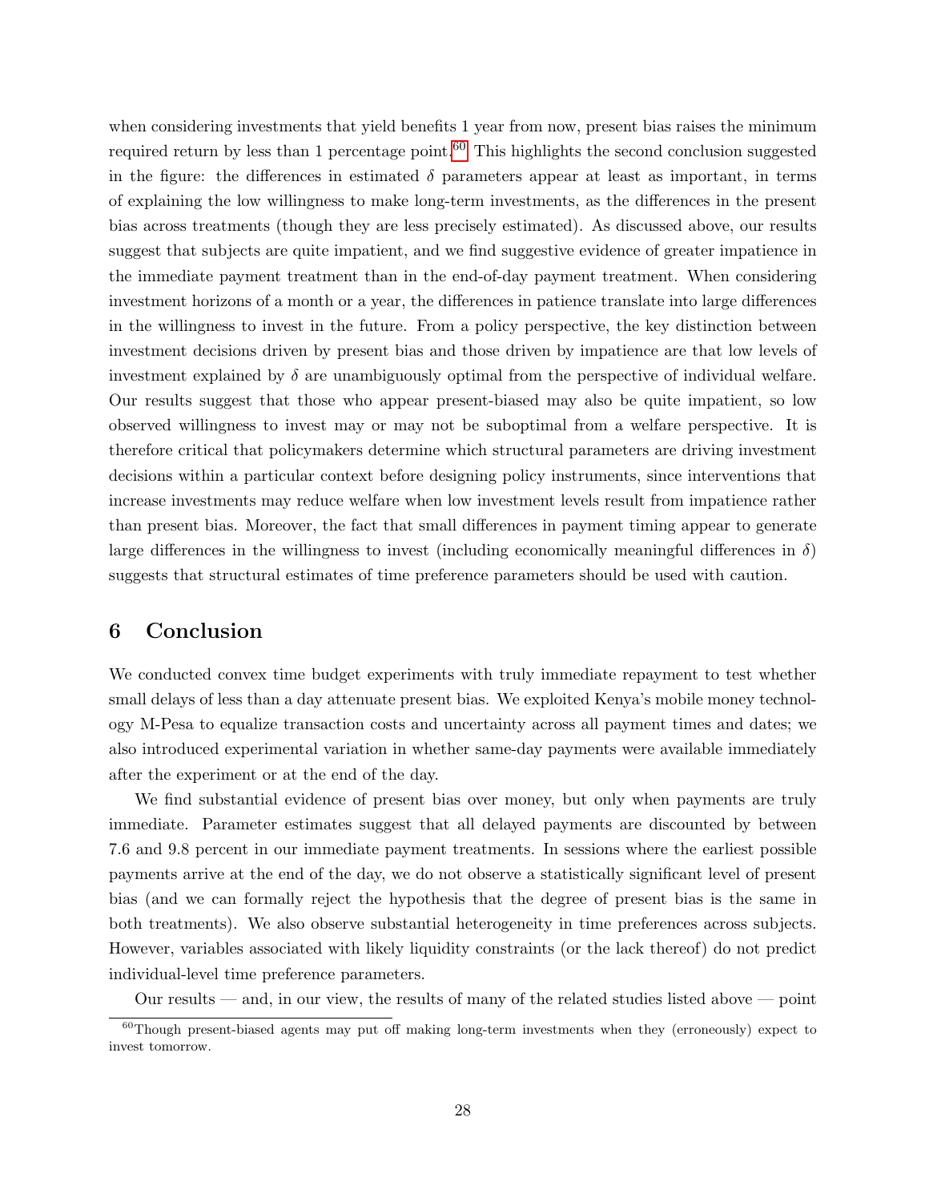when considering investments that yield benefits 1 year from now, present bias raises the minimum required return by less than 1 percentage point.[60] This highlights the second conclusion suggested in the figure: the differences in estimated $\delta$ parameters appear at least as important, in terms of explaining the low willingness to make long-term investments, as the differences in the present bias across treatments (though they are less precisely estimated). As discussed above, our results suggest that subjects are quite impatient, and we find suggestive evidence of greater impatience in the immediate payment treatment than in the end-of-day payment treatment. When considering investment horizons of a month or a year, the differences in patience translate into large differences in the willingness to invest in the future. From a policy perspective, the key distinction between investment decisions driven by present bias and those driven by impatience are that low levels of investment explained by $\delta$ are unambiguously optimal from the perspective of individual welfare. Our results suggest that those who appear present-biased may also be quite impatient, so low observed willingness to invest may or may not be suboptimal from a welfare perspective. It is therefore critical that policymakers determine which structural parameters are driving investment decisions within a particular context before designing policy instruments, since interventions that increase investments may reduce welfare when low investment levels result from impatience rather than present bias. Moreover, the fact that small differences in payment timing appear to generate large differences in the willingness to invest (including economically meaningful differences in $\delta$) suggests that structural estimates of time preference parameters should be used with caution.

# 6 Conclusion

We conducted convex time budget experiments with truly immediate repayment to test whether small delays of less than a day attenuate present bias. We exploited Kenya's mobile money technology M-Pesa to equalize transaction costs and uncertainty across all payment times and dates; we also introduced experimental variation in whether same-day payments were available immediately after the experiment or at the end of the day.

We find substantial evidence of present bias over money, but only when payments are truly immediate. Parameter estimates suggest that all delayed payments are discounted by between 7.6 and 9.8 percent in our immediate payment treatments. In sessions where the earliest possible payments arrive at the end of the day, we do not observe a statistically significant level of present bias (and we can formally reject the hypothesis that the degree of present bias is the same in both treatments). We also observe substantial heterogeneity in time preferences across subjects. However, variables associated with likely liquidity constraints (or the lack thereof) do not predict individual-level time preference parameters.

Our results — and, in our view, the results of many of the related studies listed above — point

[60] Though present-biased agents may put off making long-term investments when they (erroneously) expect to invest tomorrow.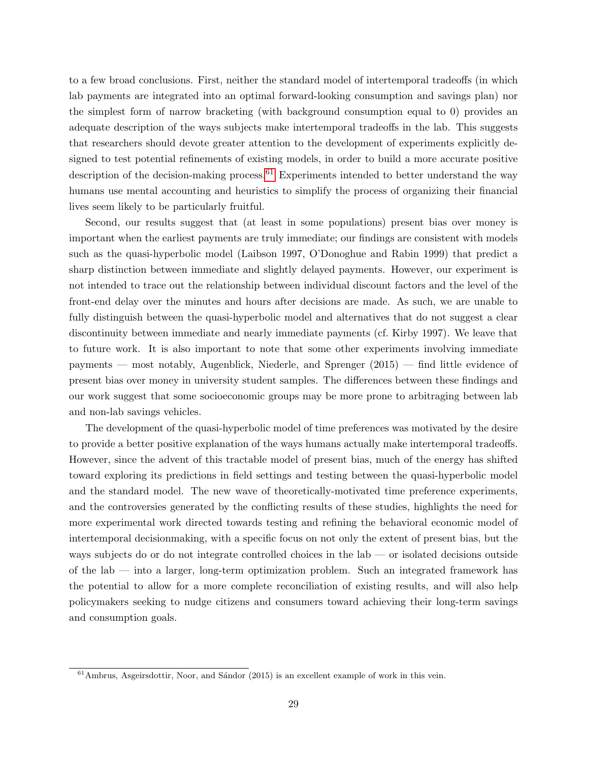to a few broad conclusions. First, neither the standard model of intertemporal tradeoffs (in which lab payments are integrated into an optimal forward-looking consumption and savings plan) nor the simplest form of narrow bracketing (with background consumption equal to 0) provides an adequate description of the ways subjects make intertemporal tradeoffs in the lab. This suggests that researchers should devote greater attention to the development of experiments explicitly designed to test potential refinements of existing models, in order to build a more accurate positive description of the decision-making process.[61] Experiments intended to better understand the way humans use mental accounting and heuristics to simplify the process of organizing their financial lives seem likely to be particularly fruitful.

Second, our results suggest that (at least in some populations) present bias over money is important when the earliest payments are truly immediate; our findings are consistent with models such as the quasi-hyperbolic model (Laibson 1997, O'Donoghue and Rabin 1999) that predict a sharp distinction between immediate and slightly delayed payments. However, our experiment is not intended to trace out the relationship between individual discount factors and the level of the front-end delay over the minutes and hours after decisions are made. As such, we are unable to fully distinguish between the quasi-hyperbolic model and alternatives that do not suggest a clear discontinuity between immediate and nearly immediate payments (cf. Kirby 1997). We leave that to future work. It is also important to note that some other experiments involving immediate payments — most notably, Augenblick, Niederle, and Sprenger (2015) — find little evidence of present bias over money in university student samples. The differences between these findings and our work suggest that some socioeconomic groups may be more prone to arbitraging between lab and non-lab savings vehicles.

The development of the quasi-hyperbolic model of time preferences was motivated by the desire to provide a better positive explanation of the ways humans actually make intertemporal tradeoffs. However, since the advent of this tractable model of present bias, much of the energy has shifted toward exploring its predictions in field settings and testing between the quasi-hyperbolic model and the standard model. The new wave of theoretically-motivated time preference experiments, and the controversies generated by the conflicting results of these studies, highlights the need for more experimental work directed towards testing and refining the behavioral economic model of intertemporal decisionmaking, with a specific focus on not only the extent of present bias, but the ways subjects do or do not integrate controlled choices in the lab — or isolated decisions outside of the lab — into a larger, long-term optimization problem. Such an integrated framework has the potential to allow for a more complete reconciliation of existing results, and will also help policymakers seeking to nudge citizens and consumers toward achieving their long-term savings and consumption goals.

[61] Ambrus, Asgeirsdottir, Noor, and Sándor (2015) is an excellent example of work in this vein.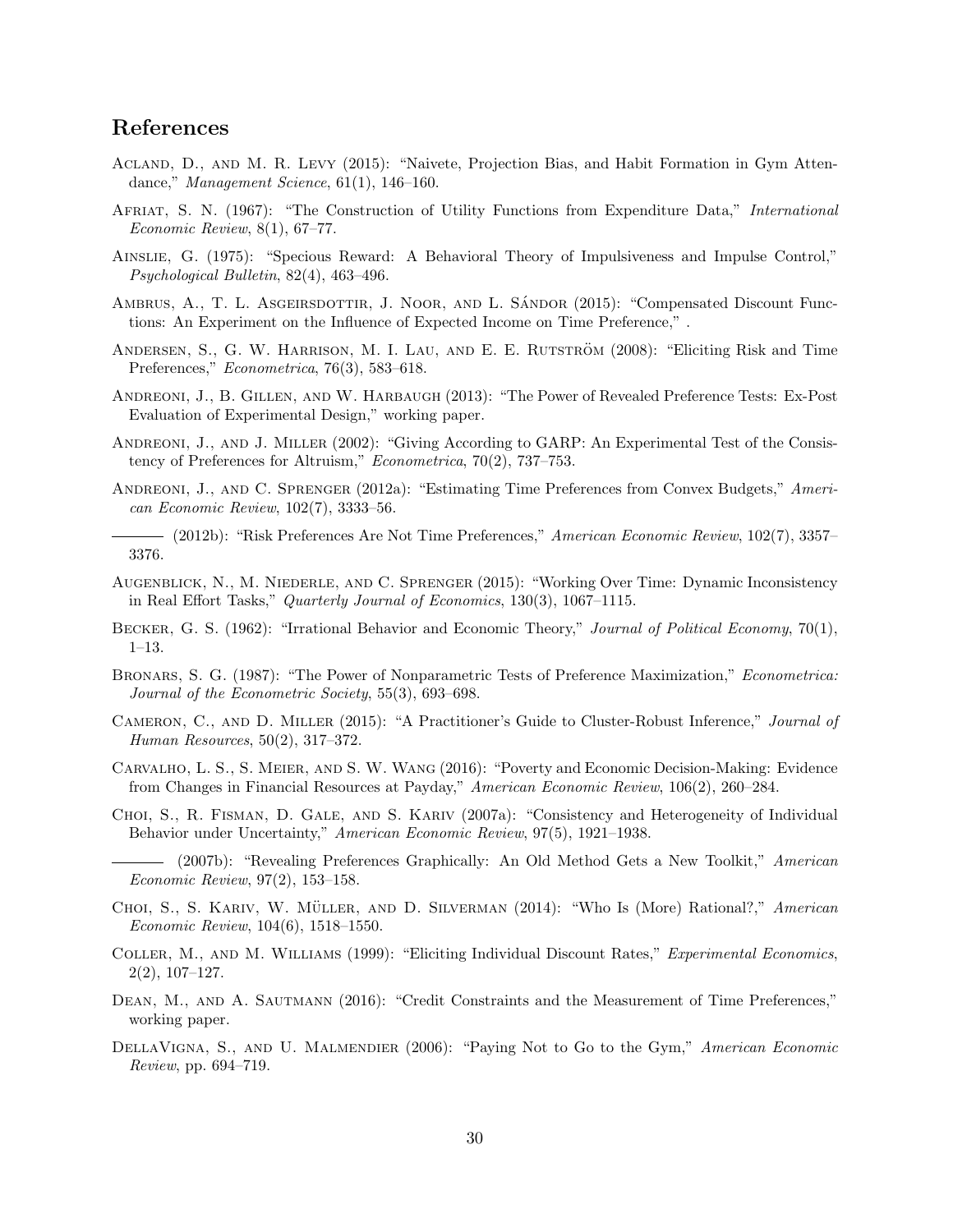## References

Acland, D., and M. R. Levy (2015): "Naivete, Projection Bias, and Habit Formation in Gym Attendance," *Management Science*, 61(1), 146–160.

Afriat, S. N. (1967): "The Construction of Utility Functions from Expenditure Data," *International Economic Review*, 8(1), 67–77.

Ainslie, G. (1975): "Specious Reward: A Behavioral Theory of Impulsiveness and Impulse Control," *Psychological Bulletin*, 82(4), 463–496.

Ambrus, A., T. L. Asgeirsdottir, J. Noor, and L. Sándor (2015): "Compensated Discount Functions: An Experiment on the Influence of Expected Income on Time Preference," .

Andersen, S., G. W. Harrison, M. I. Lau, and E. E. Rutström (2008): "Eliciting Risk and Time Preferences," *Econometrica*, 76(3), 583–618.

Andreoni, J., B. Gillen, and W. Harbaugh (2013): "The Power of Revealed Preference Tests: Ex-Post Evaluation of Experimental Design," working paper.

Andreoni, J., and J. Miller (2002): "Giving According to GARP: An Experimental Test of the Consistency of Preferences for Altruism," *Econometrica*, 70(2), 737–753.

Andreoni, J., and C. Sprenger (2012a): "Estimating Time Preferences from Convex Budgets," *American Economic Review*, 102(7), 3333–56.

——— (2012b): "Risk Preferences Are Not Time Preferences," *American Economic Review*, 102(7), 3357–3376.

Augenblick, N., M. Niederle, and C. Sprenger (2015): "Working Over Time: Dynamic Inconsistency in Real Effort Tasks," *Quarterly Journal of Economics*, 130(3), 1067–1115.

Becker, G. S. (1962): "Irrational Behavior and Economic Theory," *Journal of Political Economy*, 70(1), 1–13.

Bronars, S. G. (1987): "The Power of Nonparametric Tests of Preference Maximization," *Econometrica: Journal of the Econometric Society*, 55(3), 693–698.

Cameron, C., and D. Miller (2015): "A Practitioner's Guide to Cluster-Robust Inference," *Journal of Human Resources*, 50(2), 317–372.

Carvalho, L. S., S. Meier, and S. W. Wang (2016): "Poverty and Economic Decision-Making: Evidence from Changes in Financial Resources at Payday," *American Economic Review*, 106(2), 260–284.

Choi, S., R. Fisman, D. Gale, and S. Kariv (2007a): "Consistency and Heterogeneity of Individual Behavior under Uncertainty," *American Economic Review*, 97(5), 1921–1938.

——— (2007b): "Revealing Preferences Graphically: An Old Method Gets a New Toolkit," *American Economic Review*, 97(2), 153–158.

Choi, S., S. Kariv, W. Müller, and D. Silverman (2014): "Who Is (More) Rational?," *American Economic Review*, 104(6), 1518–1550.

Coller, M., and M. Williams (1999): "Eliciting Individual Discount Rates," *Experimental Economics*, 2(2), 107–127.

Dean, M., and A. Sautmann (2016): "Credit Constraints and the Measurement of Time Preferences," working paper.

DellaVigna, S., and U. Malmendier (2006): "Paying Not to Go to the Gym," *American Economic Review*, pp. 694–719.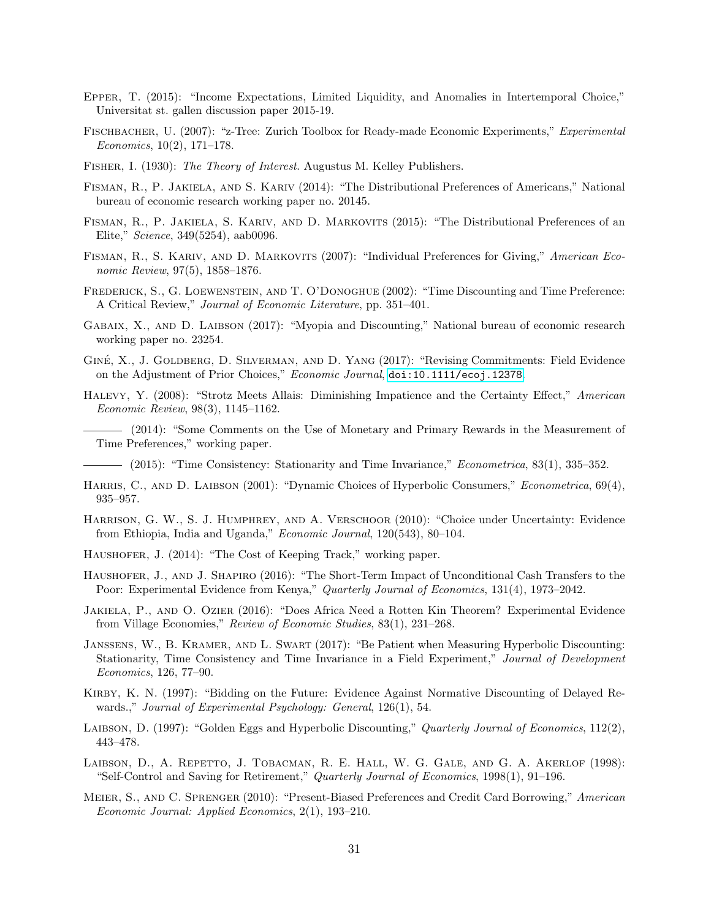Epper, T. (2015): "Income Expectations, Limited Liquidity, and Anomalies in Intertemporal Choice," Universitat st. gallen discussion paper 2015-19.

Fischbacher, U. (2007): "z-Tree: Zurich Toolbox for Ready-made Economic Experiments," *Experimental Economics*, 10(2), 171–178.

Fisher, I. (1930): *The Theory of Interest*. Augustus M. Kelley Publishers.

Fisman, R., P. Jakiela, and S. Kariv (2014): "The Distributional Preferences of Americans," National bureau of economic research working paper no. 20145.

Fisman, R., P. Jakiela, S. Kariv, and D. Markovits (2015): "The Distributional Preferences of an Elite," *Science*, 349(5254), aab0096.

Fisman, R., S. Kariv, and D. Markovits (2007): "Individual Preferences for Giving," *American Economic Review*, 97(5), 1858–1876.

Frederick, S., G. Loewenstein, and T. O'Donoghue (2002): "Time Discounting and Time Preference: A Critical Review," *Journal of Economic Literature*, pp. 351–401.

Gabaix, X., and D. Laibson (2017): "Myopia and Discounting," National bureau of economic research working paper no. 23254.

Giné, X., J. Goldberg, D. Silverman, and D. Yang (2017): "Revising Commitments: Field Evidence on the Adjustment of Prior Choices," *Economic Journal*, doi:10.1111/ecoj.12378.

Halevy, Y. (2008): "Strotz Meets Allais: Diminishing Impatience and the Certainty Effect," *American Economic Review*, 98(3), 1145–1162.

——— (2014): "Some Comments on the Use of Monetary and Primary Rewards in the Measurement of Time Preferences," working paper.

——— (2015): "Time Consistency: Stationarity and Time Invariance," *Econometrica*, 83(1), 335–352.

Harris, C., and D. Laibson (2001): "Dynamic Choices of Hyperbolic Consumers," *Econometrica*, 69(4), 935–957.

Harrison, G. W., S. J. Humphrey, and A. Verschoor (2010): "Choice under Uncertainty: Evidence from Ethiopia, India and Uganda," *Economic Journal*, 120(543), 80–104.

Haushofer, J. (2014): "The Cost of Keeping Track," working paper.

Haushofer, J., and J. Shapiro (2016): "The Short-Term Impact of Unconditional Cash Transfers to the Poor: Experimental Evidence from Kenya," *Quarterly Journal of Economics*, 131(4), 1973–2042.

Jakiela, P., and O. Ozier (2016): "Does Africa Need a Rotten Kin Theorem? Experimental Evidence from Village Economies," *Review of Economic Studies*, 83(1), 231–268.

Janssens, W., B. Kramer, and L. Swart (2017): "Be Patient when Measuring Hyperbolic Discounting: Stationarity, Time Consistency and Time Invariance in a Field Experiment," *Journal of Development Economics*, 126, 77–90.

Kirby, K. N. (1997): "Bidding on the Future: Evidence Against Normative Discounting of Delayed Rewards.," *Journal of Experimental Psychology: General*, 126(1), 54.

Laibson, D. (1997): "Golden Eggs and Hyperbolic Discounting," *Quarterly Journal of Economics*, 112(2), 443–478.

Laibson, D., A. Repetto, J. Tobacman, R. E. Hall, W. G. Gale, and G. A. Akerlof (1998): "Self-Control and Saving for Retirement," *Quarterly Journal of Economics*, 1998(1), 91–196.

Meier, S., and C. Sprenger (2010): "Present-Biased Preferences and Credit Card Borrowing," *American Economic Journal: Applied Economics*, 2(1), 193–210.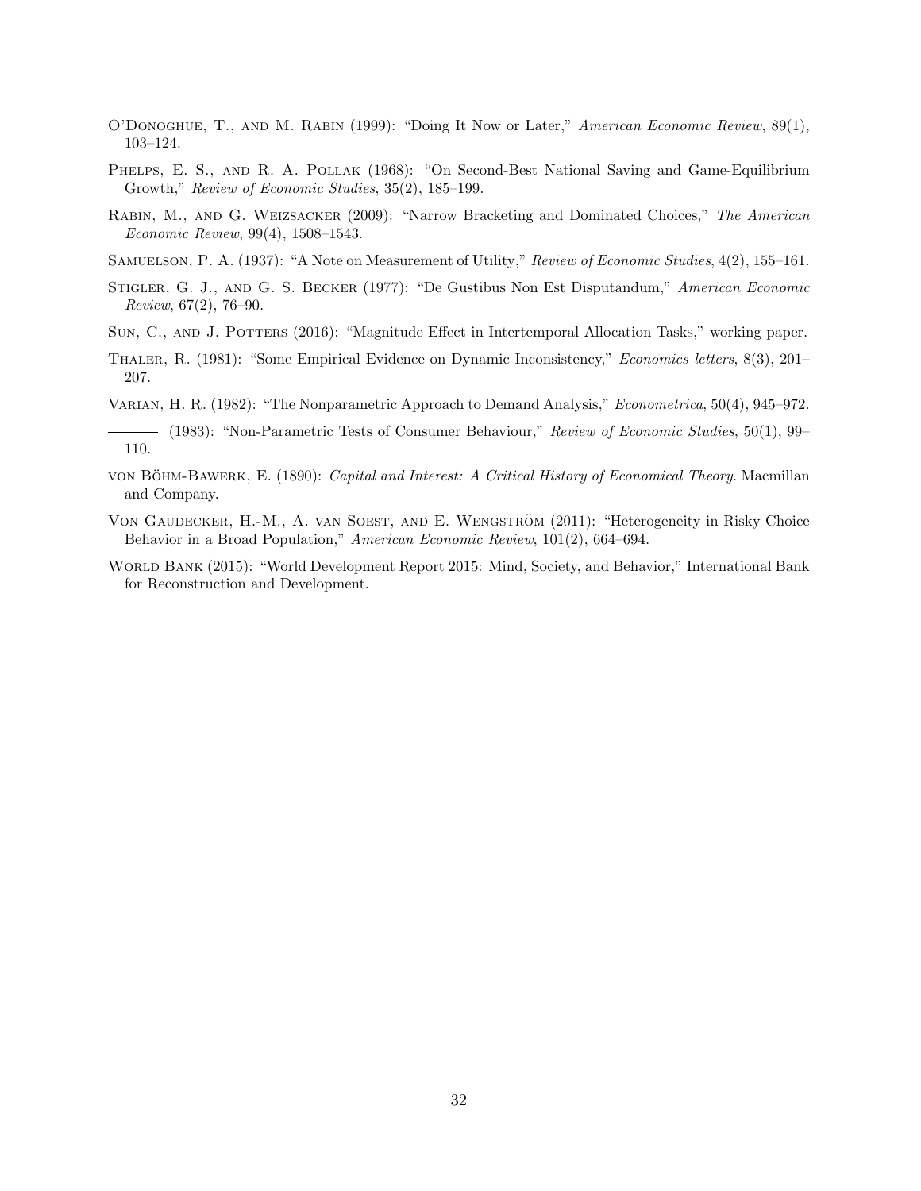O'Donoghue, T., and M. Rabin (1999): "Doing It Now or Later," *American Economic Review*, 89(1), 103–124.

Phelps, E. S., and R. A. Pollak (1968): "On Second-Best National Saving and Game-Equilibrium Growth," *Review of Economic Studies*, 35(2), 185–199.

Rabin, M., and G. Weizsacker (2009): "Narrow Bracketing and Dominated Choices," *The American Economic Review*, 99(4), 1508–1543.

Samuelson, P. A. (1937): "A Note on Measurement of Utility," *Review of Economic Studies*, 4(2), 155–161.

Stigler, G. J., and G. S. Becker (1977): "De Gustibus Non Est Disputandum," *American Economic Review*, 67(2), 76–90.

Sun, C., and J. Potters (2016): "Magnitude Effect in Intertemporal Allocation Tasks," working paper.

Thaler, R. (1981): "Some Empirical Evidence on Dynamic Inconsistency," *Economics letters*, 8(3), 201–207.

Varian, H. R. (1982): "The Nonparametric Approach to Demand Analysis," *Econometrica*, 50(4), 945–972.

——— (1983): "Non-Parametric Tests of Consumer Behaviour," *Review of Economic Studies*, 50(1), 99–110.

von Böhm-Bawerk, E. (1890): *Capital and Interest: A Critical History of Economical Theory*. Macmillan and Company.

Von Gaudecker, H.-M., A. van Soest, and E. Wengström (2011): "Heterogeneity in Risky Choice Behavior in a Broad Population," *American Economic Review*, 101(2), 664–694.

World Bank (2015): "World Development Report 2015: Mind, Society, and Behavior," International Bank for Reconstruction and Development.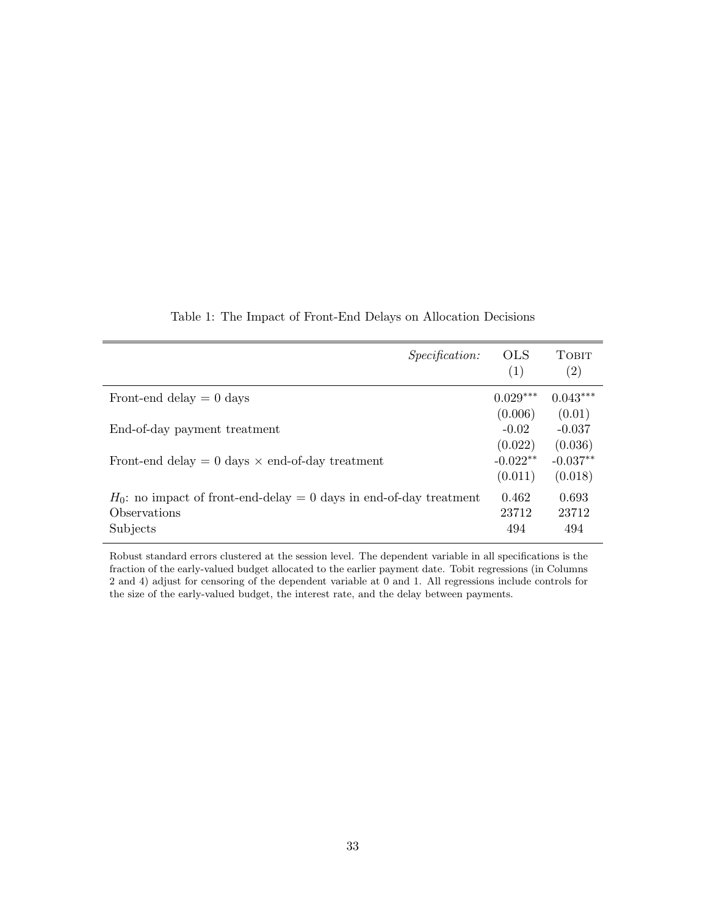Table 1: The Impact of Front-End Delays on Allocation Decisions

| *Specification:* | OLS (1) | TOBIT (2) |
|---|---|---|
| Front-end delay = 0 days | $0.029^{***}$ | $0.043^{***}$ |
| | (0.006) | (0.01) |
| End-of-day payment treatment | -0.02 | -0.037 |
| | (0.022) | (0.036) |
| Front-end delay = 0 days $\times$ end-of-day treatment | $-0.022^{**}$ | $-0.037^{**}$ |
| | (0.011) | (0.018) |
| $H_0$: no impact of front-end-delay = 0 days in end-of-day treatment | 0.462 | 0.693 |
| Observations | 23712 | 23712 |
| Subjects | 494 | 494 |

Robust standard errors clustered at the session level. The dependent variable in all specifications is the fraction of the early-valued budget allocated to the earlier payment date. Tobit regressions (in Columns 2 and 4) adjust for censoring of the dependent variable at 0 and 1. All regressions include controls for the size of the early-valued budget, the interest rate, and the delay between payments.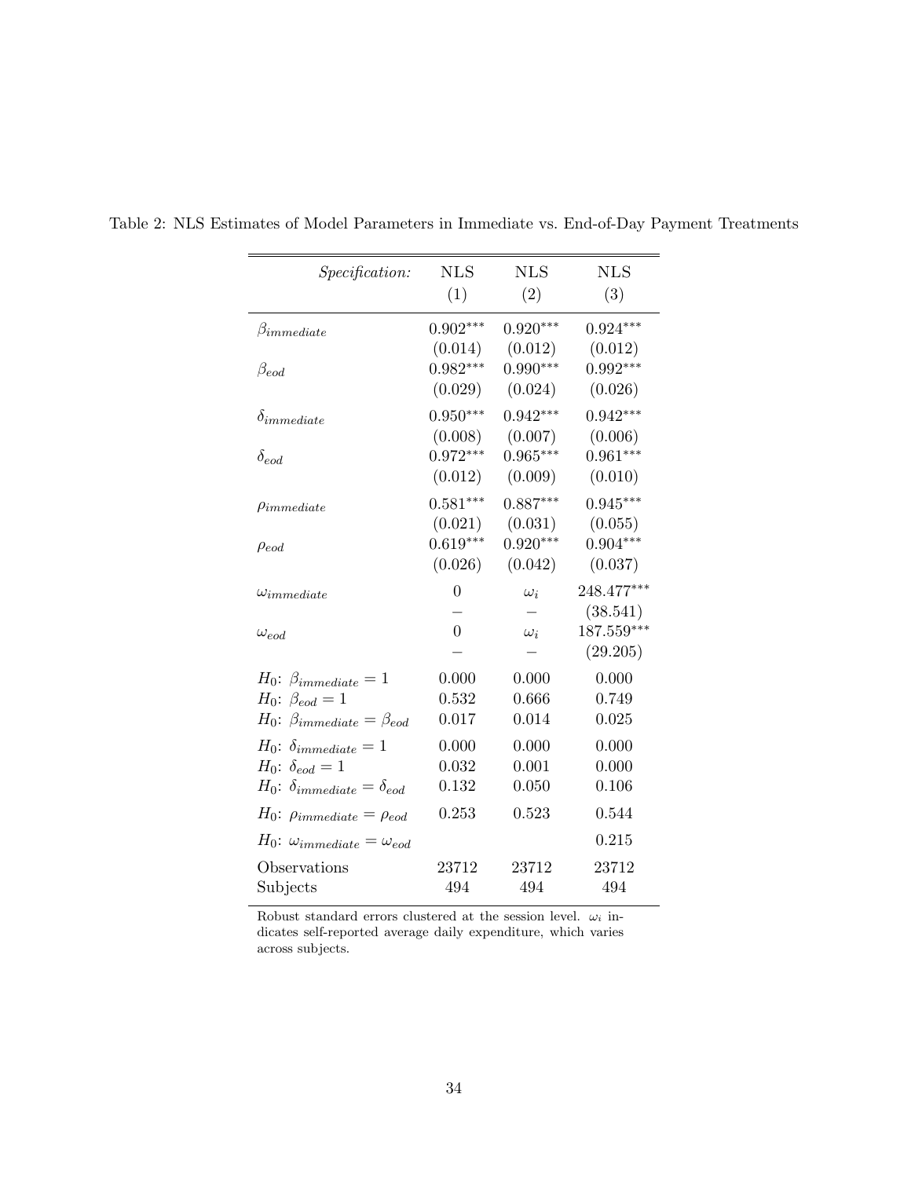Table 2: NLS Estimates of Model Parameters in Immediate vs. End-of-Day Payment Treatments

| *Specification:* | NLS (1) | NLS (2) | NLS (3) |
|---|---|---|---|
| $\beta_{immediate}$ | $0.902^{***}$ | $0.920^{***}$ | $0.924^{***}$ |
| | (0.014) | (0.012) | (0.012) |
| $\beta_{eod}$ | $0.982^{***}$ | $0.990^{***}$ | $0.992^{***}$ |
| | (0.029) | (0.024) | (0.026) |
| $\delta_{immediate}$ | $0.950^{***}$ | $0.942^{***}$ | $0.942^{***}$ |
| | (0.008) | (0.007) | (0.006) |
| $\delta_{eod}$ | $0.972^{***}$ | $0.965^{***}$ | $0.961^{***}$ |
| | (0.012) | (0.009) | (0.010) |
| $\rho_{immediate}$ | $0.581^{***}$ | $0.887^{***}$ | $0.945^{***}$ |
| | (0.021) | (0.031) | (0.055) |
| $\rho_{eod}$ | $0.619^{***}$ | $0.920^{***}$ | $0.904^{***}$ |
| | (0.026) | (0.042) | (0.037) |
| $\omega_{immediate}$ | 0 | $\omega_i$ | $248.477^{***}$ |
| | – | – | (38.541) |
| $\omega_{eod}$ | 0 | $\omega_i$ | $187.559^{***}$ |
| | – | – | (29.205) |
| $H_0$: $\beta_{immediate} = 1$ | 0.000 | 0.000 | 0.000 |
| $H_0$: $\beta_{eod} = 1$ | 0.532 | 0.666 | 0.749 |
| $H_0$: $\beta_{immediate} = \beta_{eod}$ | 0.017 | 0.014 | 0.025 |
| $H_0$: $\delta_{immediate} = 1$ | 0.000 | 0.000 | 0.000 |
| $H_0$: $\delta_{eod} = 1$ | 0.032 | 0.001 | 0.000 |
| $H_0$: $\delta_{immediate} = \delta_{eod}$ | 0.132 | 0.050 | 0.106 |
| $H_0$: $\rho_{immediate} = \rho_{eod}$ | 0.253 | 0.523 | 0.544 |
| $H_0$: $\omega_{immediate} = \omega_{eod}$ | | | 0.215 |
| Observations | 23712 | 23712 | 23712 |
| Subjects | 494 | 494 | 494 |

Robust standard errors clustered at the session level. $\omega_i$ indicates self-reported average daily expenditure, which varies across subjects.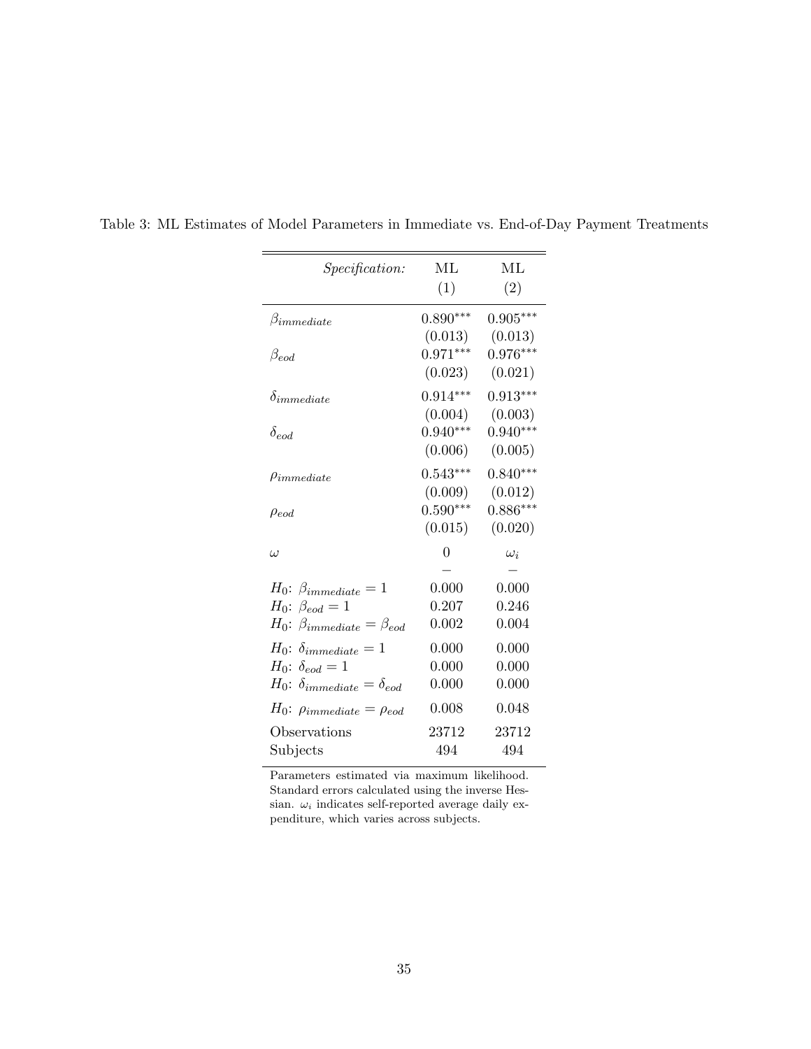Table 3: ML Estimates of Model Parameters in Immediate vs. End-of-Day Payment Treatments

| *Specification:* | ML (1) | ML (2) |
|---|---|---|
| $\beta_{immediate}$ | $0.890^{***}$ | $0.905^{***}$ |
| | (0.013) | (0.013) |
| $\beta_{eod}$ | $0.971^{***}$ | $0.976^{***}$ |
| | (0.023) | (0.021) |
| $\delta_{immediate}$ | $0.914^{***}$ | $0.913^{***}$ |
| | (0.004) | (0.003) |
| $\delta_{eod}$ | $0.940^{***}$ | $0.940^{***}$ |
| | (0.006) | (0.005) |
| $\rho_{immediate}$ | $0.543^{***}$ | $0.840^{***}$ |
| | (0.009) | (0.012) |
| $\rho_{eod}$ | $0.590^{***}$ | $0.886^{***}$ |
| | (0.015) | (0.020) |
| $\omega$ | 0 | $\omega_i$ |
| | – | – |
| $H_0$: $\beta_{immediate} = 1$ | 0.000 | 0.000 |
| $H_0$: $\beta_{eod} = 1$ | 0.207 | 0.246 |
| $H_0$: $\beta_{immediate} = \beta_{eod}$ | 0.002 | 0.004 |
| $H_0$: $\delta_{immediate} = 1$ | 0.000 | 0.000 |
| $H_0$: $\delta_{eod} = 1$ | 0.000 | 0.000 |
| $H_0$: $\delta_{immediate} = \delta_{eod}$ | 0.000 | 0.000 |
| $H_0$: $\rho_{immediate} = \rho_{eod}$ | 0.008 | 0.048 |
| Observations | 23712 | 23712 |
| Subjects | 494 | 494 |

Parameters estimated via maximum likelihood. Standard errors calculated using the inverse Hessian. $\omega_i$ indicates self-reported average daily expenditure, which varies across subjects.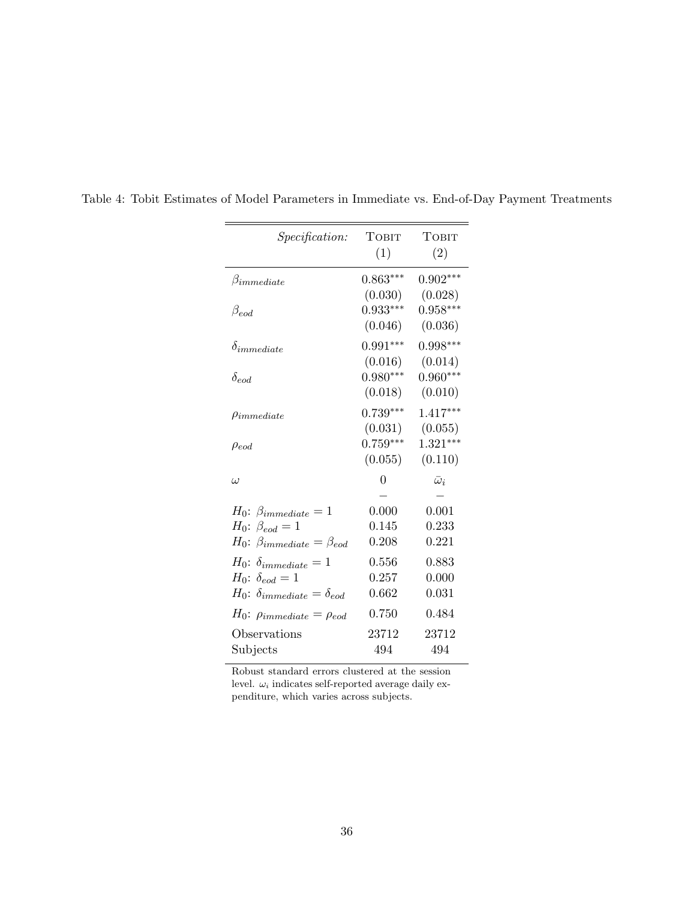Table 4: Tobit Estimates of Model Parameters in Immediate vs. End-of-Day Payment Treatments

| *Specification:* | TOBIT (1) | TOBIT (2) |
|---|---|---|
| $\beta_{immediate}$ | $0.863^{***}$ | $0.902^{***}$ |
| | (0.030) | (0.028) |
| $\beta_{eod}$ | $0.933^{***}$ | $0.958^{***}$ |
| | (0.046) | (0.036) |
| $\delta_{immediate}$ | $0.991^{***}$ | $0.998^{***}$ |
| | (0.016) | (0.014) |
| $\delta_{eod}$ | $0.980^{***}$ | $0.960^{***}$ |
| | (0.018) | (0.010) |
| $\rho_{immediate}$ | $0.739^{***}$ | $1.417^{***}$ |
| | (0.031) | (0.055) |
| $\rho_{eod}$ | $0.759^{***}$ | $1.321^{***}$ |
| | (0.055) | (0.110) |
| $\omega$ | 0 | $\bar{\omega}_i$ |
| | – | – |
| $H_0$: $\beta_{immediate} = 1$ | 0.000 | 0.001 |
| $H_0$: $\beta_{eod} = 1$ | 0.145 | 0.233 |
| $H_0$: $\beta_{immediate} = \beta_{eod}$ | 0.208 | 0.221 |
| $H_0$: $\delta_{immediate} = 1$ | 0.556 | 0.883 |
| $H_0$: $\delta_{eod} = 1$ | 0.257 | 0.000 |
| $H_0$: $\delta_{immediate} = \delta_{eod}$ | 0.662 | 0.031 |
| $H_0$: $\rho_{immediate} = \rho_{eod}$ | 0.750 | 0.484 |
| Observations | 23712 | 23712 |
| Subjects | 494 | 494 |

Robust standard errors clustered at the session level. $\omega_i$ indicates self-reported average daily expenditure, which varies across subjects.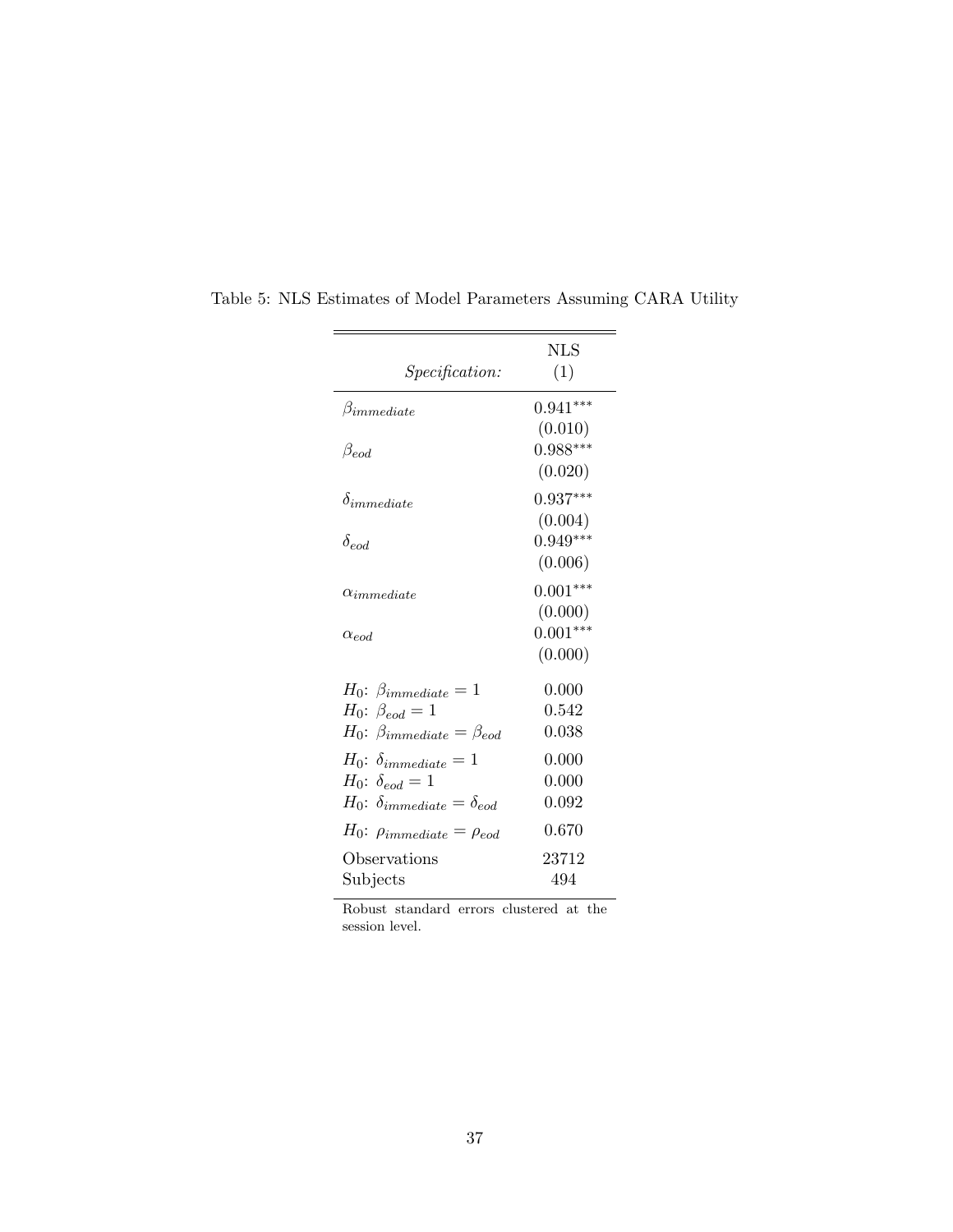Table 5: NLS Estimates of Model Parameters Assuming CARA Utility

| *Specification:* | NLS (1) |
|---|---|
| $\beta_{immediate}$ | $0.941^{***}$ |
| | (0.010) |
| $\beta_{eod}$ | $0.988^{***}$ |
| | (0.020) |
| $\delta_{immediate}$ | $0.937^{***}$ |
| | (0.004) |
| $\delta_{eod}$ | $0.949^{***}$ |
| | (0.006) |
| $\alpha_{immediate}$ | $0.001^{***}$ |
| | (0.000) |
| $\alpha_{eod}$ | $0.001^{***}$ |
| | (0.000) |
| $H_0$: $\beta_{immediate} = 1$ | 0.000 |
| $H_0$: $\beta_{eod} = 1$ | 0.542 |
| $H_0$: $\beta_{immediate} = \beta_{eod}$ | 0.038 |
| $H_0$: $\delta_{immediate} = 1$ | 0.000 |
| $H_0$: $\delta_{eod} = 1$ | 0.000 |
| $H_0$: $\delta_{immediate} = \delta_{eod}$ | 0.092 |
| $H_0$: $\rho_{immediate} = \rho_{eod}$ | 0.670 |
| Observations | 23712 |
| Subjects | 494 |

Robust standard errors clustered at the session level.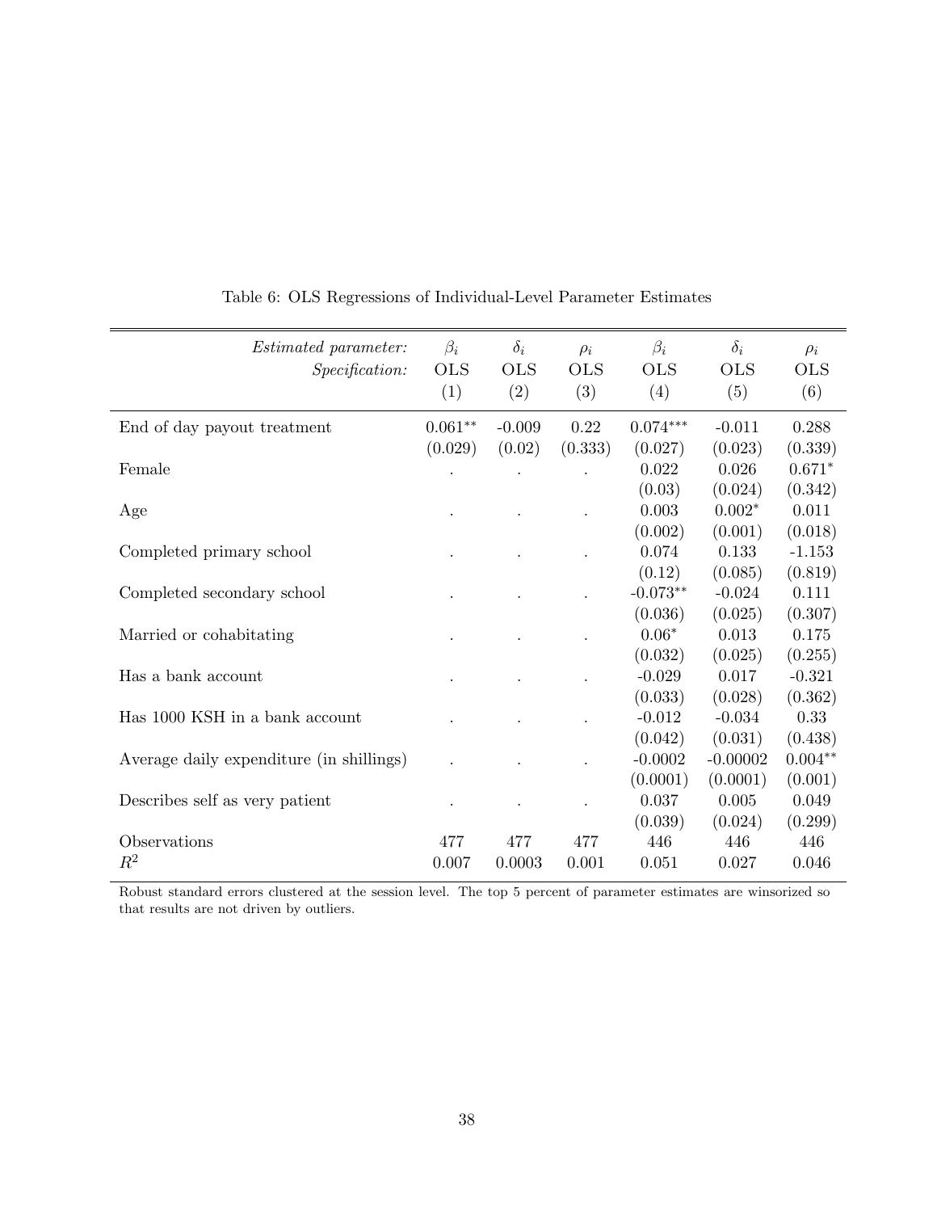Table 6: OLS Regressions of Individual-Level Parameter Estimates

| *Estimated parameter:* | $\beta_i$ | $\delta_i$ | $\rho_i$ | $\beta_i$ | $\delta_i$ | $\rho_i$ |
|---|---|---|---|---|---|---|
| *Specification:* | OLS | OLS | OLS | OLS | OLS | OLS |
| | (1) | (2) | (3) | (4) | (5) | (6) |
| End of day payout treatment | $0.061^{**}$ | -0.009 | 0.22 | $0.074^{***}$ | -0.011 | 0.288 |
| | (0.029) | (0.02) | (0.333) | (0.027) | (0.023) | (0.339) |
| Female | . | . | . | 0.022 | 0.026 | $0.671^{*}$ |
| | | | | (0.03) | (0.024) | (0.342) |
| Age | . | . | . | 0.003 | $0.002^{*}$ | 0.011 |
| | | | | (0.002) | (0.001) | (0.018) |
| Completed primary school | . | . | . | 0.074 | 0.133 | -1.153 |
| | | | | (0.12) | (0.085) | (0.819) |
| Completed secondary school | . | . | . | $-0.073^{**}$ | -0.024 | 0.111 |
| | | | | (0.036) | (0.025) | (0.307) |
| Married or cohabitating | . | . | . | $0.06^{*}$ | 0.013 | 0.175 |
| | | | | (0.032) | (0.025) | (0.255) |
| Has a bank account | . | . | . | -0.029 | 0.017 | -0.321 |
| | | | | (0.033) | (0.028) | (0.362) |
| Has 1000 KSH in a bank account | . | . | . | -0.012 | -0.034 | 0.33 |
| | | | | (0.042) | (0.031) | (0.438) |
| Average daily expenditure (in shillings) | . | . | . | -0.0002 | -0.00002 | $0.004^{**}$ |
| | | | | (0.0001) | (0.0001) | (0.001) |
| Describes self as very patient | . | . | . | 0.037 | 0.005 | 0.049 |
| | | | | (0.039) | (0.024) | (0.299) |
| Observations | 477 | 477 | 477 | 446 | 446 | 446 |
| $R^2$ | 0.007 | 0.0003 | 0.001 | 0.051 | 0.027 | 0.046 |

Robust standard errors clustered at the session level. The top 5 percent of parameter estimates are winsorized so that results are not driven by outliers.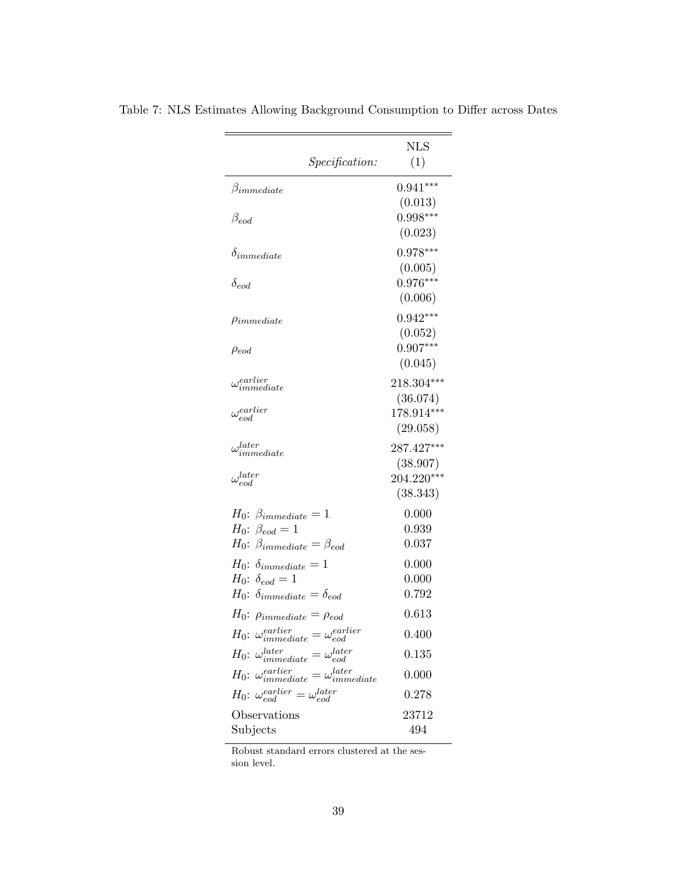Table 7: NLS Estimates Allowing Background Consumption to Differ across Dates

| *Specification:* | NLS (1) |
|---|---|
| $\beta_{immediate}$ | $0.941^{***}$ |
| | (0.013) |
| $\beta_{eod}$ | $0.998^{***}$ |
| | (0.023) |
| $\delta_{immediate}$ | $0.978^{***}$ |
| | (0.005) |
| $\delta_{eod}$ | $0.976^{***}$ |
| | (0.006) |
| $\rho_{immediate}$ | $0.942^{***}$ |
| | (0.052) |
| $\rho_{eod}$ | $0.907^{***}$ |
| | (0.045) |
| $\omega^{earlier}_{immediate}$ | $218.304^{***}$ |
| | (36.074) |
| $\omega^{earlier}_{eod}$ | $178.914^{***}$ |
| | (29.058) |
| $\omega^{later}_{immediate}$ | $287.427^{***}$ |
| | (38.907) |
| $\omega^{later}_{eod}$ | $204.220^{***}$ |
| | (38.343) |
| $H_0$: $\beta_{immediate} = 1$ | 0.000 |
| $H_0$: $\beta_{eod} = 1$ | 0.939 |
| $H_0$: $\beta_{immediate} = \beta_{eod}$ | 0.037 |
| $H_0$: $\delta_{immediate} = 1$ | 0.000 |
| $H_0$: $\delta_{eod} = 1$ | 0.000 |
| $H_0$: $\delta_{immediate} = \delta_{eod}$ | 0.792 |
| $H_0$: $\rho_{immediate} = \rho_{eod}$ | 0.613 |
| $H_0$: $\omega^{earlier}_{immediate} = \omega^{earlier}_{eod}$ | 0.400 |
| $H_0$: $\omega^{later}_{immediate} = \omega^{later}_{eod}$ | 0.135 |
| $H_0$: $\omega^{earlier}_{immediate} = \omega^{later}_{immediate}$ | 0.000 |
| $H_0$: $\omega^{earlier}_{eod} = \omega^{later}_{eod}$ | 0.278 |
| Observations | 23712 |
| Subjects | 494 |

Robust standard errors clustered at the session level.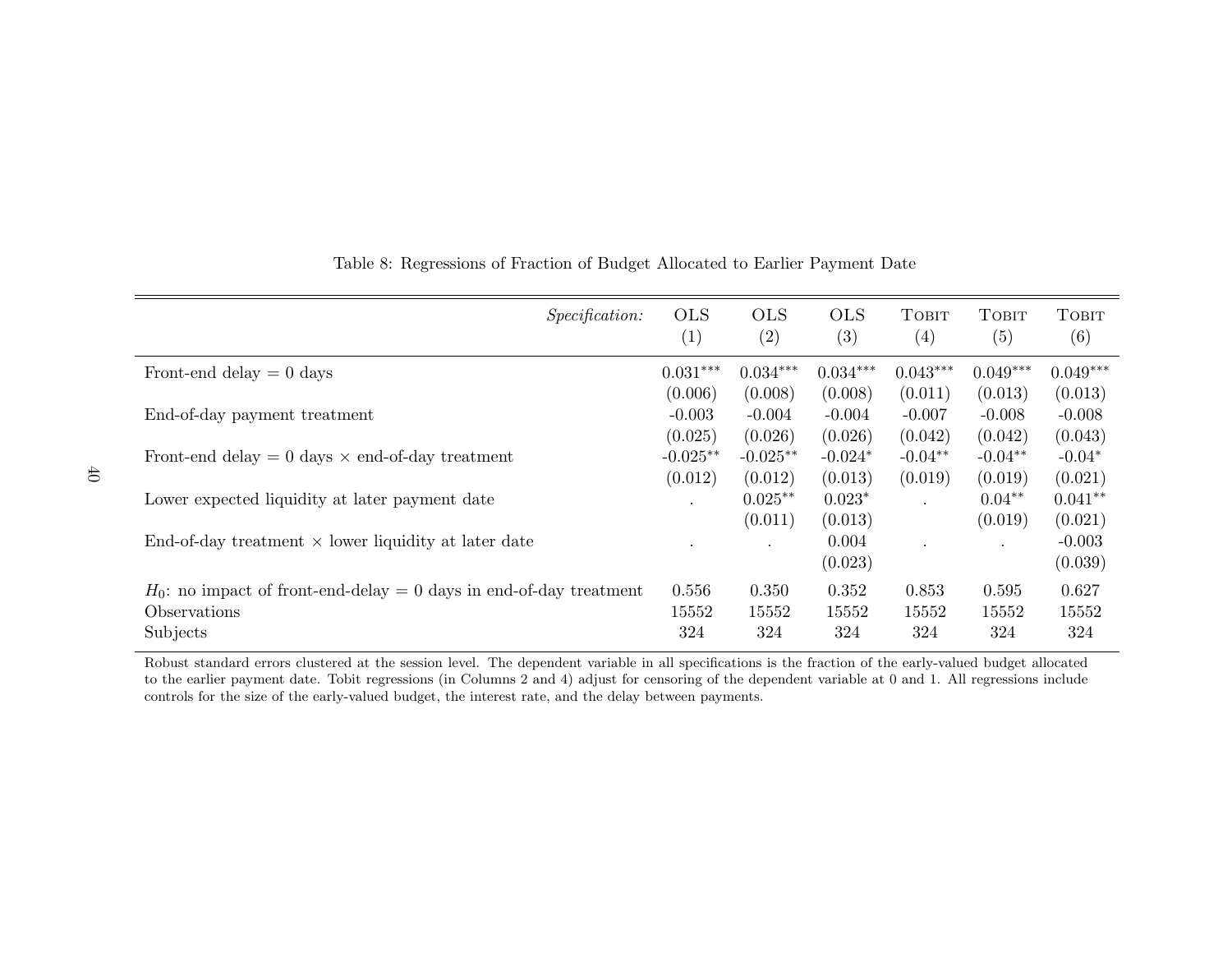Table 8: Regressions of Fraction of Budget Allocated to Earlier Payment Date

| *Specification:* | OLS (1) | OLS (2) | OLS (3) | Tobit (4) | Tobit (5) | Tobit (6) |
|---|---|---|---|---|---|---|
| Front-end delay = 0 days | 0.031*** | 0.034*** | 0.034*** | 0.043*** | 0.049*** | 0.049*** |
| | (0.006) | (0.008) | (0.008) | (0.011) | (0.013) | (0.013) |
| End-of-day payment treatment | -0.003 | -0.004 | -0.004 | -0.007 | -0.008 | -0.008 |
| | (0.025) | (0.026) | (0.026) | (0.042) | (0.042) | (0.043) |
| Front-end delay = 0 days × end-of-day treatment | -0.025** | -0.025** | -0.024* | -0.04** | -0.04** | -0.04* |
| | (0.012) | (0.012) | (0.013) | (0.019) | (0.019) | (0.021) |
| Lower expected liquidity at later payment date | . | 0.025** | 0.023* | . | 0.04** | 0.041** |
| | | (0.011) | (0.013) | | (0.019) | (0.021) |
| End-of-day treatment × lower liquidity at later date | . | . | 0.004 | . | . | -0.003 |
| | | | (0.023) | | | (0.039) |
| $H_0$: no impact of front-end-delay = 0 days in end-of-day treatment | 0.556 | 0.350 | 0.352 | 0.853 | 0.595 | 0.627 |
| Observations | 15552 | 15552 | 15552 | 15552 | 15552 | 15552 |
| Subjects | 324 | 324 | 324 | 324 | 324 | 324 |

Robust standard errors clustered at the session level. The dependent variable in all specifications is the fraction of the early-valued budget allocated to the earlier payment date. Tobit regressions (in Columns 2 and 4) adjust for censoring of the dependent variable at 0 and 1. All regressions include controls for the size of the early-valued budget, the interest rate, and the delay between payments.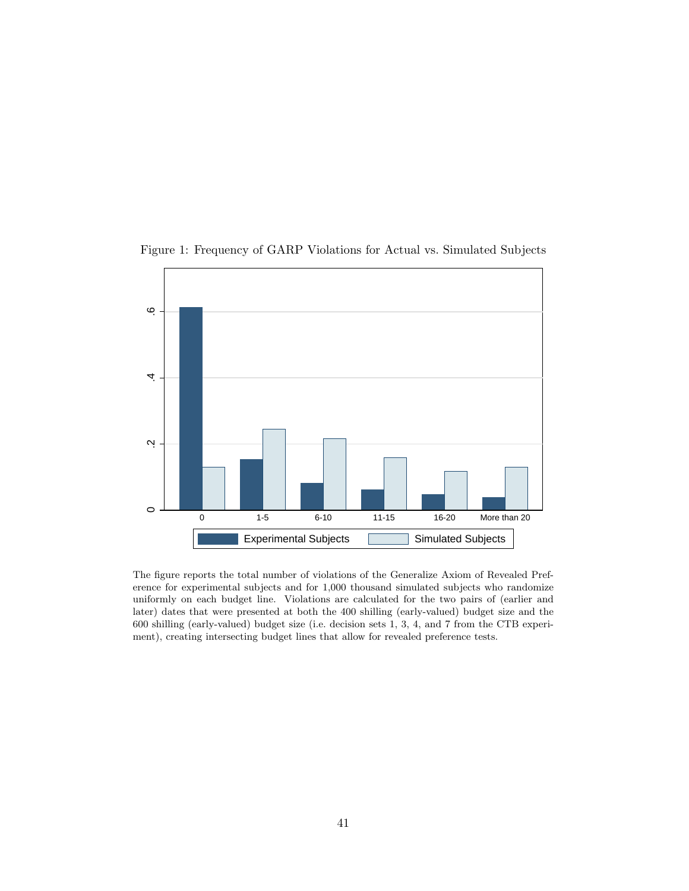Figure 1: Frequency of GARP Violations for Actual vs. Simulated Subjects

The figure reports the total number of violations of the Generalize Axiom of Revealed Preference for experimental subjects and for 1,000 thousand simulated subjects who randomize uniformly on each budget line. Violations are calculated for the two pairs of (earlier and later) dates that were presented at both the 400 shilling (early-valued) budget size and the 600 shilling (early-valued) budget size (i.e. decision sets 1, 3, 4, and 7 from the CTB experiment), creating intersecting budget lines that allow for revealed preference tests.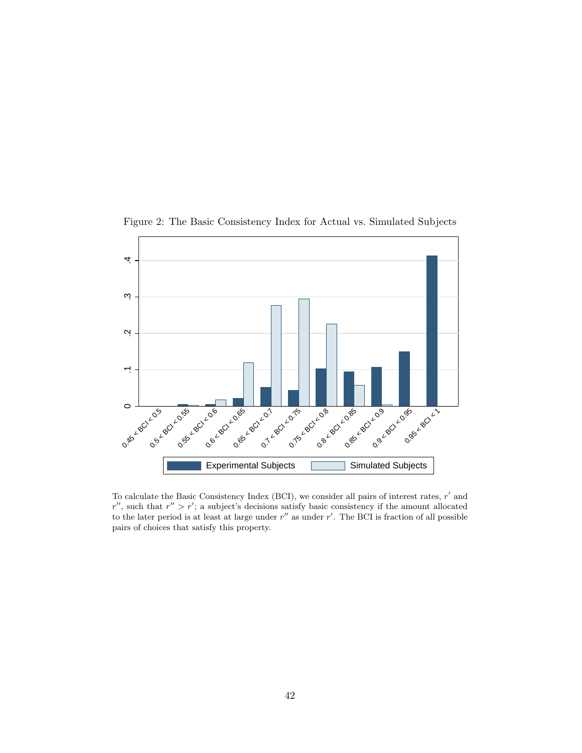Figure 2: The Basic Consistency Index for Actual vs. Simulated Subjects

To calculate the Basic Consistency Index (BCI), we consider all pairs of interest rates, $r'$ and $r''$, such that $r'' > r'$; a subject's decisions satisfy basic consistency if the amount allocated to the later period is at least at large under $r''$ as under $r'$. The BCI is fraction of all possible pairs of choices that satisfy this property.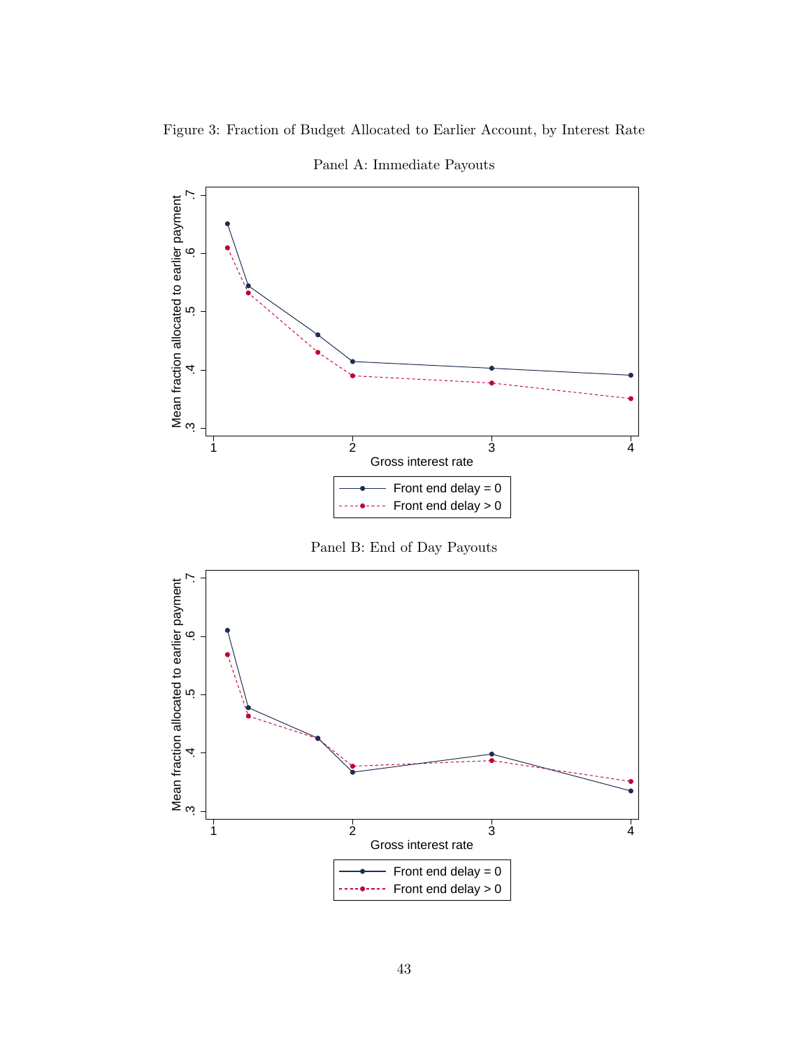Figure 3: Fraction of Budget Allocated to Earlier Account, by Interest Rate

Panel A: Immediate Payouts

Panel B: End of Day Payouts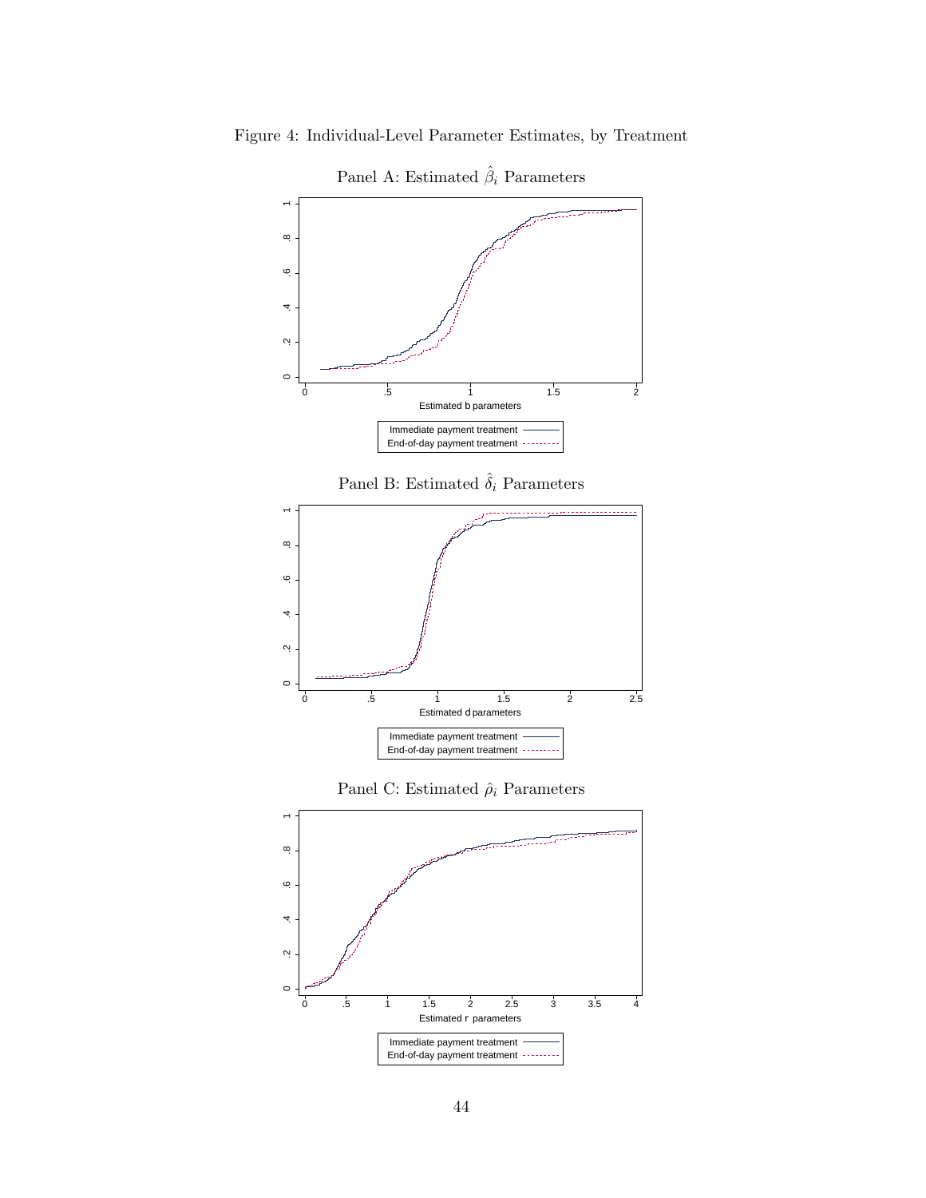Figure 4: Individual-Level Parameter Estimates, by Treatment

Panel A: Estimated $\hat{\beta}_i$ Parameters

Panel B: Estimated $\hat{\delta}_i$ Parameters

Panel C: Estimated $\hat{\rho}_i$ Parameters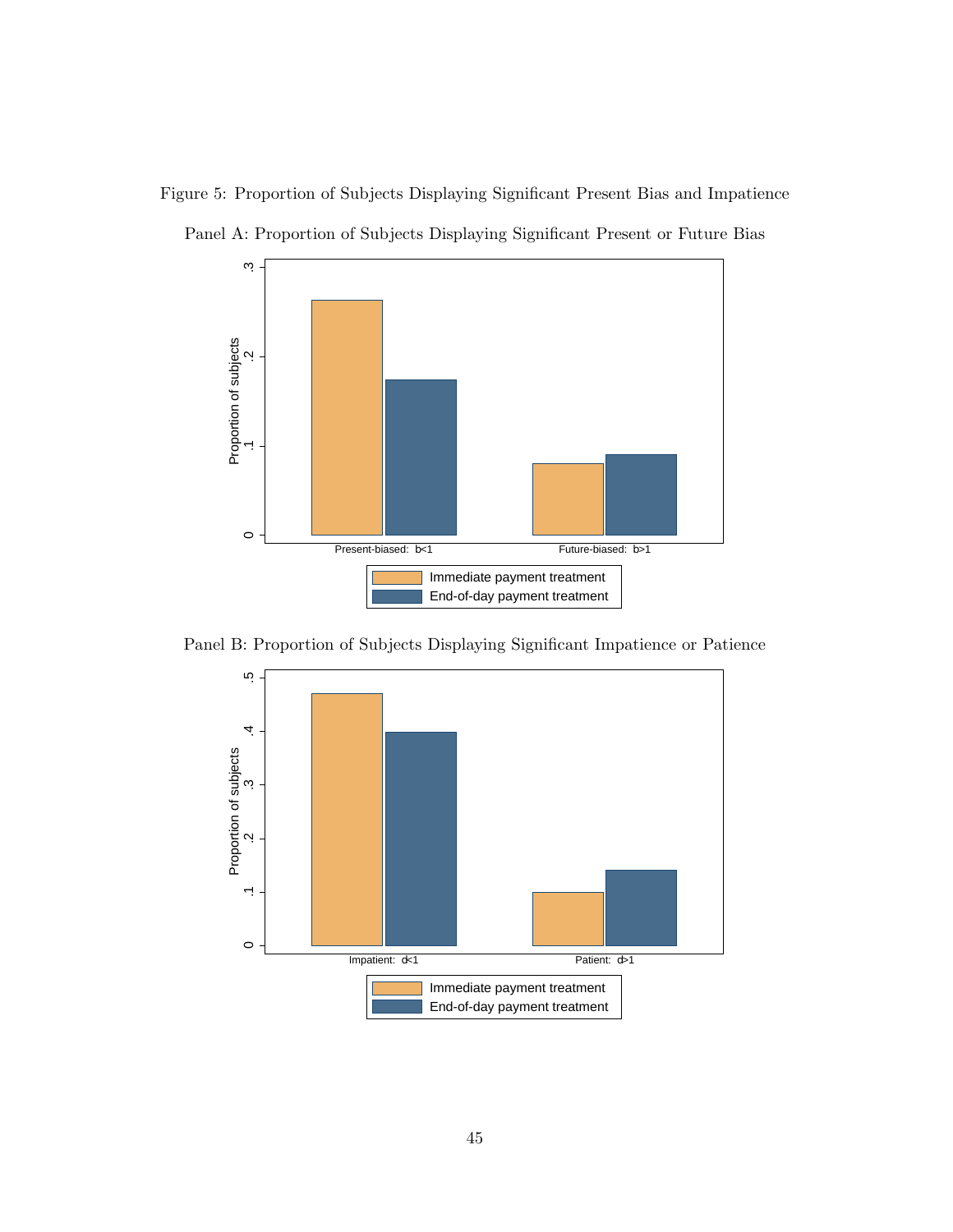Figure 5: Proportion of Subjects Displaying Significant Present Bias and Impatience

Panel A: Proportion of Subjects Displaying Significant Present or Future Bias

Panel B: Proportion of Subjects Displaying Significant Impatience or Patience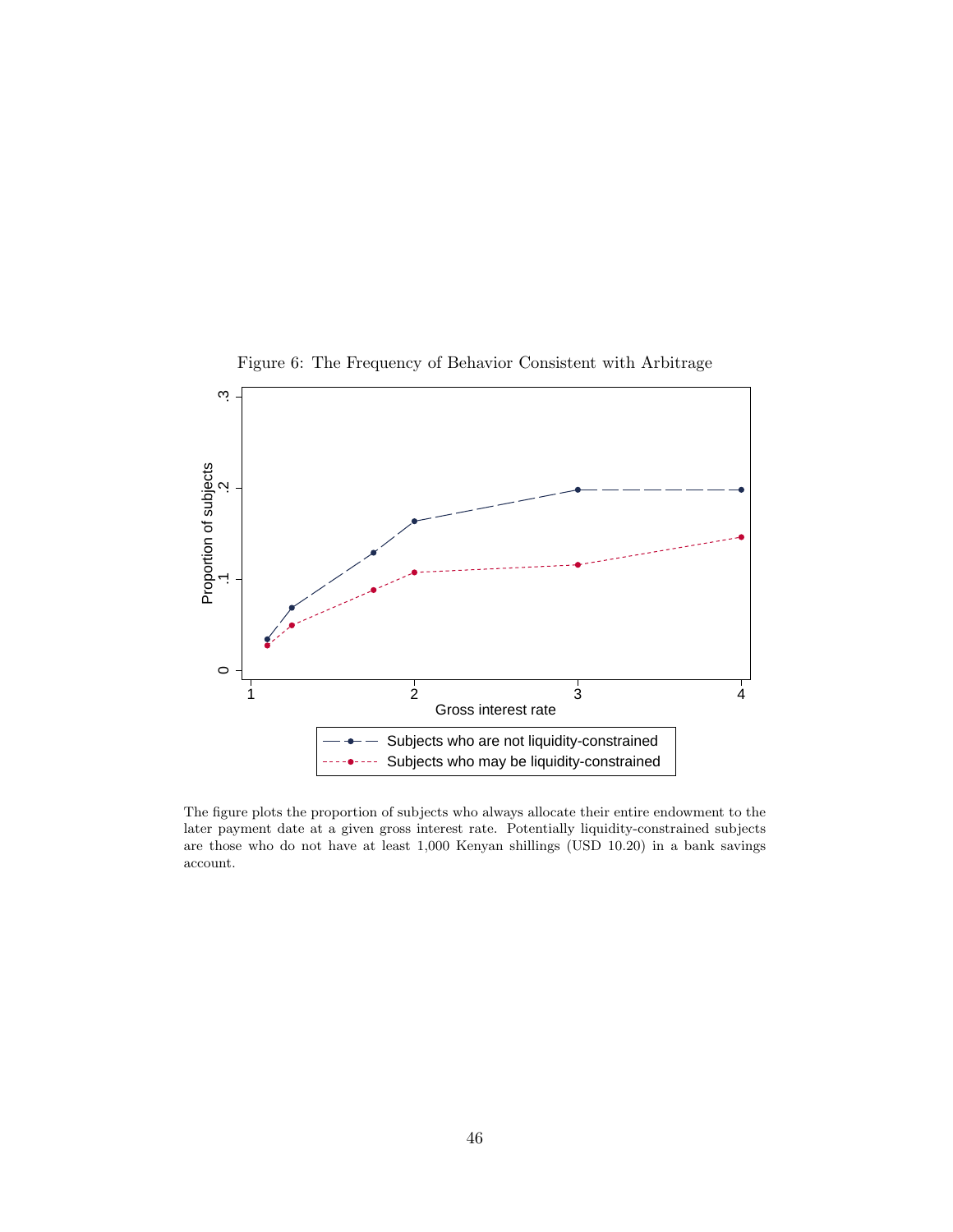Figure 6: The Frequency of Behavior Consistent with Arbitrage

The figure plots the proportion of subjects who always allocate their entire endowment to the later payment date at a given gross interest rate. Potentially liquidity-constrained subjects are those who do not have at least 1,000 Kenyan shillings (USD 10.20) in a bank savings account.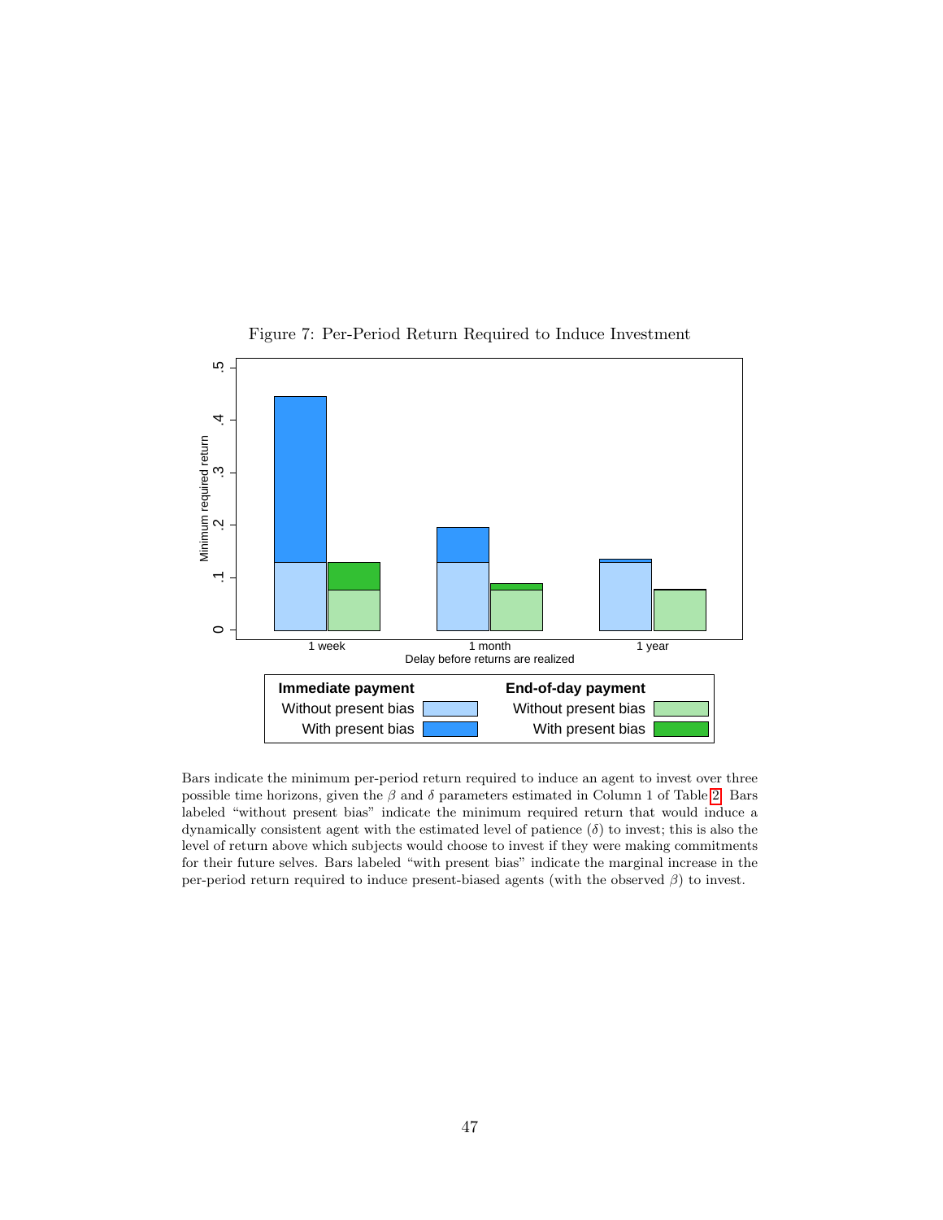Figure 7: Per-Period Return Required to Induce Investment

Bars indicate the minimum per-period return required to induce an agent to invest over three possible time horizons, given the $\beta$ and $\delta$ parameters estimated in Column 1 of Table 2. Bars labeled "without present bias" indicate the minimum required return that would induce a dynamically consistent agent with the estimated level of patience ($\delta$) to invest; this is also the level of return above which subjects would choose to invest if they were making commitments for their future selves. Bars labeled "with present bias" indicate the marginal increase in the per-period return required to induce present-biased agents (with the observed $\beta$) to invest.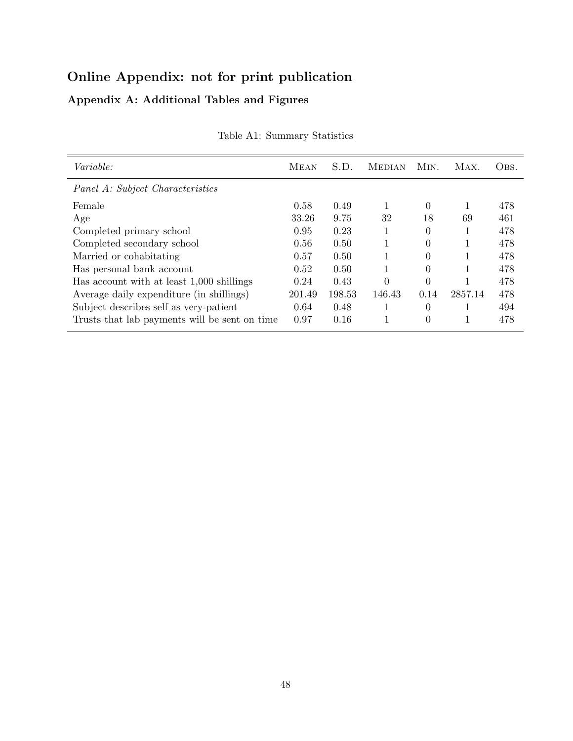# Online Appendix: not for print publication

## Appendix A: Additional Tables and Figures

Table A1: Summary Statistics

| *Variable:* | Mean | S.D. | Median | Min. | Max. | Obs. |
|---|---|---|---|---|---|---|
| *Panel A: Subject Characteristics* | | | | | | |
| Female | 0.58 | 0.49 | 1 | 0 | 1 | 478 |
| Age | 33.26 | 9.75 | 32 | 18 | 69 | 461 |
| Completed primary school | 0.95 | 0.23 | 1 | 0 | 1 | 478 |
| Completed secondary school | 0.56 | 0.50 | 1 | 0 | 1 | 478 |
| Married or cohabitating | 0.57 | 0.50 | 1 | 0 | 1 | 478 |
| Has personal bank account | 0.52 | 0.50 | 1 | 0 | 1 | 478 |
| Has account with at least 1,000 shillings | 0.24 | 0.43 | 0 | 0 | 1 | 478 |
| Average daily expenditure (in shillings) | 201.49 | 198.53 | 146.43 | 0.14 | 2857.14 | 478 |
| Subject describes self as very-patient | 0.64 | 0.48 | 1 | 0 | 1 | 494 |
| Trusts that lab payments will be sent on time | 0.97 | 0.16 | 1 | 0 | 1 | 478 |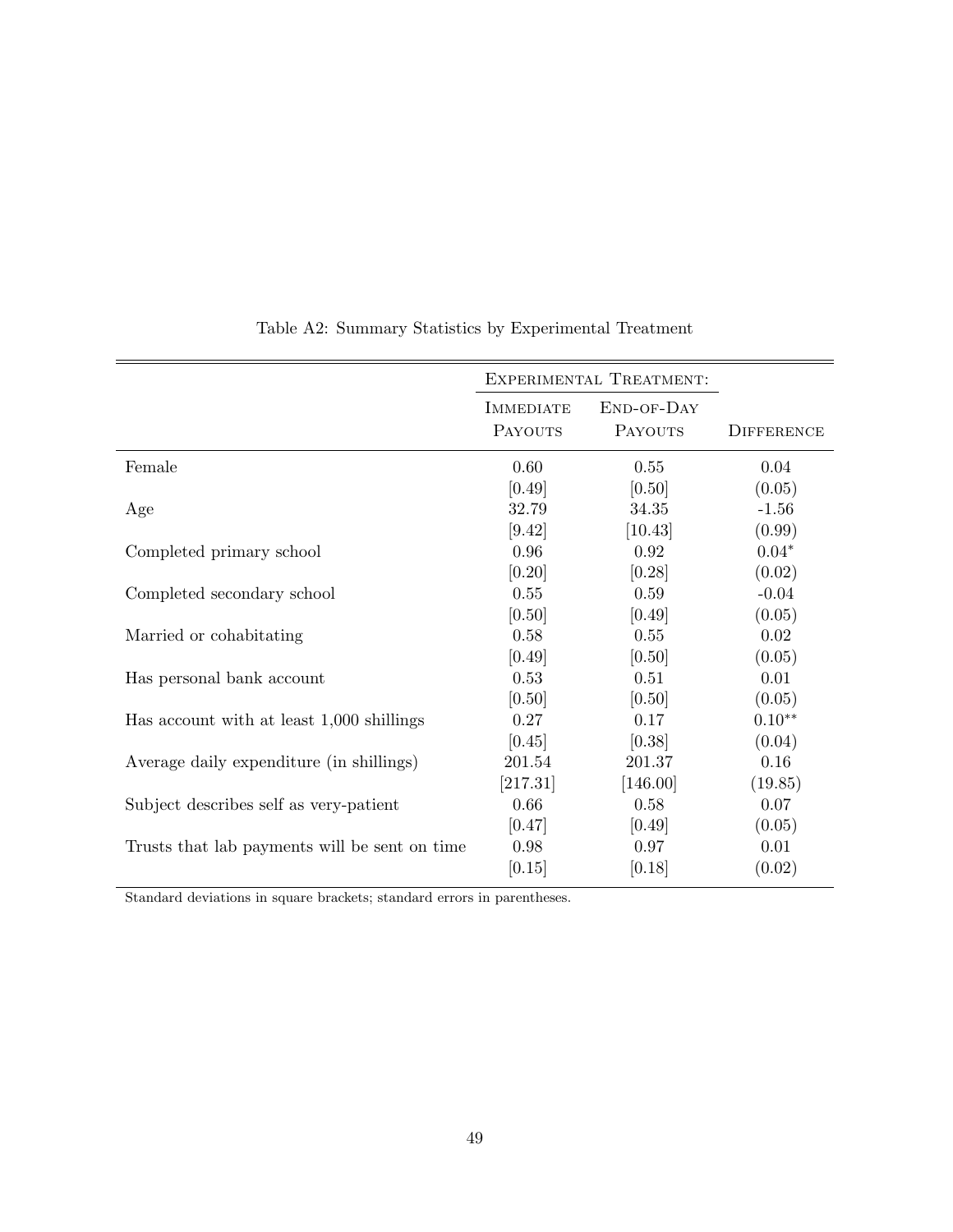Table A2: Summary Statistics by Experimental Treatment

| | Experimental Treatment: | | |
|---|---|---|---|
| | Immediate Payouts | End-of-Day Payouts | Difference |
| Female | 0.60 | 0.55 | 0.04 |
| | [0.49] | [0.50] | (0.05) |
| Age | 32.79 | 34.35 | -1.56 |
| | [9.42] | [10.43] | (0.99) |
| Completed primary school | 0.96 | 0.92 | $0.04^{*}$ |
| | [0.20] | [0.28] | (0.02) |
| Completed secondary school | 0.55 | 0.59 | -0.04 |
| | [0.50] | [0.49] | (0.05) |
| Married or cohabitating | 0.58 | 0.55 | 0.02 |
| | [0.49] | [0.50] | (0.05) |
| Has personal bank account | 0.53 | 0.51 | 0.01 |
| | [0.50] | [0.50] | (0.05) |
| Has account with at least 1,000 shillings | 0.27 | 0.17 | $0.10^{**}$ |
| | [0.45] | [0.38] | (0.04) |
| Average daily expenditure (in shillings) | 201.54 | 201.37 | 0.16 |
| | [217.31] | [146.00] | (19.85) |
| Subject describes self as very-patient | 0.66 | 0.58 | 0.07 |
| | [0.47] | [0.49] | (0.05) |
| Trusts that lab payments will be sent on time | 0.98 | 0.97 | 0.01 |
| | [0.15] | [0.18] | (0.02) |

Standard deviations in square brackets; standard errors in parentheses.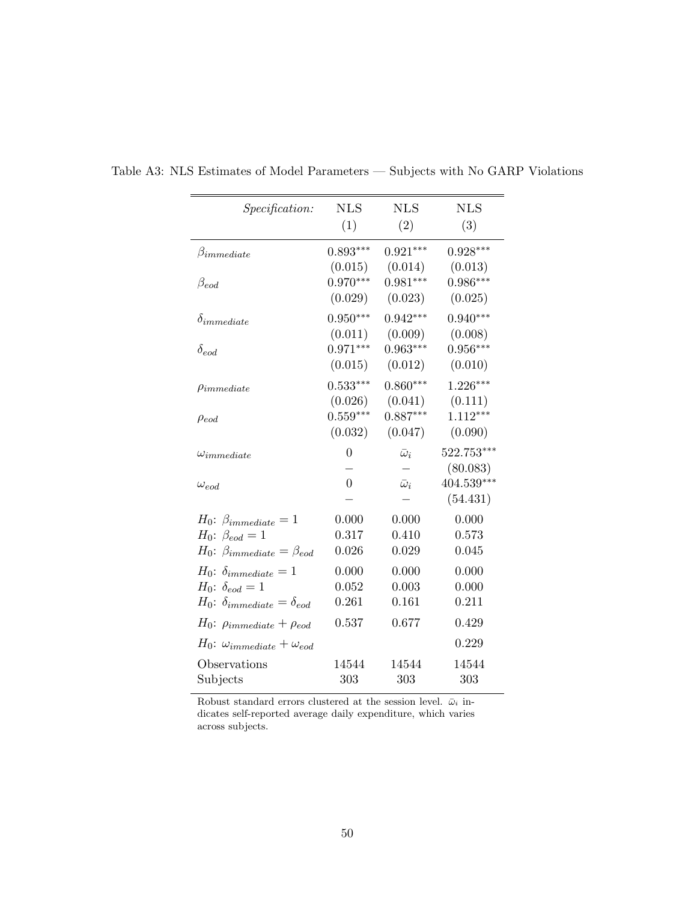Table A3: NLS Estimates of Model Parameters — Subjects with No GARP Violations

| *Specification:* | NLS (1) | NLS (2) | NLS (3) |
|---|---|---|---|
| $\beta_{immediate}$ | $0.893^{***}$ | $0.921^{***}$ | $0.928^{***}$ |
| | (0.015) | (0.014) | (0.013) |
| $\beta_{eod}$ | $0.970^{***}$ | $0.981^{***}$ | $0.986^{***}$ |
| | (0.029) | (0.023) | (0.025) |
| $\delta_{immediate}$ | $0.950^{***}$ | $0.942^{***}$ | $0.940^{***}$ |
| | (0.011) | (0.009) | (0.008) |
| $\delta_{eod}$ | $0.971^{***}$ | $0.963^{***}$ | $0.956^{***}$ |
| | (0.015) | (0.012) | (0.010) |
| $\rho_{immediate}$ | $0.533^{***}$ | $0.860^{***}$ | $1.226^{***}$ |
| | (0.026) | (0.041) | (0.111) |
| $\rho_{eod}$ | $0.559^{***}$ | $0.887^{***}$ | $1.112^{***}$ |
| | (0.032) | (0.047) | (0.090) |
| $\omega_{immediate}$ | 0 | $\bar{\omega}_i$ | $522.753^{***}$ |
| | – | – | (80.083) |
| $\omega_{eod}$ | 0 | $\bar{\omega}_i$ | $404.539^{***}$ |
| | – | – | (54.431) |
| $H_0$: $\beta_{immediate} = 1$ | 0.000 | 0.000 | 0.000 |
| $H_0$: $\beta_{eod} = 1$ | 0.317 | 0.410 | 0.573 |
| $H_0$: $\beta_{immediate} = \beta_{eod}$ | 0.026 | 0.029 | 0.045 |
| $H_0$: $\delta_{immediate} = 1$ | 0.000 | 0.000 | 0.000 |
| $H_0$: $\delta_{eod} = 1$ | 0.052 | 0.003 | 0.000 |
| $H_0$: $\delta_{immediate} = \delta_{eod}$ | 0.261 | 0.161 | 0.211 |
| $H_0$: $\rho_{immediate} + \rho_{eod}$ | 0.537 | 0.677 | 0.429 |
| $H_0$: $\omega_{immediate} + \omega_{eod}$ | | | 0.229 |
| Observations | 14544 | 14544 | 14544 |
| Subjects | 303 | 303 | 303 |

Robust standard errors clustered at the session level. $\bar{\omega}_i$ indicates self-reported average daily expenditure, which varies across subjects.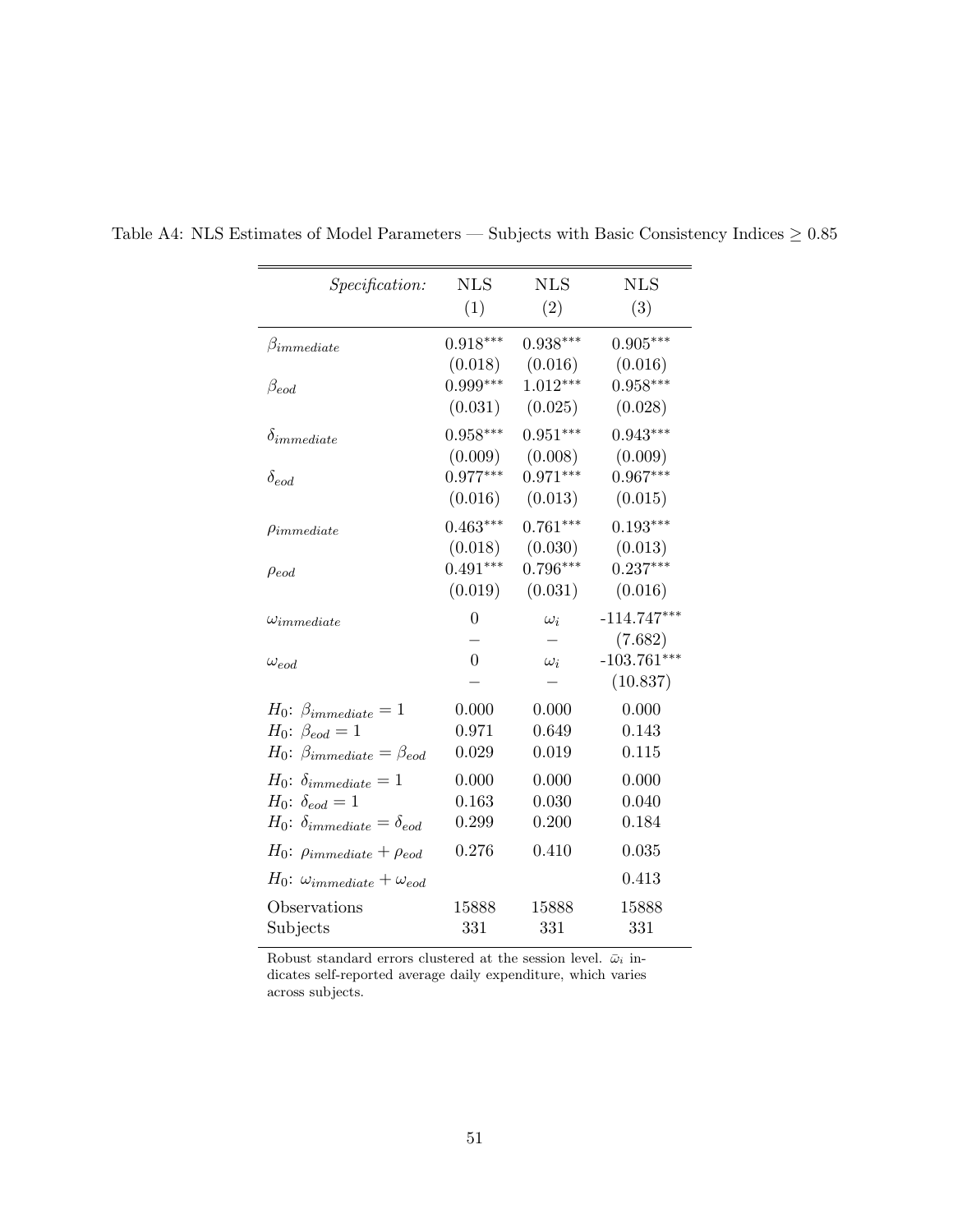Table A4: NLS Estimates of Model Parameters — Subjects with Basic Consistency Indices ≥ 0.85

| *Specification:* | NLS (1) | NLS (2) | NLS (3) |
|---|---|---|---|
| $\beta_{immediate}$ | $0.918^{***}$ | $0.938^{***}$ | $0.905^{***}$ |
| | (0.018) | (0.016) | (0.016) |
| $\beta_{eod}$ | $0.999^{***}$ | $1.012^{***}$ | $0.958^{***}$ |
| | (0.031) | (0.025) | (0.028) |
| $\delta_{immediate}$ | $0.958^{***}$ | $0.951^{***}$ | $0.943^{***}$ |
| | (0.009) | (0.008) | (0.009) |
| $\delta_{eod}$ | $0.977^{***}$ | $0.971^{***}$ | $0.967^{***}$ |
| | (0.016) | (0.013) | (0.015) |
| $\rho_{immediate}$ | $0.463^{***}$ | $0.761^{***}$ | $0.193^{***}$ |
| | (0.018) | (0.030) | (0.013) |
| $\rho_{eod}$ | $0.491^{***}$ | $0.796^{***}$ | $0.237^{***}$ |
| | (0.019) | (0.031) | (0.016) |
| $\omega_{immediate}$ | 0 | $\omega_i$ | $-114.747^{***}$ |
| | – | – | (7.682) |
| $\omega_{eod}$ | 0 | $\omega_i$ | $-103.761^{***}$ |
| | – | – | (10.837) |
| $H_0$: $\beta_{immediate} = 1$ | 0.000 | 0.000 | 0.000 |
| $H_0$: $\beta_{eod} = 1$ | 0.971 | 0.649 | 0.143 |
| $H_0$: $\beta_{immediate} = \beta_{eod}$ | 0.029 | 0.019 | 0.115 |
| $H_0$: $\delta_{immediate} = 1$ | 0.000 | 0.000 | 0.000 |
| $H_0$: $\delta_{eod} = 1$ | 0.163 | 0.030 | 0.040 |
| $H_0$: $\delta_{immediate} = \delta_{eod}$ | 0.299 | 0.200 | 0.184 |
| $H_0$: $\rho_{immediate} + \rho_{eod}$ | 0.276 | 0.410 | 0.035 |
| $H_0$: $\omega_{immediate} + \omega_{eod}$ | | | 0.413 |
| Observations | 15888 | 15888 | 15888 |
| Subjects | 331 | 331 | 331 |

Robust standard errors clustered at the session level. $\bar{\omega}_i$ indicates self-reported average daily expenditure, which varies across subjects.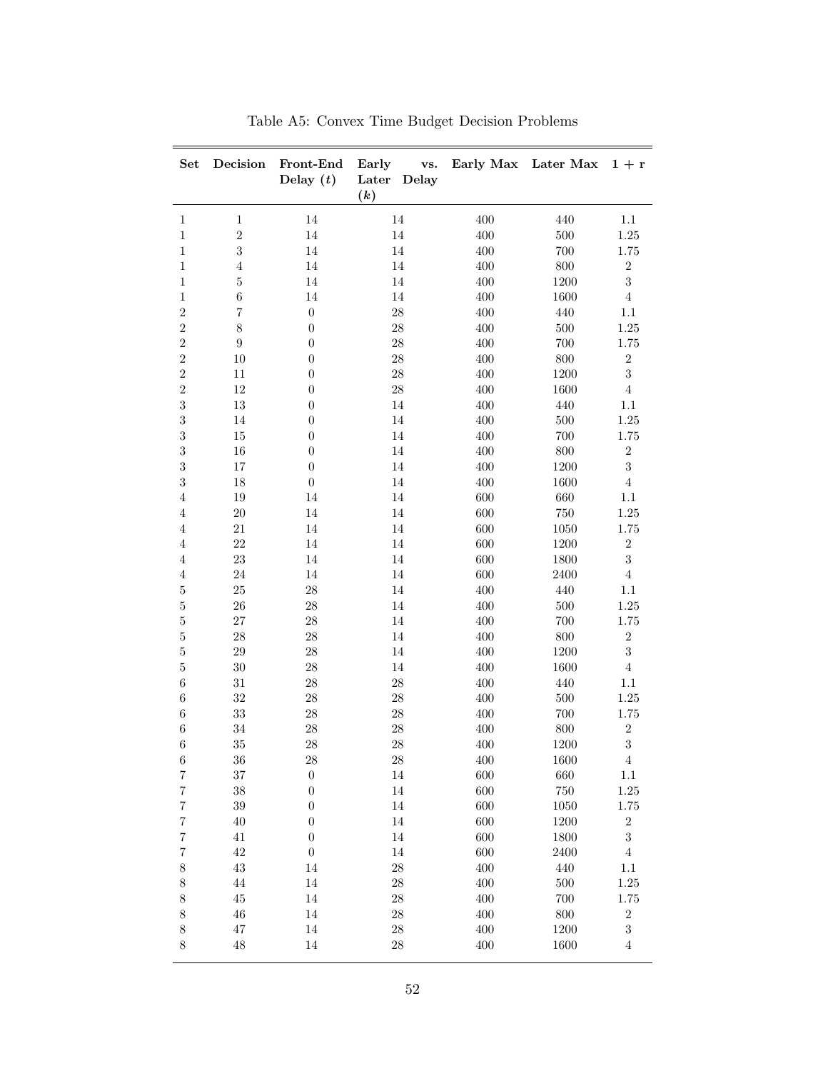Table A5: Convex Time Budget Decision Problems

| Set | Decision | Front-End Delay ($t$) | Early vs. Later Delay ($k$) | Early Max | Later Max | 1 + r |
|---|---|---|---|---|---|---|
| 1 | 1 | 14 | 14 | 400 | 440 | 1.1 |
| 1 | 2 | 14 | 14 | 400 | 500 | 1.25 |
| 1 | 3 | 14 | 14 | 400 | 700 | 1.75 |
| 1 | 4 | 14 | 14 | 400 | 800 | 2 |
| 1 | 5 | 14 | 14 | 400 | 1200 | 3 |
| 1 | 6 | 14 | 14 | 400 | 1600 | 4 |
| 2 | 7 | 0 | 28 | 400 | 440 | 1.1 |
| 2 | 8 | 0 | 28 | 400 | 500 | 1.25 |
| 2 | 9 | 0 | 28 | 400 | 700 | 1.75 |
| 2 | 10 | 0 | 28 | 400 | 800 | 2 |
| 2 | 11 | 0 | 28 | 400 | 1200 | 3 |
| 2 | 12 | 0 | 28 | 400 | 1600 | 4 |
| 3 | 13 | 0 | 14 | 400 | 440 | 1.1 |
| 3 | 14 | 0 | 14 | 400 | 500 | 1.25 |
| 3 | 15 | 0 | 14 | 400 | 700 | 1.75 |
| 3 | 16 | 0 | 14 | 400 | 800 | 2 |
| 3 | 17 | 0 | 14 | 400 | 1200 | 3 |
| 3 | 18 | 0 | 14 | 400 | 1600 | 4 |
| 4 | 19 | 14 | 14 | 600 | 660 | 1.1 |
| 4 | 20 | 14 | 14 | 600 | 750 | 1.25 |
| 4 | 21 | 14 | 14 | 600 | 1050 | 1.75 |
| 4 | 22 | 14 | 14 | 600 | 1200 | 2 |
| 4 | 23 | 14 | 14 | 600 | 1800 | 3 |
| 4 | 24 | 14 | 14 | 600 | 2400 | 4 |
| 5 | 25 | 28 | 14 | 400 | 440 | 1.1 |
| 5 | 26 | 28 | 14 | 400 | 500 | 1.25 |
| 5 | 27 | 28 | 14 | 400 | 700 | 1.75 |
| 5 | 28 | 28 | 14 | 400 | 800 | 2 |
| 5 | 29 | 28 | 14 | 400 | 1200 | 3 |
| 5 | 30 | 28 | 14 | 400 | 1600 | 4 |
| 6 | 31 | 28 | 28 | 400 | 440 | 1.1 |
| 6 | 32 | 28 | 28 | 400 | 500 | 1.25 |
| 6 | 33 | 28 | 28 | 400 | 700 | 1.75 |
| 6 | 34 | 28 | 28 | 400 | 800 | 2 |
| 6 | 35 | 28 | 28 | 400 | 1200 | 3 |
| 6 | 36 | 28 | 28 | 400 | 1600 | 4 |
| 7 | 37 | 0 | 14 | 600 | 660 | 1.1 |
| 7 | 38 | 0 | 14 | 600 | 750 | 1.25 |
| 7 | 39 | 0 | 14 | 600 | 1050 | 1.75 |
| 7 | 40 | 0 | 14 | 600 | 1200 | 2 |
| 7 | 41 | 0 | 14 | 600 | 1800 | 3 |
| 7 | 42 | 0 | 14 | 600 | 2400 | 4 |
| 8 | 43 | 14 | 28 | 400 | 440 | 1.1 |
| 8 | 44 | 14 | 28 | 400 | 500 | 1.25 |
| 8 | 45 | 14 | 28 | 400 | 700 | 1.75 |
| 8 | 46 | 14 | 28 | 400 | 800 | 2 |
| 8 | 47 | 14 | 28 | 400 | 1200 | 3 |
| 8 | 48 | 14 | 28 | 400 | 1600 | 4 |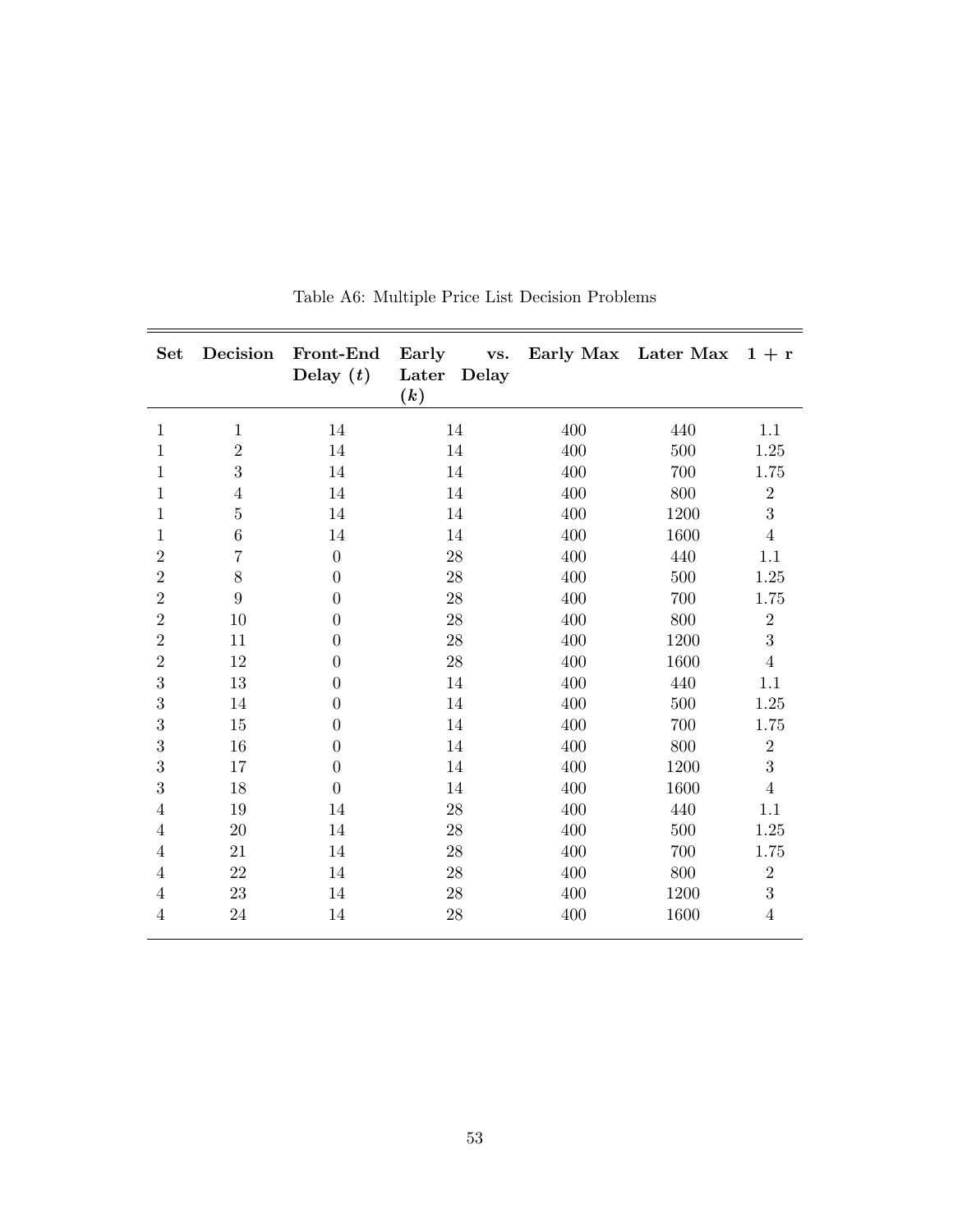Table A6: Multiple Price List Decision Problems

| **Set** | **Decision** | **Front-End Delay ($t$)** | **Early vs. Later Delay ($k$)** | **Early Max** | **Later Max** | **1 + r** |
|---|---|---|---|---|---|---|
| 1 | 1 | 14 | 14 | 400 | 440 | 1.1 |
| 1 | 2 | 14 | 14 | 400 | 500 | 1.25 |
| 1 | 3 | 14 | 14 | 400 | 700 | 1.75 |
| 1 | 4 | 14 | 14 | 400 | 800 | 2 |
| 1 | 5 | 14 | 14 | 400 | 1200 | 3 |
| 1 | 6 | 14 | 14 | 400 | 1600 | 4 |
| 2 | 7 | 0 | 28 | 400 | 440 | 1.1 |
| 2 | 8 | 0 | 28 | 400 | 500 | 1.25 |
| 2 | 9 | 0 | 28 | 400 | 700 | 1.75 |
| 2 | 10 | 0 | 28 | 400 | 800 | 2 |
| 2 | 11 | 0 | 28 | 400 | 1200 | 3 |
| 2 | 12 | 0 | 28 | 400 | 1600 | 4 |
| 3 | 13 | 0 | 14 | 400 | 440 | 1.1 |
| 3 | 14 | 0 | 14 | 400 | 500 | 1.25 |
| 3 | 15 | 0 | 14 | 400 | 700 | 1.75 |
| 3 | 16 | 0 | 14 | 400 | 800 | 2 |
| 3 | 17 | 0 | 14 | 400 | 1200 | 3 |
| 3 | 18 | 0 | 14 | 400 | 1600 | 4 |
| 4 | 19 | 14 | 28 | 400 | 440 | 1.1 |
| 4 | 20 | 14 | 28 | 400 | 500 | 1.25 |
| 4 | 21 | 14 | 28 | 400 | 700 | 1.75 |
| 4 | 22 | 14 | 28 | 400 | 800 | 2 |
| 4 | 23 | 14 | 28 | 400 | 1200 | 3 |
| 4 | 24 | 14 | 28 | 400 | 1600 | 4 |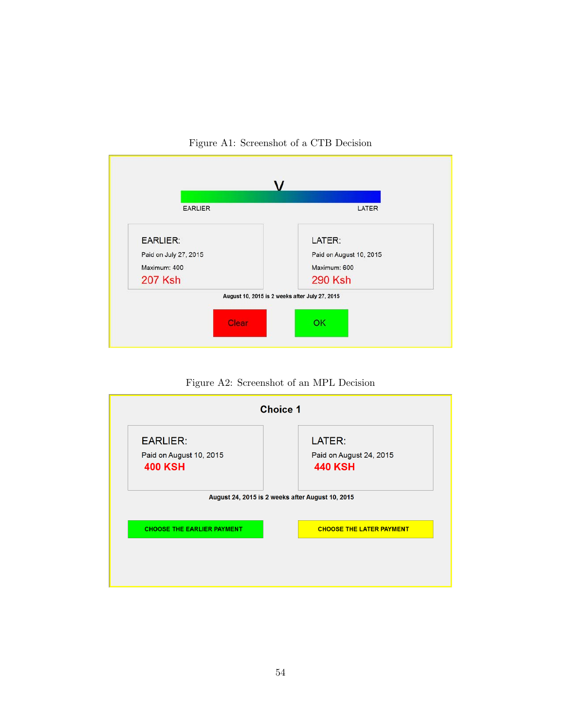Figure A1: Screenshot of a CTB Decision

EARLIER

LATER

**EARLIER:**
Paid on July 27, 2015
Maximum: 400
207 Ksh

**LATER:**
Paid on August 10, 2015
Maximum: 600
290 Ksh

August 10, 2015 is 2 weeks after July 27, 2015

Clear | OK

Figure A2: Screenshot of an MPL Decision

**Choice 1**

**EARLIER:**
Paid on August 10, 2015
400 KSH

**LATER:**
Paid on August 24, 2015
440 KSH

August 24, 2015 is 2 weeks after August 10, 2015

CHOOSE THE EARLIER PAYMENT | CHOOSE THE LATER PAYMENT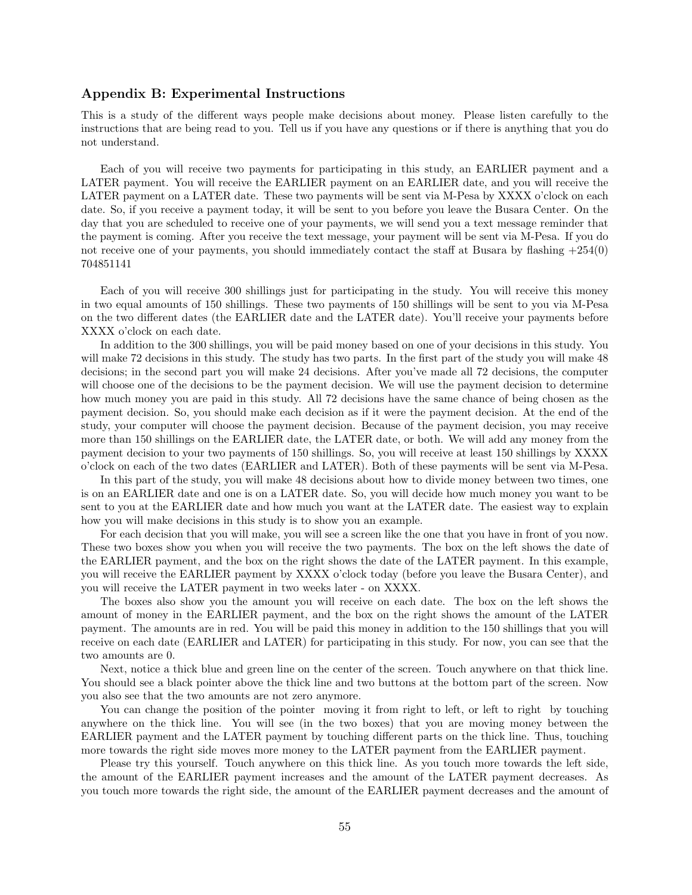## Appendix B: Experimental Instructions

This is a study of the different ways people make decisions about money. Please listen carefully to the instructions that are being read to you. Tell us if you have any questions or if there is anything that you do not understand.

Each of you will receive two payments for participating in this study, an EARLIER payment and a LATER payment. You will receive the EARLIER payment on an EARLIER date, and you will receive the LATER payment on a LATER date. These two payments will be sent via M-Pesa by XXXX o'clock on each date. So, if you receive a payment today, it will be sent to you before you leave the Busara Center. On the day that you are scheduled to receive one of your payments, we will send you a text message reminder that the payment is coming. After you receive the text message, your payment will be sent via M-Pesa. If you do not receive one of your payments, you should immediately contact the staff at Busara by flashing +254(0) 704851141

Each of you will receive 300 shillings just for participating in the study. You will receive this money in two equal amounts of 150 shillings. These two payments of 150 shillings will be sent to you via M-Pesa on the two different dates (the EARLIER date and the LATER date). You'll receive your payments before XXXX o'clock on each date.

In addition to the 300 shillings, you will be paid money based on one of your decisions in this study. You will make 72 decisions in this study. The study has two parts. In the first part of the study you will make 48 decisions; in the second part you will make 24 decisions. After you've made all 72 decisions, the computer will choose one of the decisions to be the payment decision. We will use the payment decision to determine how much money you are paid in this study. All 72 decisions have the same chance of being chosen as the payment decision. So, you should make each decision as if it were the payment decision. At the end of the study, your computer will choose the payment decision. Because of the payment decision, you may receive more than 150 shillings on the EARLIER date, the LATER date, or both. We will add any money from the payment decision to your two payments of 150 shillings. So, you will receive at least 150 shillings by XXXX o'clock on each of the two dates (EARLIER and LATER). Both of these payments will be sent via M-Pesa.

In this part of the study, you will make 48 decisions about how to divide money between two times, one is on an EARLIER date and one is on a LATER date. So, you will decide how much money you want to be sent to you at the EARLIER date and how much you want at the LATER date. The easiest way to explain how you will make decisions in this study is to show you an example.

For each decision that you will make, you will see a screen like the one that you have in front of you now. These two boxes show you when you will receive the two payments. The box on the left shows the date of the EARLIER payment, and the box on the right shows the date of the LATER payment. In this example, you will receive the EARLIER payment by XXXX o'clock today (before you leave the Busara Center), and you will receive the LATER payment in two weeks later - on XXXX.

The boxes also show you the amount you will receive on each date. The box on the left shows the amount of money in the EARLIER payment, and the box on the right shows the amount of the LATER payment. The amounts are in red. You will be paid this money in addition to the 150 shillings that you will receive on each date (EARLIER and LATER) for participating in this study. For now, you can see that the two amounts are 0.

Next, notice a thick blue and green line on the center of the screen. Touch anywhere on that thick line. You should see a black pointer above the thick line and two buttons at the bottom part of the screen. Now you also see that the two amounts are not zero anymore.

You can change the position of the pointer moving it from right to left, or left to right by touching anywhere on the thick line. You will see (in the two boxes) that you are moving money between the EARLIER payment and the LATER payment by touching different parts on the thick line. Thus, touching more towards the right side moves more money to the LATER payment from the EARLIER payment.

Please try this yourself. Touch anywhere on this thick line. As you touch more towards the left side, the amount of the EARLIER payment increases and the amount of the LATER payment decreases. As you touch more towards the right side, the amount of the EARLIER payment decreases and the amount of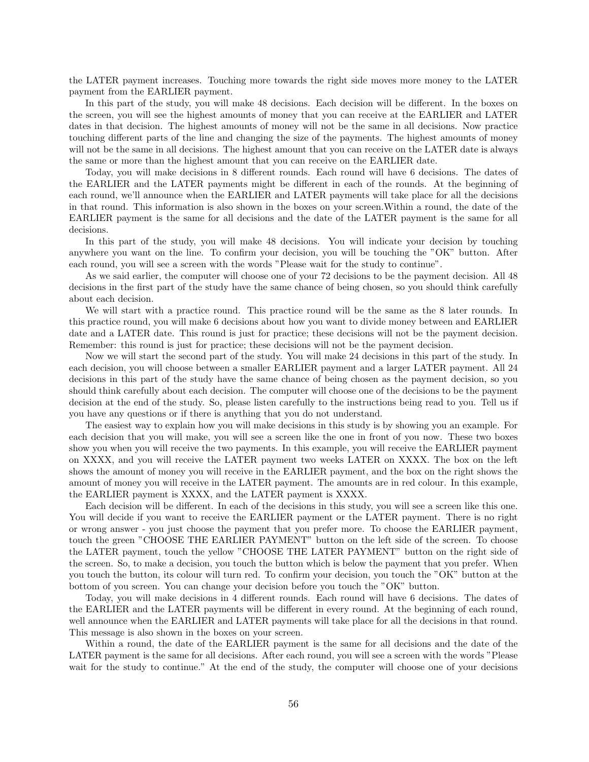the LATER payment increases. Touching more towards the right side moves more money to the LATER payment from the EARLIER payment.

In this part of the study, you will make 48 decisions. Each decision will be different. In the boxes on the screen, you will see the highest amounts of money that you can receive at the EARLIER and LATER dates in that decision. The highest amounts of money will not be the same in all decisions. Now practice touching different parts of the line and changing the size of the payments. The highest amounts of money will not be the same in all decisions. The highest amount that you can receive on the LATER date is always the same or more than the highest amount that you can receive on the EARLIER date.

Today, you will make decisions in 8 different rounds. Each round will have 6 decisions. The dates of the EARLIER and the LATER payments might be different in each of the rounds. At the beginning of each round, we'll announce when the EARLIER and LATER payments will take place for all the decisions in that round. This information is also shown in the boxes on your screen.Within a round, the date of the EARLIER payment is the same for all decisions and the date of the LATER payment is the same for all decisions.

In this part of the study, you will make 48 decisions. You will indicate your decision by touching anywhere you want on the line. To confirm your decision, you will be touching the "OK" button. After each round, you will see a screen with the words "Please wait for the study to continue".

As we said earlier, the computer will choose one of your 72 decisions to be the payment decision. All 48 decisions in the first part of the study have the same chance of being chosen, so you should think carefully about each decision.

We will start with a practice round. This practice round will be the same as the 8 later rounds. In this practice round, you will make 6 decisions about how you want to divide money between and EARLIER date and a LATER date. This round is just for practice; these decisions will not be the payment decision. Remember: this round is just for practice; these decisions will not be the payment decision.

Now we will start the second part of the study. You will make 24 decisions in this part of the study. In each decision, you will choose between a smaller EARLIER payment and a larger LATER payment. All 24 decisions in this part of the study have the same chance of being chosen as the payment decision, so you should think carefully about each decision. The computer will choose one of the decisions to be the payment decision at the end of the study. So, please listen carefully to the instructions being read to you. Tell us if you have any questions or if there is anything that you do not understand.

The easiest way to explain how you will make decisions in this study is by showing you an example. For each decision that you will make, you will see a screen like the one in front of you now. These two boxes show you when you will receive the two payments. In this example, you will receive the EARLIER payment on XXXX, and you will receive the LATER payment two weeks LATER on XXXX. The box on the left shows the amount of money you will receive in the EARLIER payment, and the box on the right shows the amount of money you will receive in the LATER payment. The amounts are in red colour. In this example, the EARLIER payment is XXXX, and the LATER payment is XXXX.

Each decision will be different. In each of the decisions in this study, you will see a screen like this one. You will decide if you want to receive the EARLIER payment or the LATER payment. There is no right or wrong answer - you just choose the payment that you prefer more. To choose the EARLIER payment, touch the green "CHOOSE THE EARLIER PAYMENT" button on the left side of the screen. To choose the LATER payment, touch the yellow "CHOOSE THE LATER PAYMENT" button on the right side of the screen. So, to make a decision, you touch the button which is below the payment that you prefer. When you touch the button, its colour will turn red. To confirm your decision, you touch the "OK" button at the bottom of you screen. You can change your decision before you touch the "OK" button.

Today, you will make decisions in 4 different rounds. Each round will have 6 decisions. The dates of the EARLIER and the LATER payments will be different in every round. At the beginning of each round, well announce when the EARLIER and LATER payments will take place for all the decisions in that round. This message is also shown in the boxes on your screen.

Within a round, the date of the EARLIER payment is the same for all decisions and the date of the LATER payment is the same for all decisions. After each round, you will see a screen with the words "Please wait for the study to continue." At the end of the study, the computer will choose one of your decisions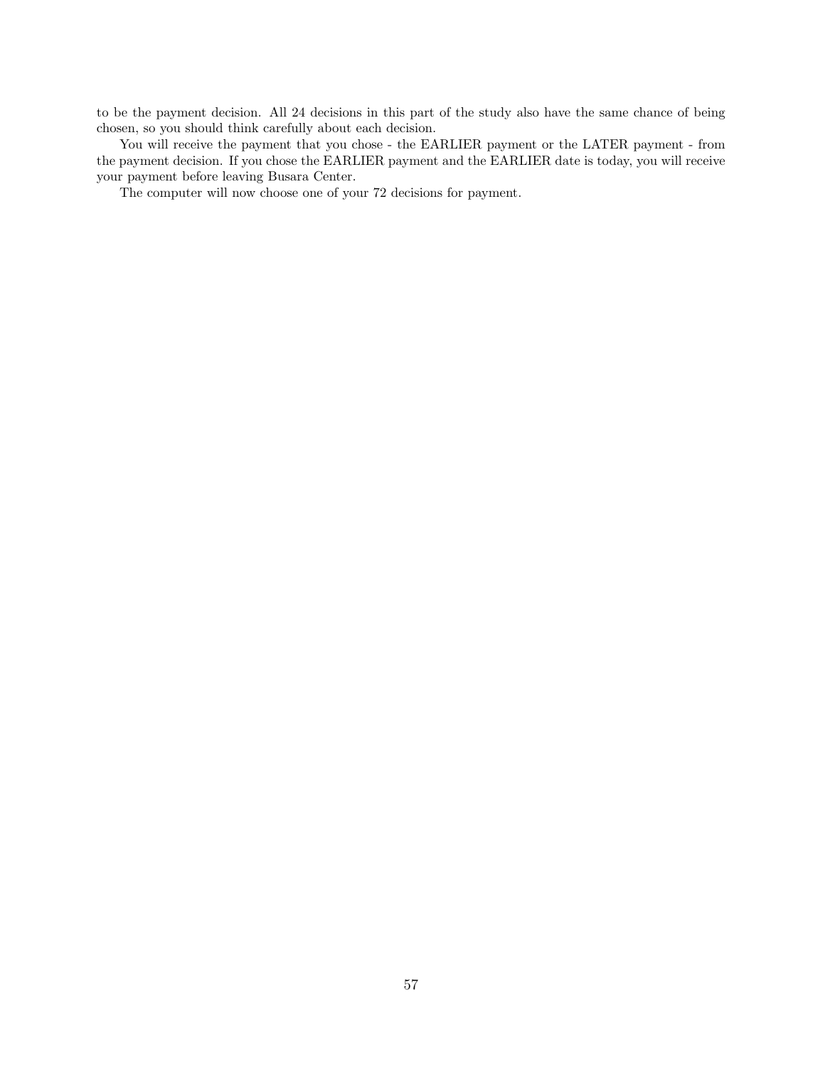to be the payment decision. All 24 decisions in this part of the study also have the same chance of being chosen, so you should think carefully about each decision.

You will receive the payment that you chose - the EARLIER payment or the LATER payment - from the payment decision. If you chose the EARLIER payment and the EARLIER date is today, you will receive your payment before leaving Busara Center.

The computer will now choose one of your 72 decisions for payment.